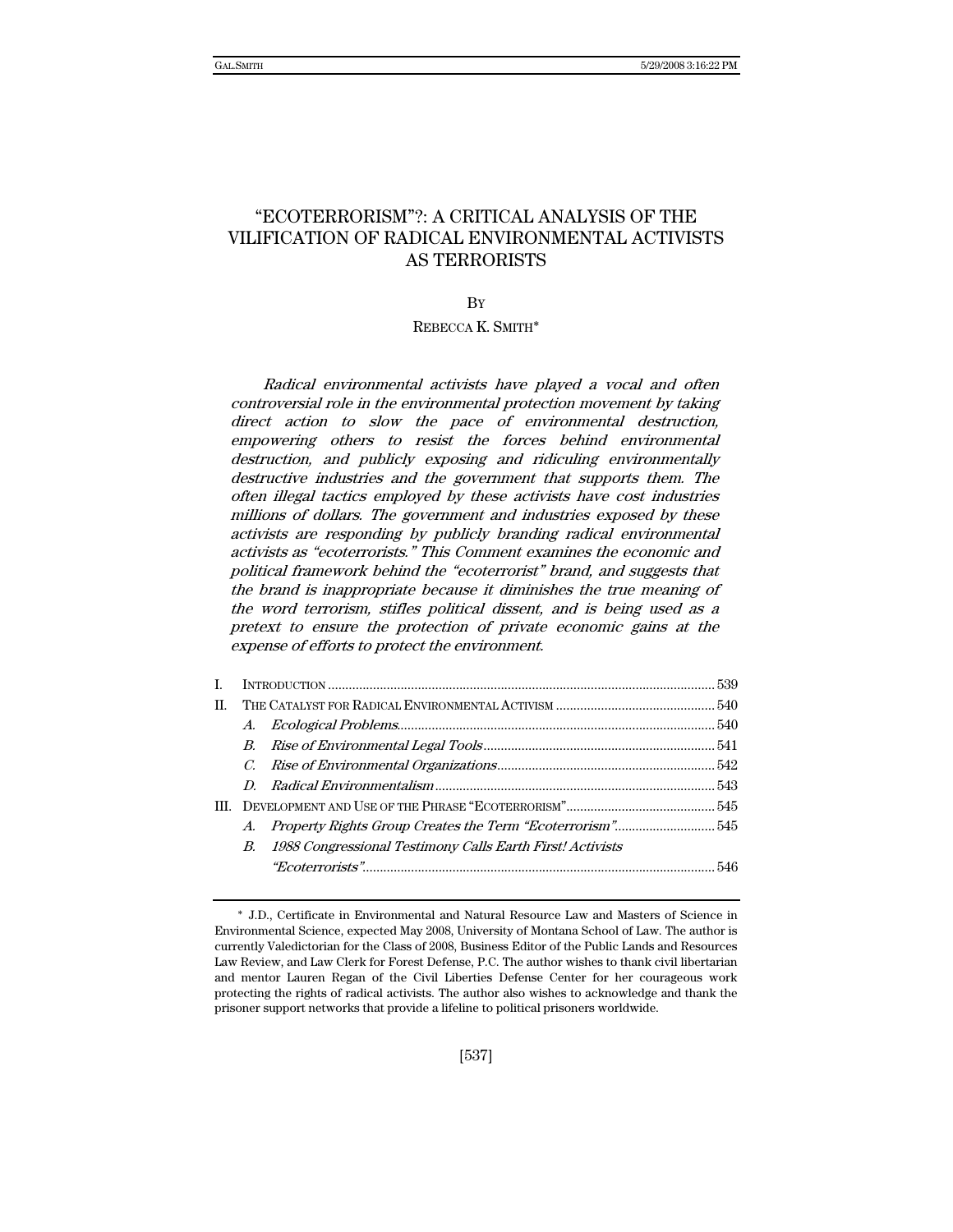# "ECOTERRORISM"?: A CRITICAL ANALYSIS OF THE VILIFICATION OF RADICAL ENVIRONMENTAL ACTIVISTS AS TERRORISTS

BY

REBECCA K. SMITH*

*Radical environmental activists have played a vocal and often controversial role in the environmental protection movement by taking direct action to slow the pace of environmental destruction, empowering others to resist the forces behind environmental destruction, and publicly exposing and ridiculing environmentally destructive industries and the government that supports them. The often illegal tactics employed by these activists have cost industries millions of dollars. The government and industries exposed by these activists are responding by publicly branding radical environmental activists as "ecoterrorists." This Comment examines the economic and political framework behind the "ecoterrorist" brand, and suggests that the brand is inappropriate because it diminishes the true meaning of the word terrorism, stifles political dissent, and is being used as a pretext to ensure the protection of private economic gains at the expense of efforts to protect the environment.*

I. INTRODUCTION ........................................................ 539
II. THE CATALYST FOR RADICAL ENVIRONMENTAL ACTIVISM ........................................................ 540
  A. *Ecological Problems* ........................................................ 540
  B. *Rise of Environmental Legal Tools* ........................................................ 541
  C. *Rise of Environmental Organizations* ........................................................ 542
  D. *Radical Environmentalism* ........................................................ 543
III. DEVELOPMENT AND USE OF THE PHRASE "ECOTERRORISM" ........................................................ 545
  A. *Property Rights Group Creates the Term "Ecoterrorism"* ........................................................ 545
  B. *1988 Congressional Testimony Calls Earth First! Activists "Ecoterrorists"* ........................................................ 546

\* J.D., Certificate in Environmental and Natural Resource Law and Masters of Science in Environmental Science, expected May 2008, University of Montana School of Law. The author is currently Valedictorian for the Class of 2008, Business Editor of the Public Lands and Resources Law Review, and Law Clerk for Forest Defense, P.C. The author wishes to thank civil libertarian and mentor Lauren Regan of the Civil Liberties Defense Center for her courageous work protecting the rights of radical activists. The author also wishes to acknowledge and thank the prisoner support networks that provide a lifeline to political prisoners worldwide.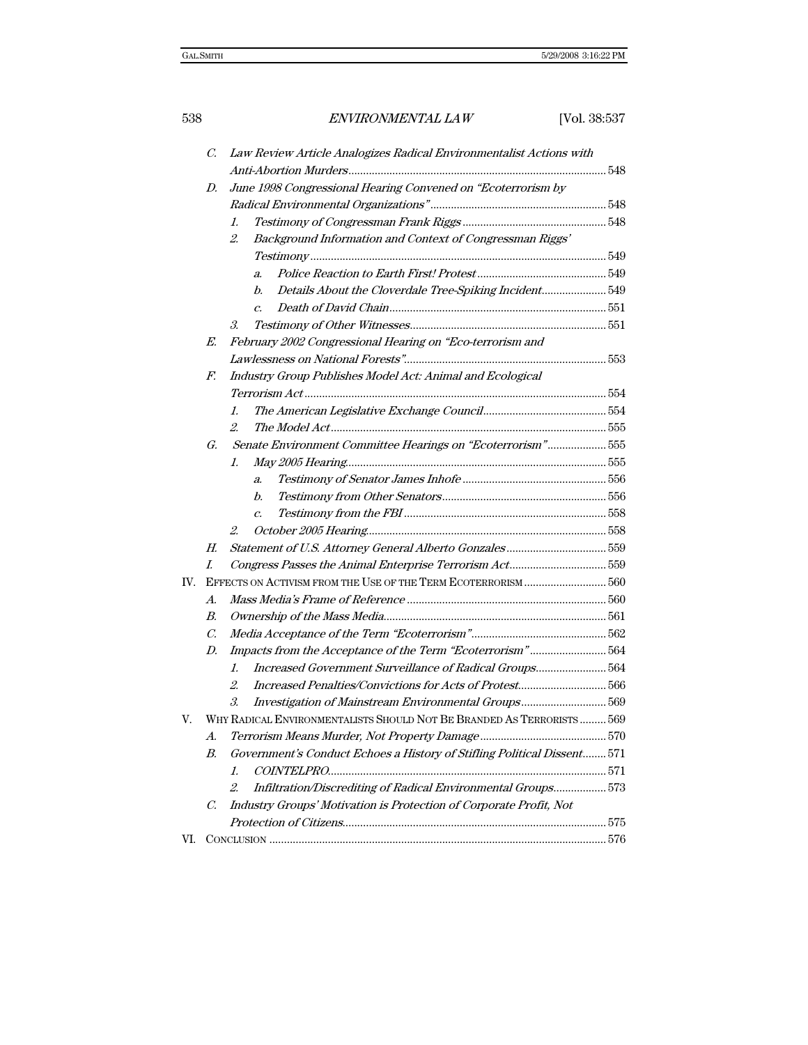- C. *Law Review Article Analogizes Radical Environmentalist Actions with Anti-Abortion Murders* ........ 548
- D. *June 1998 Congressional Hearing Convened on "Ecoterrorism by Radical Environmental Organizations"* ........ 548
  - 1. *Testimony of Congressman Frank Riggs* ........ 548
  - 2. *Background Information and Context of Congressman Riggs' Testimony* ........ 549
    - a. *Police Reaction to Earth First! Protest* ........ 549
    - b. *Details About the Cloverdale Tree-Spiking Incident* ........ 549
    - c. *Death of David Chain* ........ 551
  - 3. *Testimony of Other Witnesses* ........ 551
- E. *February 2002 Congressional Hearing on "Eco-terrorism and Lawlessness on National Forests"* ........ 553
- F. *Industry Group Publishes Model Act: Animal and Ecological Terrorism Act* ........ 554
  - 1. *The American Legislative Exchange Council* ........ 554
  - 2. *The Model Act* ........ 555
- G. *Senate Environment Committee Hearings on "Ecoterrorism"* ........ 555
  - 1. *May 2005 Hearing* ........ 555
    - a. *Testimony of Senator James Inhofe* ........ 556
    - b. *Testimony from Other Senators* ........ 556
    - c. *Testimony from the FBI* ........ 558
  - 2. *October 2005 Hearing* ........ 558
- H. *Statement of U.S. Attorney General Alberto Gonzales* ........ 559
- I. *Congress Passes the Animal Enterprise Terrorism Act* ........ 559

IV. EFFECTS ON ACTIVISM FROM THE USE OF THE TERM ECOTERRORISM ........ 560
- A. *Mass Media's Frame of Reference* ........ 560
- B. *Ownership of the Mass Media* ........ 561
- C. *Media Acceptance of the Term "Ecoterrorism"* ........ 562
- D. *Impacts from the Acceptance of the Term "Ecoterrorism"* ........ 564
  - 1. *Increased Government Surveillance of Radical Groups* ........ 564
  - 2. *Increased Penalties/Convictions for Acts of Protest* ........ 566
  - 3. *Investigation of Mainstream Environmental Groups* ........ 569

V. WHY RADICAL ENVIRONMENTALISTS SHOULD NOT BE BRANDED AS TERRORISTS ........ 569
- A. *Terrorism Means Murder, Not Property Damage* ........ 570
- B. *Government's Conduct Echoes a History of Stifling Political Dissent* ........ 571
  - 1. *COINTELPRO* ........ 571
  - 2. *Infiltration/Discrediting of Radical Environmental Groups* ........ 573
- C. *Industry Groups' Motivation is Protection of Corporate Profit, Not Protection of Citizens* ........ 575

VI. CONCLUSION ........ 576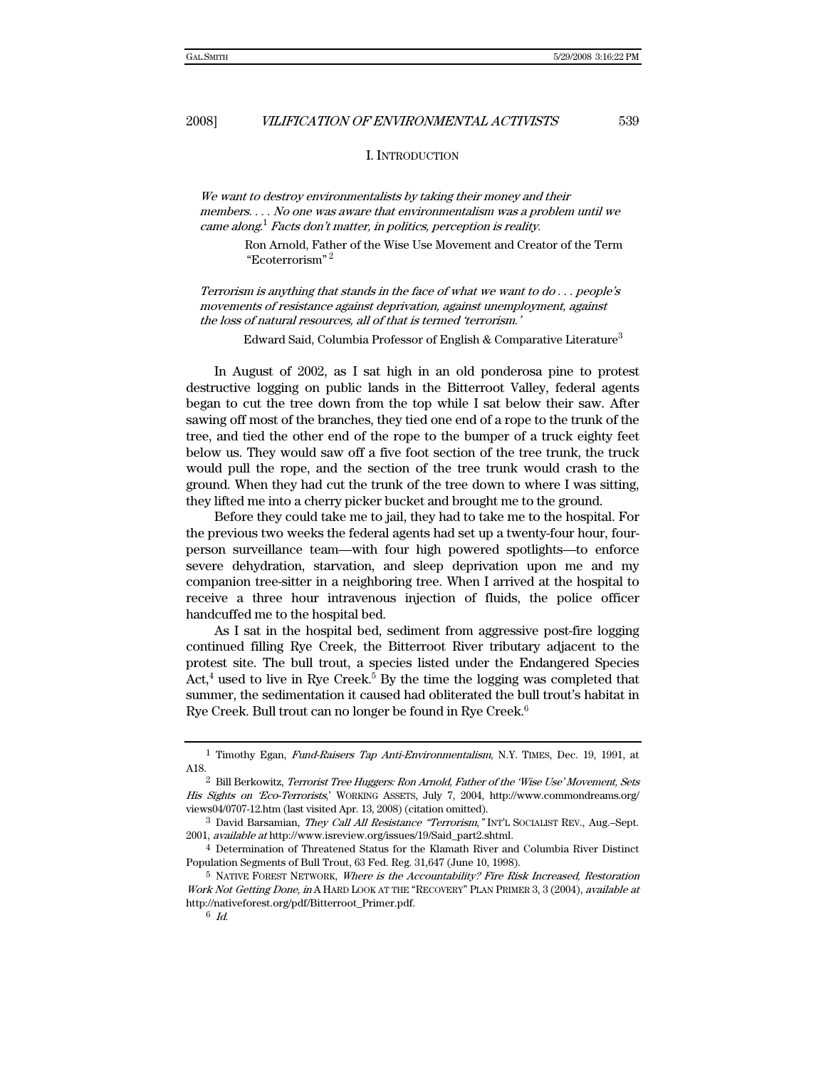## I. INTRODUCTION

*We want to destroy environmentalists by taking their money and their members. . . . No one was aware that environmentalism was a problem until we came along.*[1] *Facts don't matter, in politics, perception is reality.*

> Ron Arnold, Father of the Wise Use Movement and Creator of the Term "Ecoterrorism"[2]

*Terrorism is anything that stands in the face of what we want to do . . . people's movements of resistance against deprivation, against unemployment, against the loss of natural resources, all of that is termed 'terrorism.'*

> Edward Said, Columbia Professor of English & Comparative Literature[3]

In August of 2002, as I sat high in an old ponderosa pine to protest destructive logging on public lands in the Bitterroot Valley, federal agents began to cut the tree down from the top while I sat below their saw. After sawing off most of the branches, they tied one end of a rope to the trunk of the tree, and tied the other end of the rope to the bumper of a truck eighty feet below us. They would saw off a five foot section of the tree trunk, the truck would pull the rope, and the section of the tree trunk would crash to the ground. When they had cut the trunk of the tree down to where I was sitting, they lifted me into a cherry picker bucket and brought me to the ground.

Before they could take me to jail, they had to take me to the hospital. For the previous two weeks the federal agents had set up a twenty-four hour, four-person surveillance team—with four high powered spotlights—to enforce severe dehydration, starvation, and sleep deprivation upon me and my companion tree-sitter in a neighboring tree. When I arrived at the hospital to receive a three hour intravenous injection of fluids, the police officer handcuffed me to the hospital bed.

As I sat in the hospital bed, sediment from aggressive post-fire logging continued filling Rye Creek, the Bitterroot River tributary adjacent to the protest site. The bull trout, a species listed under the Endangered Species Act,[4] used to live in Rye Creek.[5] By the time the logging was completed that summer, the sedimentation it caused had obliterated the bull trout's habitat in Rye Creek. Bull trout can no longer be found in Rye Creek.[6]

---

[1] Timothy Egan, *Fund-Raisers Tap Anti-Environmentalism*, N.Y. TIMES, Dec. 19, 1991, at A18.

[2] Bill Berkowitz, *Terrorist Tree Huggers: Ron Arnold, Father of the 'Wise Use' Movement, Sets His Sights on 'Eco-Terrorists*,' WORKING ASSETS, July 7, 2004, http://www.commondreams.org/views04/0707-12.htm (last visited Apr. 13, 2008) (citation omitted).

[3] David Barsamian, *They Call All Resistance "Terrorism*,*"* INT'L SOCIALIST REV., Aug.–Sept. 2001, *available at* http://www.isreview.org/issues/19/Said_part2.shtml.

[4] Determination of Threatened Status for the Klamath River and Columbia River Distinct Population Segments of Bull Trout, 63 Fed. Reg. 31,647 (June 10, 1998).

[5] NATIVE FOREST NETWORK, *Where is the Accountability? Fire Risk Increased, Restoration Work Not Getting Done*, *in* A HARD LOOK AT THE "RECOVERY" PLAN PRIMER 3, 3 (2004), *available at* http://nativeforest.org/pdf/Bitterroot_Primer.pdf.

[6] *Id.*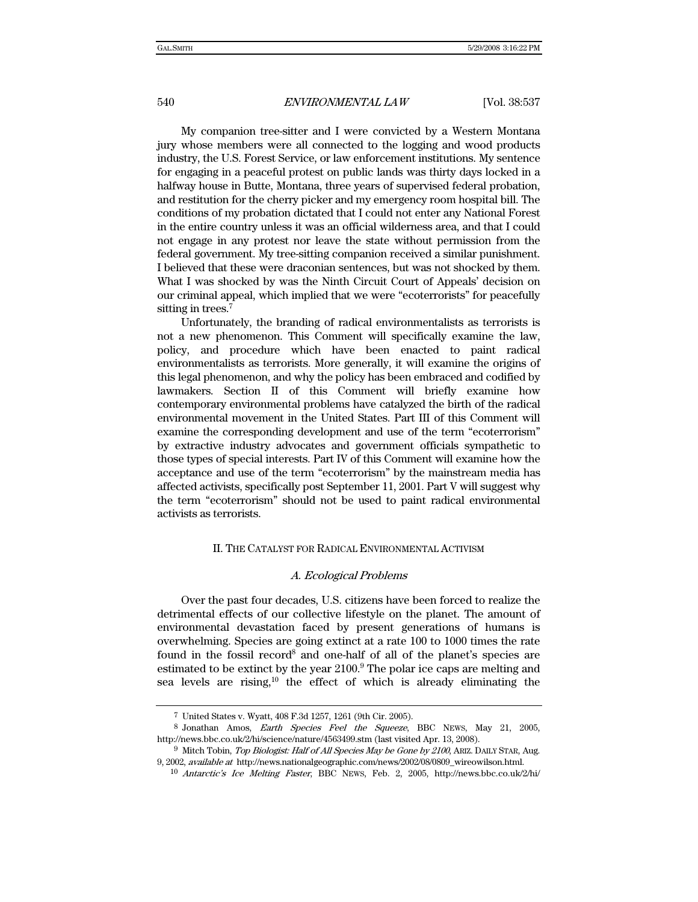My companion tree-sitter and I were convicted by a Western Montana jury whose members were all connected to the logging and wood products industry, the U.S. Forest Service, or law enforcement institutions. My sentence for engaging in a peaceful protest on public lands was thirty days locked in a halfway house in Butte, Montana, three years of supervised federal probation, and restitution for the cherry picker and my emergency room hospital bill. The conditions of my probation dictated that I could not enter any National Forest in the entire country unless it was an official wilderness area, and that I could not engage in any protest nor leave the state without permission from the federal government. My tree-sitting companion received a similar punishment. I believed that these were draconian sentences, but was not shocked by them. What I was shocked by was the Ninth Circuit Court of Appeals' decision on our criminal appeal, which implied that we were "ecoterrorists" for peacefully sitting in trees.[7]

Unfortunately, the branding of radical environmentalists as terrorists is not a new phenomenon. This Comment will specifically examine the law, policy, and procedure which have been enacted to paint radical environmentalists as terrorists. More generally, it will examine the origins of this legal phenomenon, and why the policy has been embraced and codified by lawmakers. Section II of this Comment will briefly examine how contemporary environmental problems have catalyzed the birth of the radical environmental movement in the United States. Part III of this Comment will examine the corresponding development and use of the term "ecoterrorism" by extractive industry advocates and government officials sympathetic to those types of special interests. Part IV of this Comment will examine how the acceptance and use of the term "ecoterrorism" by the mainstream media has affected activists, specifically post September 11, 2001. Part V will suggest why the term "ecoterrorism" should not be used to paint radical environmental activists as terrorists.

## II. THE CATALYST FOR RADICAL ENVIRONMENTAL ACTIVISM

### *A. Ecological Problems*

Over the past four decades, U.S. citizens have been forced to realize the detrimental effects of our collective lifestyle on the planet. The amount of environmental devastation faced by present generations of humans is overwhelming. Species are going extinct at a rate 100 to 1000 times the rate found in the fossil record[8] and one-half of all of the planet's species are estimated to be extinct by the year 2100.[9] The polar ice caps are melting and sea levels are rising,[10] the effect of which is already eliminating the

---

7 United States v. Wyatt, 408 F.3d 1257, 1261 (9th Cir. 2005).

8 Jonathan Amos, *Earth Species Feel the Squeeze*, BBC NEWS, May 21, 2005, http://news.bbc.co.uk/2/hi/science/nature/4563499.stm (last visited Apr. 13, 2008).

9 Mitch Tobin, *Top Biologist: Half of All Species May be Gone by 2100*, ARIZ. DAILY STAR, Aug. 9, 2002, *available at* http://news.nationalgeographic.com/news/2002/08/0809_wireowilson.html.

10 *Antarctic's Ice Melting Faster*, BBC NEWS, Feb. 2, 2005, http://news.bbc.co.uk/2/hi/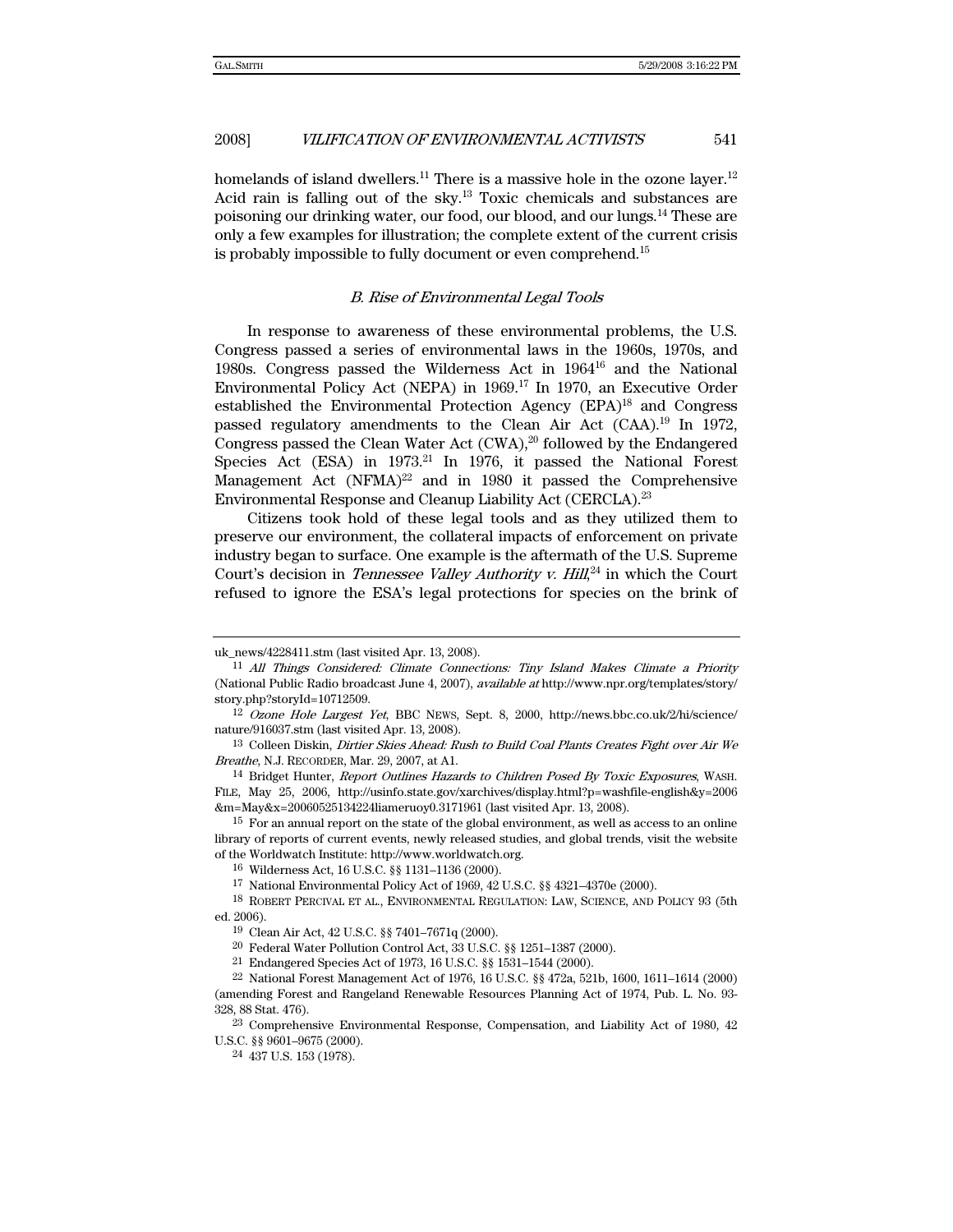homelands of island dwellers.[11] There is a massive hole in the ozone layer.[12] Acid rain is falling out of the sky.[13] Toxic chemicals and substances are poisoning our drinking water, our food, our blood, and our lungs.[14] These are only a few examples for illustration; the complete extent of the current crisis is probably impossible to fully document or even comprehend.[15]

### *B. Rise of Environmental Legal Tools*

In response to awareness of these environmental problems, the U.S. Congress passed a series of environmental laws in the 1960s, 1970s, and 1980s. Congress passed the Wilderness Act in 1964[16] and the National Environmental Policy Act (NEPA) in 1969.[17] In 1970, an Executive Order established the Environmental Protection Agency (EPA)[18] and Congress passed regulatory amendments to the Clean Air Act (CAA).[19] In 1972, Congress passed the Clean Water Act (CWA),[20] followed by the Endangered Species Act (ESA) in 1973.[21] In 1976, it passed the National Forest Management Act (NFMA)[22] and in 1980 it passed the Comprehensive Environmental Response and Cleanup Liability Act (CERCLA).[23]

Citizens took hold of these legal tools and as they utilized them to preserve our environment, the collateral impacts of enforcement on private industry began to surface. One example is the aftermath of the U.S. Supreme Court's decision in *Tennessee Valley Authority v. Hill*,[24] in which the Court refused to ignore the ESA's legal protections for species on the brink of

---

uk_news/4228411.stm (last visited Apr. 13, 2008).

[11] *All Things Considered: Climate Connections: Tiny Island Makes Climate a Priority* (National Public Radio broadcast June 4, 2007), *available at* http://www.npr.org/templates/story/story.php?storyId=10712509.

[12] *Ozone Hole Largest Yet*, BBC NEWS, Sept. 8, 2000, http://news.bbc.co.uk/2/hi/science/nature/916037.stm (last visited Apr. 13, 2008).

[13] Colleen Diskin, *Dirtier Skies Ahead: Rush to Build Coal Plants Creates Fight over Air We Breathe*, N.J. RECORDER, Mar. 29, 2007, at A1.

[14] Bridget Hunter, *Report Outlines Hazards to Children Posed By Toxic Exposures*, WASH. FILE, May 25, 2006, http://usinfo.state.gov/xarchives/display.html?p=washfile-english&y=2006&m=May&x=20060525134224liameruoy0.3171961 (last visited Apr. 13, 2008).

[15] For an annual report on the state of the global environment, as well as access to an online library of reports of current events, newly released studies, and global trends, visit the website of the Worldwatch Institute: http://www.worldwatch.org.

[16] Wilderness Act, 16 U.S.C. §§ 1131–1136 (2000).

[17] National Environmental Policy Act of 1969, 42 U.S.C. §§ 4321–4370e (2000).

[18] ROBERT PERCIVAL ET AL., ENVIRONMENTAL REGULATION: LAW, SCIENCE, AND POLICY 93 (5th ed. 2006).

[19] Clean Air Act, 42 U.S.C. §§ 7401–7671q (2000).

[20] Federal Water Pollution Control Act, 33 U.S.C. §§ 1251–1387 (2000).

[21] Endangered Species Act of 1973, 16 U.S.C. §§ 1531–1544 (2000).

[22] National Forest Management Act of 1976, 16 U.S.C. §§ 472a, 521b, 1600, 1611–1614 (2000) (amending Forest and Rangeland Renewable Resources Planning Act of 1974, Pub. L. No. 93-328, 88 Stat. 476).

[23] Comprehensive Environmental Response, Compensation, and Liability Act of 1980, 42 U.S.C. §§ 9601–9675 (2000).

[24] 437 U.S. 153 (1978).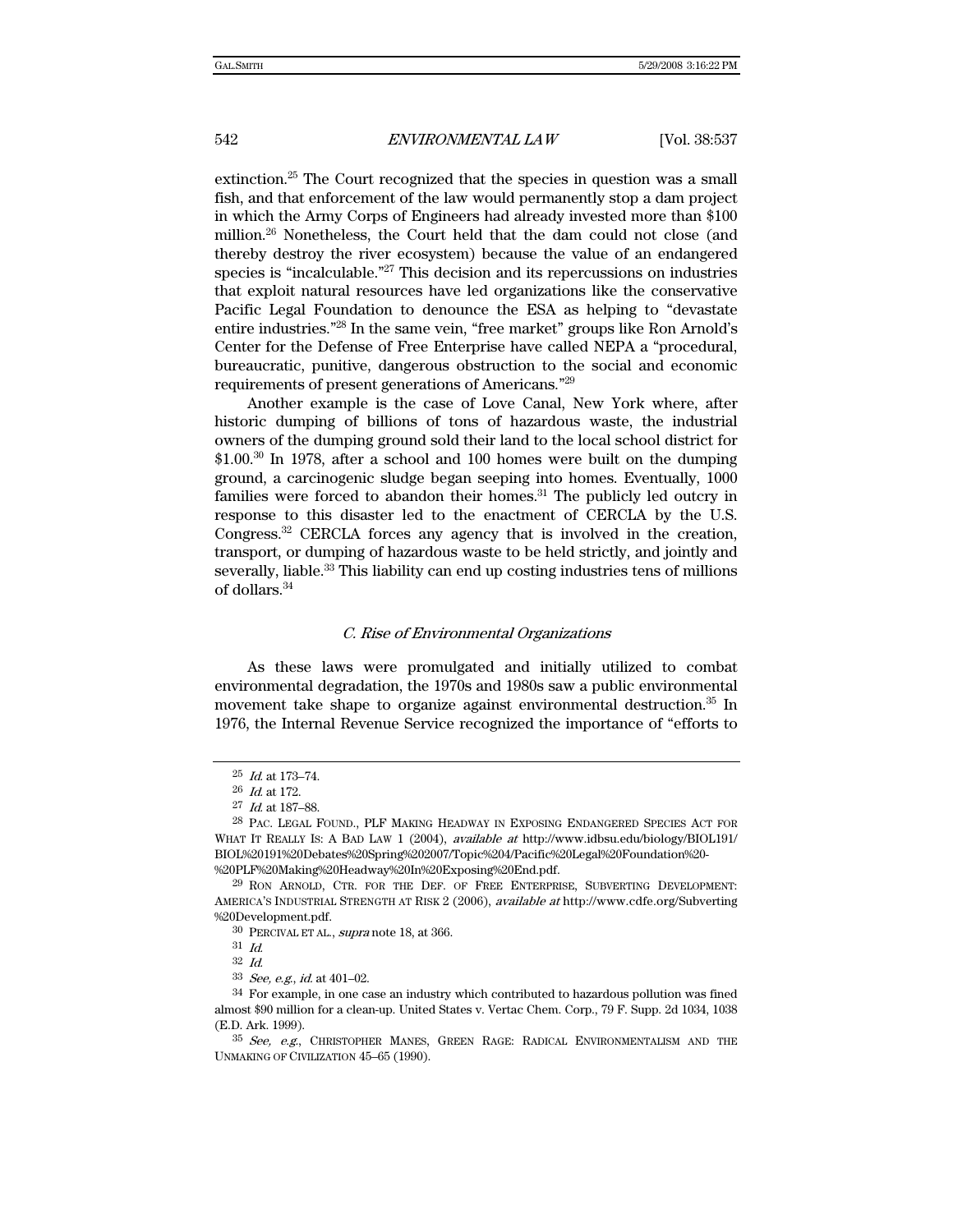extinction.[25] The Court recognized that the species in question was a small fish, and that enforcement of the law would permanently stop a dam project in which the Army Corps of Engineers had already invested more than $100 million.[26] Nonetheless, the Court held that the dam could not close (and thereby destroy the river ecosystem) because the value of an endangered species is "incalculable."[27] This decision and its repercussions on industries that exploit natural resources have led organizations like the conservative Pacific Legal Foundation to denounce the ESA as helping to "devastate entire industries."[28] In the same vein, "free market" groups like Ron Arnold's Center for the Defense of Free Enterprise have called NEPA a "procedural, bureaucratic, punitive, dangerous obstruction to the social and economic requirements of present generations of Americans."[29]

Another example is the case of Love Canal, New York where, after historic dumping of billions of tons of hazardous waste, the industrial owners of the dumping ground sold their land to the local school district for $1.00.[30] In 1978, after a school and 100 homes were built on the dumping ground, a carcinogenic sludge began seeping into homes. Eventually, 1000 families were forced to abandon their homes.[31] The publicly led outcry in response to this disaster led to the enactment of CERCLA by the U.S. Congress.[32] CERCLA forces any agency that is involved in the creation, transport, or dumping of hazardous waste to be held strictly, and jointly and severally, liable.[33] This liability can end up costing industries tens of millions of dollars.[34]

### *C. Rise of Environmental Organizations*

As these laws were promulgated and initially utilized to combat environmental degradation, the 1970s and 1980s saw a public environmental movement take shape to organize against environmental destruction.[35] In 1976, the Internal Revenue Service recognized the importance of "efforts to

---

[25] *Id.* at 173–74.

[26] *Id.* at 172.

[27] *Id.* at 187–88.

[28] PAC. LEGAL FOUND., PLF MAKING HEADWAY IN EXPOSING ENDANGERED SPECIES ACT FOR WHAT IT REALLY IS: A BAD LAW 1 (2004), *available at* http://www.idbsu.edu/biology/BIOL191/BIOL%20191%20Debates%20Spring%202007/Topic%204/Pacific%20Legal%20Foundation%20-%20PLF%20Making%20Headway%20In%20Exposing%20End.pdf.

[29] RON ARNOLD, CTR. FOR THE DEF. OF FREE ENTERPRISE, SUBVERTING DEVELOPMENT: AMERICA'S INDUSTRIAL STRENGTH AT RISK 2 (2006), *available at* http://www.cdfe.org/Subverting%20Development.pdf.

[30] PERCIVAL ET AL., *supra* note 18, at 366.

[31] *Id.*

[32] *Id.*

[33] *See, e.g.*, *id.* at 401–02.

[34] For example, in one case an industry which contributed to hazardous pollution was fined almost $90 million for a clean-up. United States v. Vertac Chem. Corp., 79 F. Supp. 2d 1034, 1038 (E.D. Ark. 1999).

[35] *See, e.g.*, CHRISTOPHER MANES, GREEN RAGE: RADICAL ENVIRONMENTALISM AND THE UNMAKING OF CIVILIZATION 45–65 (1990).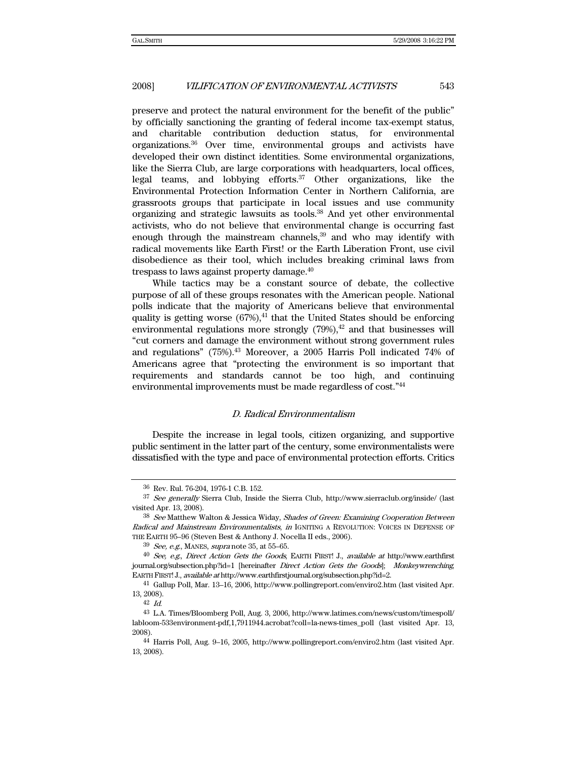preserve and protect the natural environment for the benefit of the public" by officially sanctioning the granting of federal income tax-exempt status, and charitable contribution deduction status, for environmental organizations.[36] Over time, environmental groups and activists have developed their own distinct identities. Some environmental organizations, like the Sierra Club, are large corporations with headquarters, local offices, legal teams, and lobbying efforts.[37] Other organizations, like the Environmental Protection Information Center in Northern California, are grassroots groups that participate in local issues and use community organizing and strategic lawsuits as tools.[38] And yet other environmental activists, who do not believe that environmental change is occurring fast enough through the mainstream channels,[39] and who may identify with radical movements like Earth First! or the Earth Liberation Front, use civil disobedience as their tool, which includes breaking criminal laws from trespass to laws against property damage.[40]

While tactics may be a constant source of debate, the collective purpose of all of these groups resonates with the American people. National polls indicate that the majority of Americans believe that environmental quality is getting worse (67%),[41] that the United States should be enforcing environmental regulations more strongly (79%),[42] and that businesses will "cut corners and damage the environment without strong government rules and regulations" (75%).[43] Moreover, a 2005 Harris Poll indicated 74% of Americans agree that "protecting the environment is so important that requirements and standards cannot be too high, and continuing environmental improvements must be made regardless of cost."[44]

### *D. Radical Environmentalism*

Despite the increase in legal tools, citizen organizing, and supportive public sentiment in the latter part of the century, some environmentalists were dissatisfied with the type and pace of environmental protection efforts. Critics

---

[36] Rev. Rul. 76-204, 1976-1 C.B. 152.

[37] *See generally* Sierra Club, Inside the Sierra Club, http://www.sierraclub.org/inside/ (last visited Apr. 13, 2008).

[38] *See* Matthew Walton & Jessica Widay, *Shades of Green: Examining Cooperation Between Radical and Mainstream Environmentalists*, *in* IGNITING A REVOLUTION: VOICES IN DEFENSE OF THE EARTH 95–96 (Steven Best & Anthony J. Nocella II eds., 2006).

[39] *See, e.g.*, MANES, *supra* note 35, at 55–65.

[40] *See, e.g.*, *Direct Action Gets the Goods*, EARTH FIRST! J., *available at* http://www.earthfirstjournal.org/subsection.php?id=1 [hereinafter *Direct Action Gets the Goods*]; *Monkeywrenching*, EARTH FIRST! J., *available at* http://www.earthfirstjournal.org/subsection.php?id=2.

[41] Gallup Poll, Mar. 13–16, 2006, http://www.pollingreport.com/enviro2.htm (last visited Apr. 13, 2008).

[42] *Id.*

[43] L.A. Times/Bloomberg Poll, Aug. 3, 2006, http://www.latimes.com/news/custom/timespoll/labloom-533environment-pdf,1,7911944.acrobat?coll=la-news-times_poll (last visited Apr. 13, 2008).

[44] Harris Poll, Aug. 9–16, 2005, http://www.pollingreport.com/enviro2.htm (last visited Apr. 13, 2008).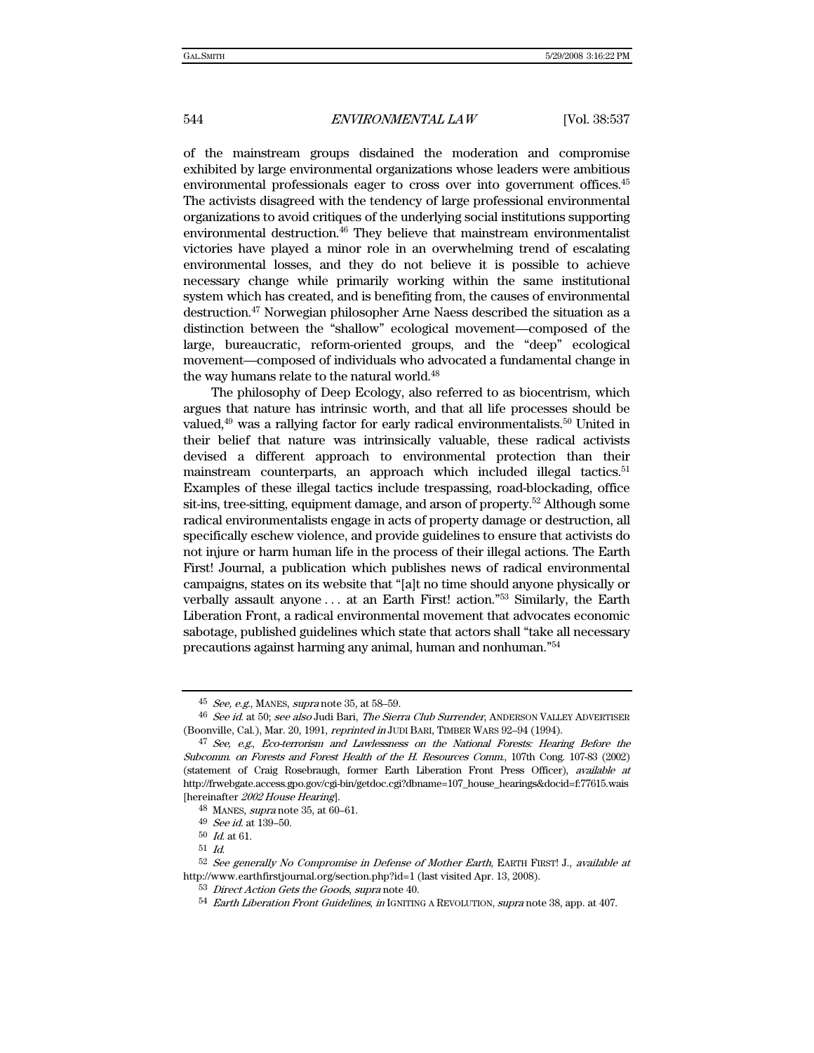of the mainstream groups disdained the moderation and compromise exhibited by large environmental organizations whose leaders were ambitious environmental professionals eager to cross over into government offices.[45] The activists disagreed with the tendency of large professional environmental organizations to avoid critiques of the underlying social institutions supporting environmental destruction.[46] They believe that mainstream environmentalist victories have played a minor role in an overwhelming trend of escalating environmental losses, and they do not believe it is possible to achieve necessary change while primarily working within the same institutional system which has created, and is benefiting from, the causes of environmental destruction.[47] Norwegian philosopher Arne Naess described the situation as a distinction between the "shallow" ecological movement—composed of the large, bureaucratic, reform-oriented groups, and the "deep" ecological movement—composed of individuals who advocated a fundamental change in the way humans relate to the natural world.[48]

The philosophy of Deep Ecology, also referred to as biocentrism, which argues that nature has intrinsic worth, and that all life processes should be valued,[49] was a rallying factor for early radical environmentalists.[50] United in their belief that nature was intrinsically valuable, these radical activists devised a different approach to environmental protection than their mainstream counterparts, an approach which included illegal tactics.[51] Examples of these illegal tactics include trespassing, road-blockading, office sit-ins, tree-sitting, equipment damage, and arson of property.[52] Although some radical environmentalists engage in acts of property damage or destruction, all specifically eschew violence, and provide guidelines to ensure that activists do not injure or harm human life in the process of their illegal actions. The Earth First! Journal, a publication which publishes news of radical environmental campaigns, states on its website that "[a]t no time should anyone physically or verbally assault anyone . . . at an Earth First! action."[53] Similarly, the Earth Liberation Front, a radical environmental movement that advocates economic sabotage, published guidelines which state that actors shall "take all necessary precautions against harming any animal, human and nonhuman."[54]

---

[45] *See, e.g.*, MANES, *supra* note 35, at 58–59.

[46] *See id.* at 50; *see also* Judi Bari, *The Sierra Club Surrender*, ANDERSON VALLEY ADVERTISER (Boonville, Cal.), Mar. 20, 1991, *reprinted in* JUDI BARI, TIMBER WARS 92–94 (1994).

[47] *See, e.g.*, *Eco-terrorism and Lawlessness on the National Forests: Hearing Before the Subcomm. on Forests and Forest Health of the H. Resources Comm.*, 107th Cong. 107-83 (2002) (statement of Craig Rosebraugh, former Earth Liberation Front Press Officer), *available at* http://frwebgate.access.gpo.gov/cgi-bin/getdoc.cgi?dbname=107_house_hearings&docid=f:77615.wais [hereinafter *2002 House Hearing*].

[48] MANES, *supra* note 35, at 60–61.

[49] *See id.* at 139–50.

[50] *Id.* at 61.

[51] *Id.*

[52] *See generally No Compromise in Defense of Mother Earth*, EARTH FIRST! J., *available at* http://www.earthfirstjournal.org/section.php?id=1 (last visited Apr. 13, 2008).

[53] *Direct Action Gets the Goods*, *supra* note 40.

[54] *Earth Liberation Front Guidelines*, *in* IGNITING A REVOLUTION, *supra* note 38, app. at 407.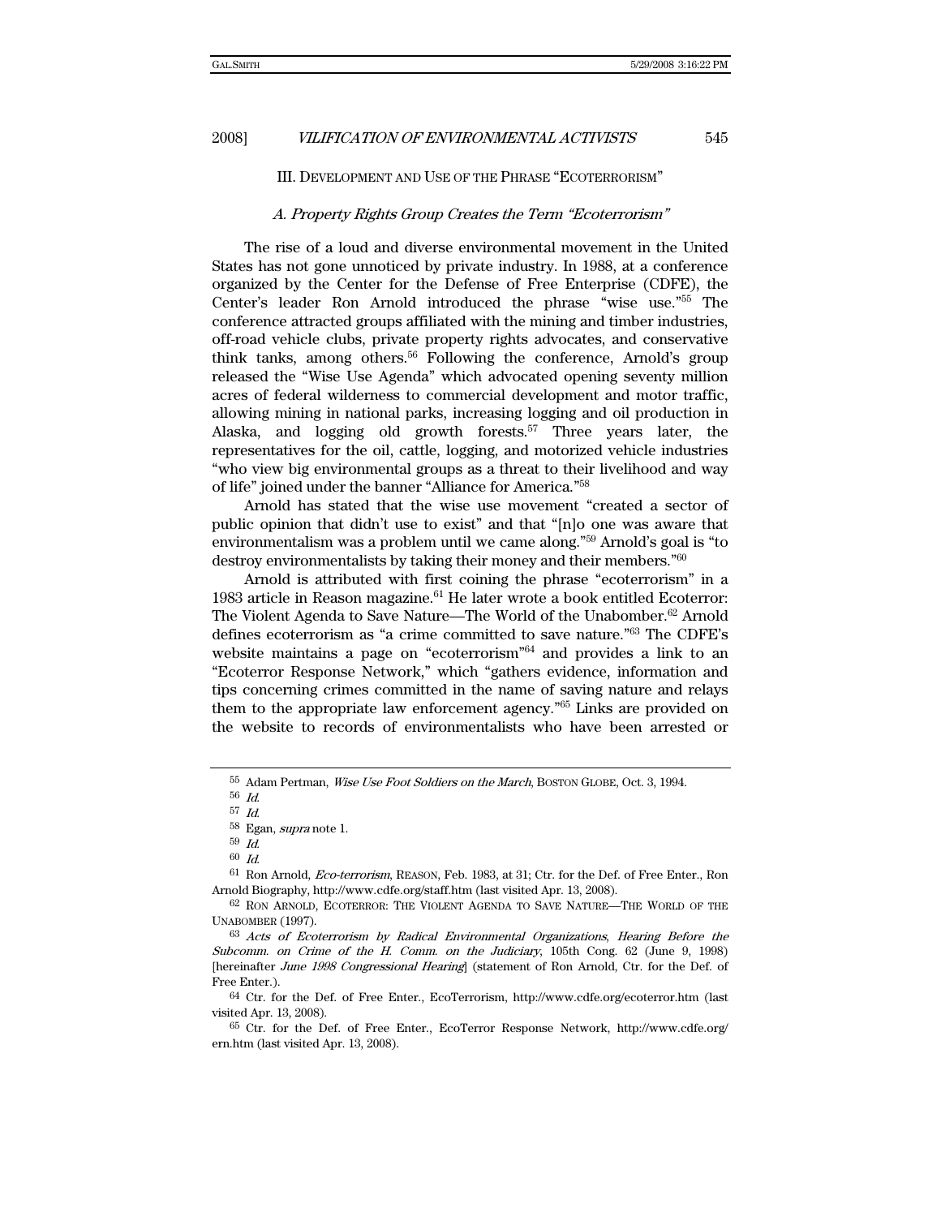## III. Development and Use of the Phrase "Ecoterrorism"

### *A. Property Rights Group Creates the Term "Ecoterrorism"*

The rise of a loud and diverse environmental movement in the United States has not gone unnoticed by private industry. In 1988, at a conference organized by the Center for the Defense of Free Enterprise (CDFE), the Center's leader Ron Arnold introduced the phrase "wise use."[55] The conference attracted groups affiliated with the mining and timber industries, off-road vehicle clubs, private property rights advocates, and conservative think tanks, among others.[56] Following the conference, Arnold's group released the "Wise Use Agenda" which advocated opening seventy million acres of federal wilderness to commercial development and motor traffic, allowing mining in national parks, increasing logging and oil production in Alaska, and logging old growth forests.[57] Three years later, the representatives for the oil, cattle, logging, and motorized vehicle industries "who view big environmental groups as a threat to their livelihood and way of life" joined under the banner "Alliance for America."[58]

Arnold has stated that the wise use movement "created a sector of public opinion that didn't use to exist" and that "[n]o one was aware that environmentalism was a problem until we came along."[59] Arnold's goal is "to destroy environmentalists by taking their money and their members."[60]

Arnold is attributed with first coining the phrase "ecoterrorism" in a 1983 article in Reason magazine.[61] He later wrote a book entitled Ecoterror: The Violent Agenda to Save Nature—The World of the Unabomber.[62] Arnold defines ecoterrorism as "a crime committed to save nature."[63] The CDFE's website maintains a page on "ecoterrorism"[64] and provides a link to an "Ecoterror Response Network," which "gathers evidence, information and tips concerning crimes committed in the name of saving nature and relays them to the appropriate law enforcement agency."[65] Links are provided on the website to records of environmentalists who have been arrested or

---

[55] Adam Pertman, *Wise Use Foot Soldiers on the March*, Boston Globe, Oct. 3, 1994.

[56] *Id.*

[57] *Id.*

[58] Egan, *supra* note 1.

[59] *Id.*

[60] *Id.*

[61] Ron Arnold, *Eco-terrorism*, Reason, Feb. 1983, at 31; Ctr. for the Def. of Free Enter., Ron Arnold Biography, http://www.cdfe.org/staff.htm (last visited Apr. 13, 2008).

[62] Ron Arnold, Ecoterror: The Violent Agenda to Save Nature—The World of the Unabomber (1997).

[63] *Acts of Ecoterrorism by Radical Environmental Organizations*, *Hearing Before the Subcomm. on Crime of the H. Comm. on the Judiciary*, 105th Cong. 62 (June 9, 1998) [hereinafter *June 1998 Congressional Hearing*] (statement of Ron Arnold, Ctr. for the Def. of Free Enter.).

[64] Ctr. for the Def. of Free Enter., EcoTerrorism, http://www.cdfe.org/ecoterror.htm (last visited Apr. 13, 2008).

[65] Ctr. for the Def. of Free Enter., EcoTerror Response Network, http://www.cdfe.org/ern.htm (last visited Apr. 13, 2008).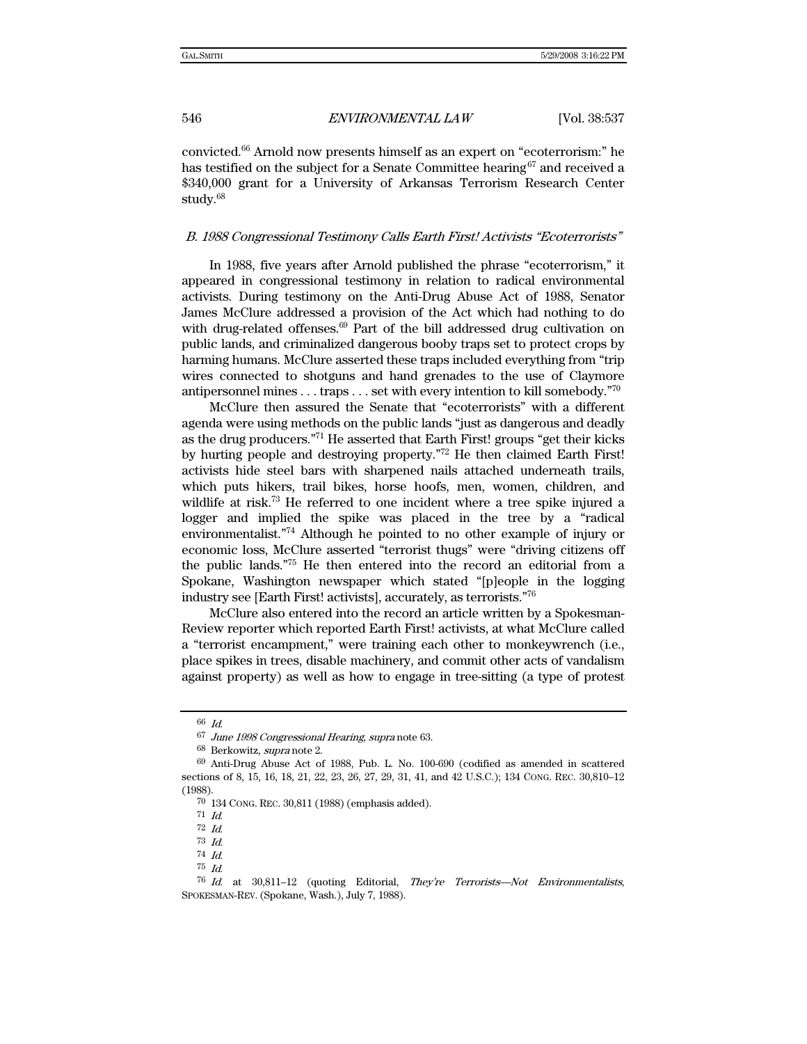convicted.[66] Arnold now presents himself as an expert on "ecoterrorism:" he has testified on the subject for a Senate Committee hearing[67] and received a $340,000 grant for a University of Arkansas Terrorism Research Center study.[68]

### *B. 1988 Congressional Testimony Calls Earth First! Activists "Ecoterrorists"*

In 1988, five years after Arnold published the phrase "ecoterrorism," it appeared in congressional testimony in relation to radical environmental activists. During testimony on the Anti-Drug Abuse Act of 1988, Senator James McClure addressed a provision of the Act which had nothing to do with drug-related offenses.[69] Part of the bill addressed drug cultivation on public lands, and criminalized dangerous booby traps set to protect crops by harming humans. McClure asserted these traps included everything from "trip wires connected to shotguns and hand grenades to the use of Claymore antipersonnel mines . . . traps . . . set with every intention to kill somebody."[70]

McClure then assured the Senate that "ecoterrorists" with a different agenda were using methods on the public lands "just as dangerous and deadly as the drug producers."[71] He asserted that Earth First! groups "get their kicks by hurting people and destroying property."[72] He then claimed Earth First! activists hide steel bars with sharpened nails attached underneath trails, which puts hikers, trail bikes, horse hoofs, men, women, children, and wildlife at risk.[73] He referred to one incident where a tree spike injured a logger and implied the spike was placed in the tree by a "radical environmentalist."[74] Although he pointed to no other example of injury or economic loss, McClure asserted "terrorist thugs" were "driving citizens off the public lands."[75] He then entered into the record an editorial from a Spokane, Washington newspaper which stated "[p]eople in the logging industry see [Earth First! activists], accurately, as terrorists."[76]

McClure also entered into the record an article written by a Spokesman-Review reporter which reported Earth First! activists, at what McClure called a "terrorist encampment," were training each other to monkeywrench (i.e., place spikes in trees, disable machinery, and commit other acts of vandalism against property) as well as how to engage in tree-sitting (a type of protest

---

[66] *Id.*

[67] *June 1998 Congressional Hearing*, *supra* note 63.

[68] Berkowitz, *supra* note 2.

[69] Anti-Drug Abuse Act of 1988, Pub. L. No. 100-690 (codified as amended in scattered sections of 8, 15, 16, 18, 21, 22, 23, 26, 27, 29, 31, 41, and 42 U.S.C.); 134 CONG. REC. 30,810–12 (1988).

[70] 134 CONG. REC. 30,811 (1988) (emphasis added).

[71] *Id.*

[72] *Id.*

[73] *Id.*

[74] *Id.*

[75] *Id.*

[76] *Id.* at 30,811–12 (quoting Editorial, *They're Terrorists—Not Environmentalists*, SPOKESMAN-REV. (Spokane, Wash.), July 7, 1988).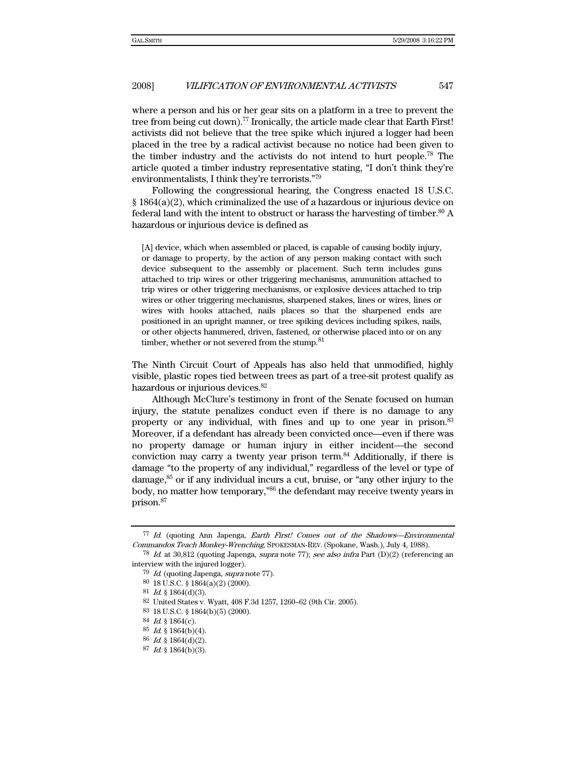where a person and his or her gear sits on a platform in a tree to prevent the tree from being cut down).[77] Ironically, the article made clear that Earth First! activists did not believe that the tree spike which injured a logger had been placed in the tree by a radical activist because no notice had been given to the timber industry and the activists do not intend to hurt people.[78] The article quoted a timber industry representative stating, "I don't think they're environmentalists, I think they're terrorists."[79]

Following the congressional hearing, the Congress enacted 18 U.S.C. § 1864(a)(2), which criminalized the use of a hazardous or injurious device on federal land with the intent to obstruct or harass the harvesting of timber.[80] A hazardous or injurious device is defined as

> [A] device, which when assembled or placed, is capable of causing bodily injury, or damage to property, by the action of any person making contact with such device subsequent to the assembly or placement. Such term includes guns attached to trip wires or other triggering mechanisms, ammunition attached to trip wires or other triggering mechanisms, or explosive devices attached to trip wires or other triggering mechanisms, sharpened stakes, lines or wires, lines or wires with hooks attached, nails places so that the sharpened ends are positioned in an upright manner, or tree spiking devices including spikes, nails, or other objects hammered, driven, fastened, or otherwise placed into or on any timber, whether or not severed from the stump.[81]

The Ninth Circuit Court of Appeals has also held that unmodified, highly visible, plastic ropes tied between trees as part of a tree-sit protest qualify as hazardous or injurious devices.[82]

Although McClure's testimony in front of the Senate focused on human injury, the statute penalizes conduct even if there is no damage to any property or any individual, with fines and up to one year in prison.[83] Moreover, if a defendant has already been convicted once—even if there was no property damage or human injury in either incident—the second conviction may carry a twenty year prison term.[84] Additionally, if there is damage "to the property of any individual," regardless of the level or type of damage,[85] or if any individual incurs a cut, bruise, or "any other injury to the body, no matter how temporary,"[86] the defendant may receive twenty years in prison.[87]

---

77 *Id.* (quoting Ann Japenga, *Earth First! Comes out of the Shadows—Environmental Commandos Teach Monkey-Wrenching*, SPOKESMAN-REV. (Spokane, Wash.), July 4, 1988).

78 *Id.* at 30,812 (quoting Japenga, *supra* note 77); *see also infra* Part (D)(2) (referencing an interview with the injured logger).

79 *Id.* (quoting Japenga, *supra* note 77).

80 18 U.S.C. § 1864(a)(2) (2000).

81 *Id.* § 1864(d)(3).

82 United States v. Wyatt, 408 F.3d 1257, 1260–62 (9th Cir. 2005).

83 18 U.S.C. § 1864(b)(5) (2000).

84 *Id.* § 1864(c).

85 *Id.* § 1864(b)(4).

86 *Id.* § 1864(d)(2).

87 *Id.* § 1864(b)(3).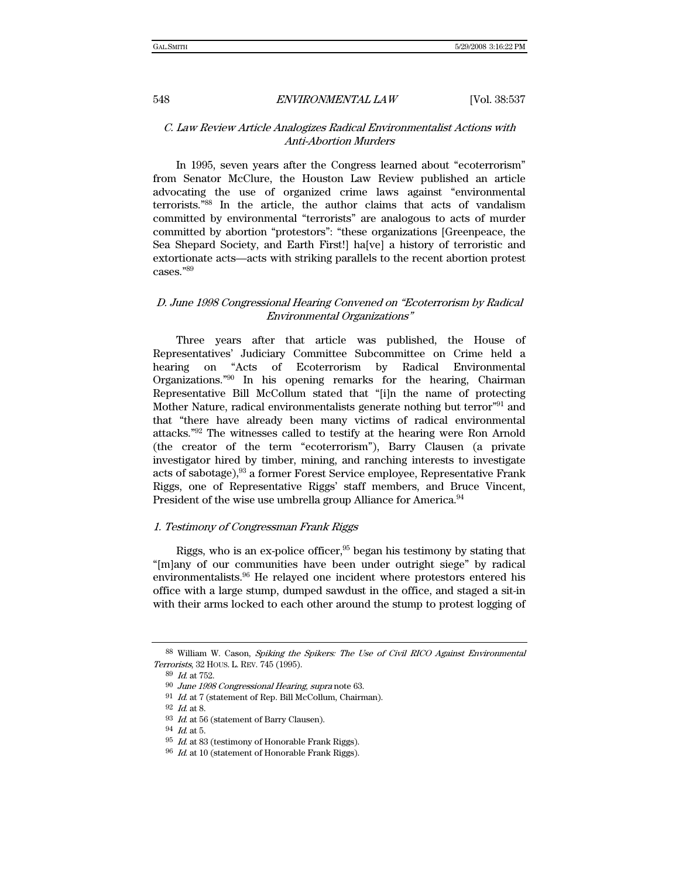### *C. Law Review Article Analogizes Radical Environmentalist Actions with Anti-Abortion Murders*

In 1995, seven years after the Congress learned about "ecoterrorism" from Senator McClure, the Houston Law Review published an article advocating the use of organized crime laws against "environmental terrorists."[88] In the article, the author claims that acts of vandalism committed by environmental "terrorists" are analogous to acts of murder committed by abortion "protestors": "these organizations [Greenpeace, the Sea Shepard Society, and Earth First!] ha[ve] a history of terroristic and extortionate acts—acts with striking parallels to the recent abortion protest cases."[89]

### *D. June 1998 Congressional Hearing Convened on "Ecoterrorism by Radical Environmental Organizations"*

Three years after that article was published, the House of Representatives' Judiciary Committee Subcommittee on Crime held a hearing on "Acts of Ecoterrorism by Radical Environmental Organizations."[90] In his opening remarks for the hearing, Chairman Representative Bill McCollum stated that "[i]n the name of protecting Mother Nature, radical environmentalists generate nothing but terror"[91] and that "there have already been many victims of radical environmental attacks."[92] The witnesses called to testify at the hearing were Ron Arnold (the creator of the term "ecoterrorism"), Barry Clausen (a private investigator hired by timber, mining, and ranching interests to investigate acts of sabotage),[93] a former Forest Service employee, Representative Frank Riggs, one of Representative Riggs' staff members, and Bruce Vincent, President of the wise use umbrella group Alliance for America.[94]

#### *1. Testimony of Congressman Frank Riggs*

Riggs, who is an ex-police officer,[95] began his testimony by stating that "[m]any of our communities have been under outright siege" by radical environmentalists.[96] He relayed one incident where protestors entered his office with a large stump, dumped sawdust in the office, and staged a sit-in with their arms locked to each other around the stump to protest logging of

---

[88] William W. Cason, *Spiking the Spikers: The Use of Civil RICO Against Environmental Terrorists*, 32 HOUS. L. REV. 745 (1995).

[89] *Id.* at 752.

[90] *June 1998 Congressional Hearing*, *supra* note 63.

[91] *Id.* at 7 (statement of Rep. Bill McCollum, Chairman).

[92] *Id.* at 8.

[93] *Id.* at 56 (statement of Barry Clausen).

[94] *Id.* at 5.

[95] *Id.* at 83 (testimony of Honorable Frank Riggs).

[96] *Id.* at 10 (statement of Honorable Frank Riggs).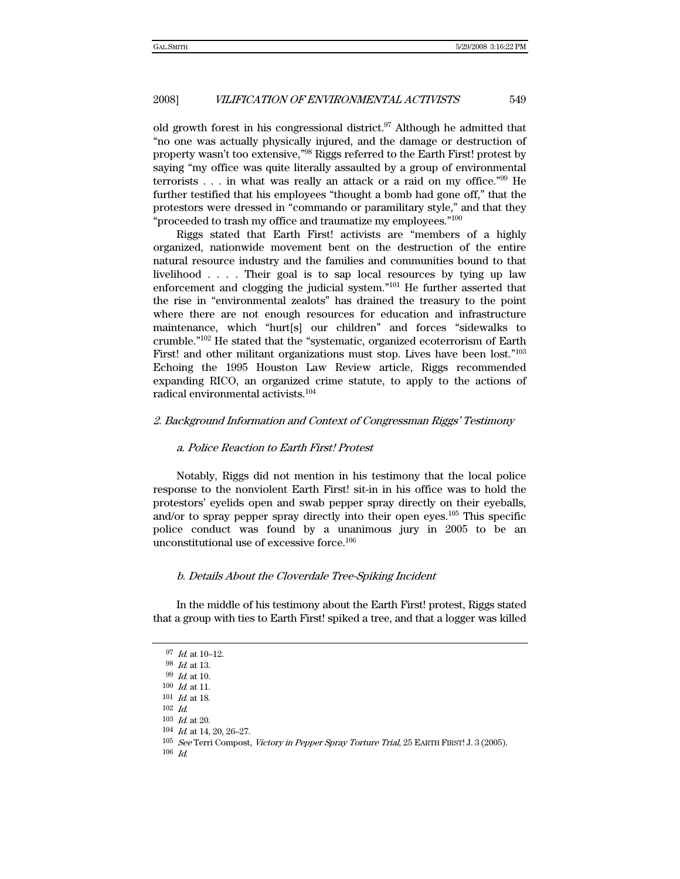old growth forest in his congressional district.[97] Although he admitted that "no one was actually physically injured, and the damage or destruction of property wasn't too extensive,"[98] Riggs referred to the Earth First! protest by saying "my office was quite literally assaulted by a group of environmental terrorists . . . in what was really an attack or a raid on my office."[99] He further testified that his employees "thought a bomb had gone off," that the protestors were dressed in "commando or paramilitary style," and that they "proceeded to trash my office and traumatize my employees."[100]

Riggs stated that Earth First! activists are "members of a highly organized, nationwide movement bent on the destruction of the entire natural resource industry and the families and communities bound to that livelihood . . . . Their goal is to sap local resources by tying up law enforcement and clogging the judicial system."[101] He further asserted that the rise in "environmental zealots" has drained the treasury to the point where there are not enough resources for education and infrastructure maintenance, which "hurt[s] our children" and forces "sidewalks to crumble."[102] He stated that the "systematic, organized ecoterrorism of Earth First! and other militant organizations must stop. Lives have been lost."[103] Echoing the 1995 Houston Law Review article, Riggs recommended expanding RICO, an organized crime statute, to apply to the actions of radical environmental activists.[104]

### *2. Background Information and Context of Congressman Riggs' Testimony*

#### *a. Police Reaction to Earth First! Protest*

Notably, Riggs did not mention in his testimony that the local police response to the nonviolent Earth First! sit-in in his office was to hold the protestors' eyelids open and swab pepper spray directly on their eyeballs, and/or to spray pepper spray directly into their open eyes.[105] This specific police conduct was found by a unanimous jury in 2005 to be an unconstitutional use of excessive force.[106]

#### *b. Details About the Cloverdale Tree-Spiking Incident*

In the middle of his testimony about the Earth First! protest, Riggs stated that a group with ties to Earth First! spiked a tree, and that a logger was killed

---

[97] *Id.* at 10–12.

[98] *Id.* at 13.

[99] *Id.* at 10.

[100] *Id.* at 11.

[101] *Id.* at 18.

[102] *Id.*

[103] *Id.* at 20.

[104] *Id.* at 14, 20, 26–27.

[105] *See* Terri Compost, *Victory in Pepper Spray Torture Trial*, 25 EARTH FIRST! J. 3 (2005).

[106] *Id.*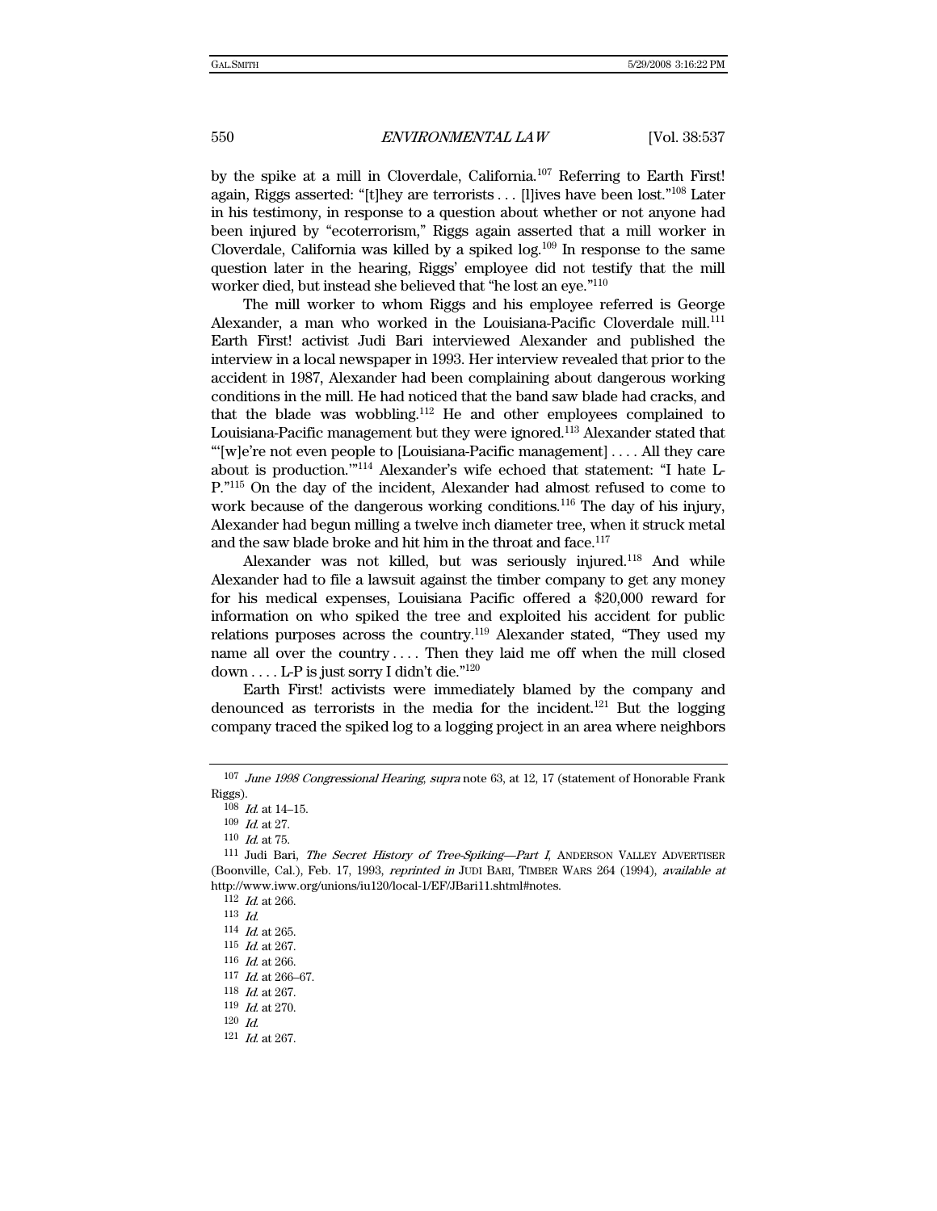by the spike at a mill in Cloverdale, California.[107] Referring to Earth First! again, Riggs asserted: "[t]hey are terrorists . . . [l]ives have been lost."[108] Later in his testimony, in response to a question about whether or not anyone had been injured by "ecoterrorism," Riggs again asserted that a mill worker in Cloverdale, California was killed by a spiked log.[109] In response to the same question later in the hearing, Riggs' employee did not testify that the mill worker died, but instead she believed that "he lost an eye."[110]

The mill worker to whom Riggs and his employee referred is George Alexander, a man who worked in the Louisiana-Pacific Cloverdale mill.[111] Earth First! activist Judi Bari interviewed Alexander and published the interview in a local newspaper in 1993. Her interview revealed that prior to the accident in 1987, Alexander had been complaining about dangerous working conditions in the mill. He had noticed that the band saw blade had cracks, and that the blade was wobbling.[112] He and other employees complained to Louisiana-Pacific management but they were ignored.[113] Alexander stated that "'[w]e're not even people to [Louisiana-Pacific management] . . . . All they care about is production.'"[114] Alexander's wife echoed that statement: "I hate L-P."[115] On the day of the incident, Alexander had almost refused to come to work because of the dangerous working conditions.[116] The day of his injury, Alexander had begun milling a twelve inch diameter tree, when it struck metal and the saw blade broke and hit him in the throat and face.[117]

Alexander was not killed, but was seriously injured.[118] And while Alexander had to file a lawsuit against the timber company to get any money for his medical expenses, Louisiana Pacific offered a $20,000 reward for information on who spiked the tree and exploited his accident for public relations purposes across the country.[119] Alexander stated, "They used my name all over the country . . . . Then they laid me off when the mill closed down . . . . L-P is just sorry I didn't die."[120]

Earth First! activists were immediately blamed by the company and denounced as terrorists in the media for the incident.[121] But the logging company traced the spiked log to a logging project in an area where neighbors

---

[107] *June 1998 Congressional Hearing*, *supra* note 63, at 12, 17 (statement of Honorable Frank Riggs).

[108] *Id.* at 14–15.

[109] *Id.* at 27.

[110] *Id.* at 75.

[111] Judi Bari, *The Secret History of Tree-Spiking—Part I*, ANDERSON VALLEY ADVERTISER (Boonville, Cal.), Feb. 17, 1993, *reprinted in* JUDI BARI, TIMBER WARS 264 (1994), *available at* http://www.iww.org/unions/iu120/local-1/EF/JBari11.shtml#notes.

[112] *Id.* at 266.

[113] *Id.*

[114] *Id.* at 265.

[115] *Id.* at 267.

[116] *Id.* at 266.

[117] *Id.* at 266–67.

[118] *Id.* at 267.

[119] *Id.* at 270.

[120] *Id.*

[121] *Id.* at 267.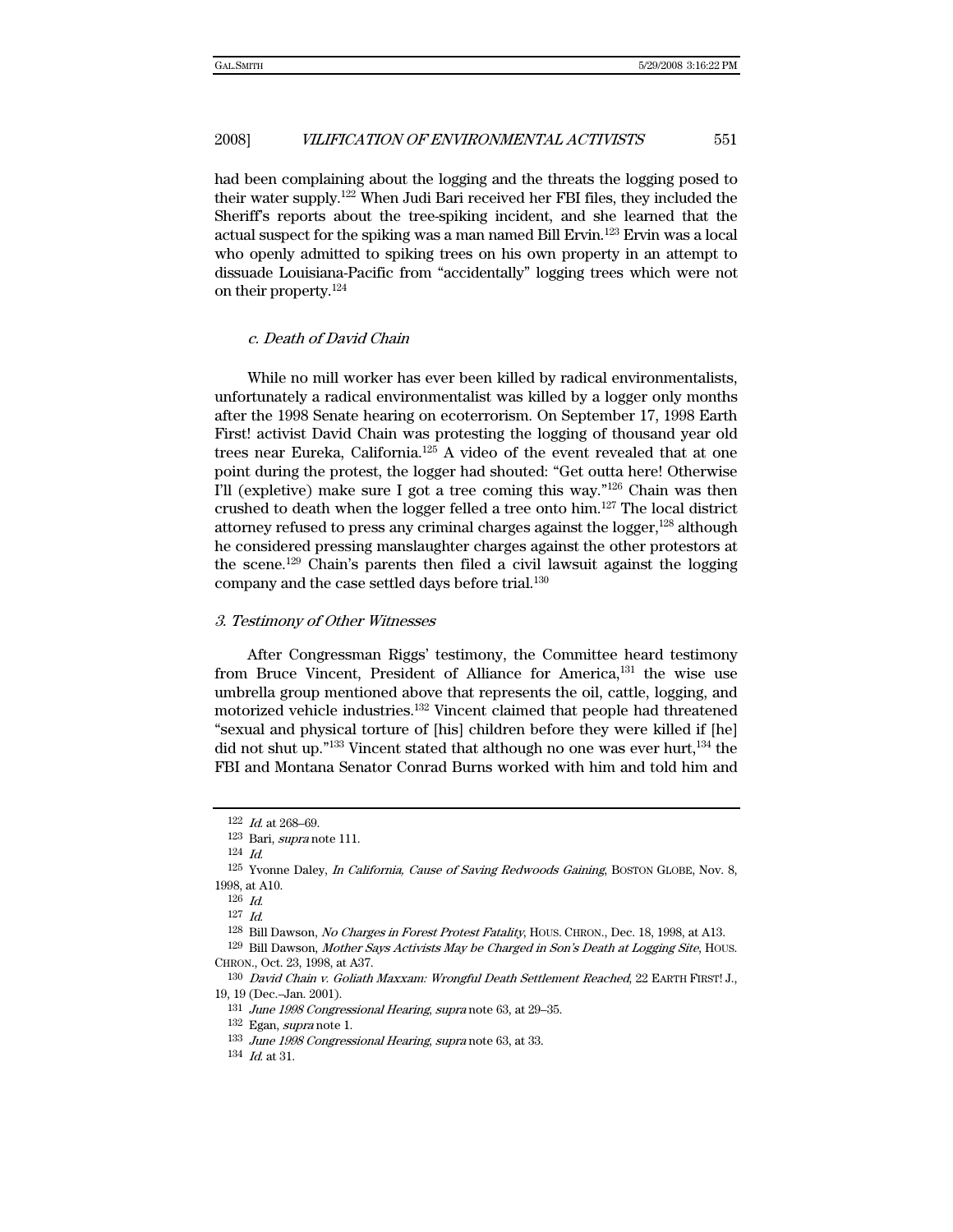had been complaining about the logging and the threats the logging posed to their water supply.[122] When Judi Bari received her FBI files, they included the Sheriff's reports about the tree-spiking incident, and she learned that the actual suspect for the spiking was a man named Bill Ervin.[123] Ervin was a local who openly admitted to spiking trees on his own property in an attempt to dissuade Louisiana-Pacific from "accidentally" logging trees which were not on their property.[124]

#### *c. Death of David Chain*

While no mill worker has ever been killed by radical environmentalists, unfortunately a radical environmentalist was killed by a logger only months after the 1998 Senate hearing on ecoterrorism. On September 17, 1998 Earth First! activist David Chain was protesting the logging of thousand year old trees near Eureka, California.[125] A video of the event revealed that at one point during the protest, the logger had shouted: "Get outta here! Otherwise I'll (expletive) make sure I got a tree coming this way."[126] Chain was then crushed to death when the logger felled a tree onto him.[127] The local district attorney refused to press any criminal charges against the logger,[128] although he considered pressing manslaughter charges against the other protestors at the scene.[129] Chain's parents then filed a civil lawsuit against the logging company and the case settled days before trial.[130]

### *3. Testimony of Other Witnesses*

After Congressman Riggs' testimony, the Committee heard testimony from Bruce Vincent, President of Alliance for America,[131] the wise use umbrella group mentioned above that represents the oil, cattle, logging, and motorized vehicle industries.[132] Vincent claimed that people had threatened "sexual and physical torture of [his] children before they were killed if [he] did not shut up."[133] Vincent stated that although no one was ever hurt,[134] the FBI and Montana Senator Conrad Burns worked with him and told him and

---

[122] *Id.* at 268–69.

[123] Bari, *supra* note 111.

[124] *Id.*

[125] Yvonne Daley, *In California, Cause of Saving Redwoods Gaining*, BOSTON GLOBE, Nov. 8, 1998, at A10.

[126] *Id.*

[127] *Id.*

[128] Bill Dawson, *No Charges in Forest Protest Fatality*, HOUS. CHRON., Dec. 18, 1998, at A13.

[129] Bill Dawson, *Mother Says Activists May be Charged in Son's Death at Logging Site*, HOUS. CHRON., Oct. 23, 1998, at A37.

[130] *David Chain v. Goliath Maxxam: Wrongful Death Settlement Reached*, 22 EARTH FIRST! J., 19, 19 (Dec.–Jan. 2001).

[131] *June 1998 Congressional Hearing*, *supra* note 63, at 29–35.

[132] Egan, *supra* note 1.

[133] *June 1998 Congressional Hearing*, *supra* note 63, at 33.

[134] *Id.* at 31.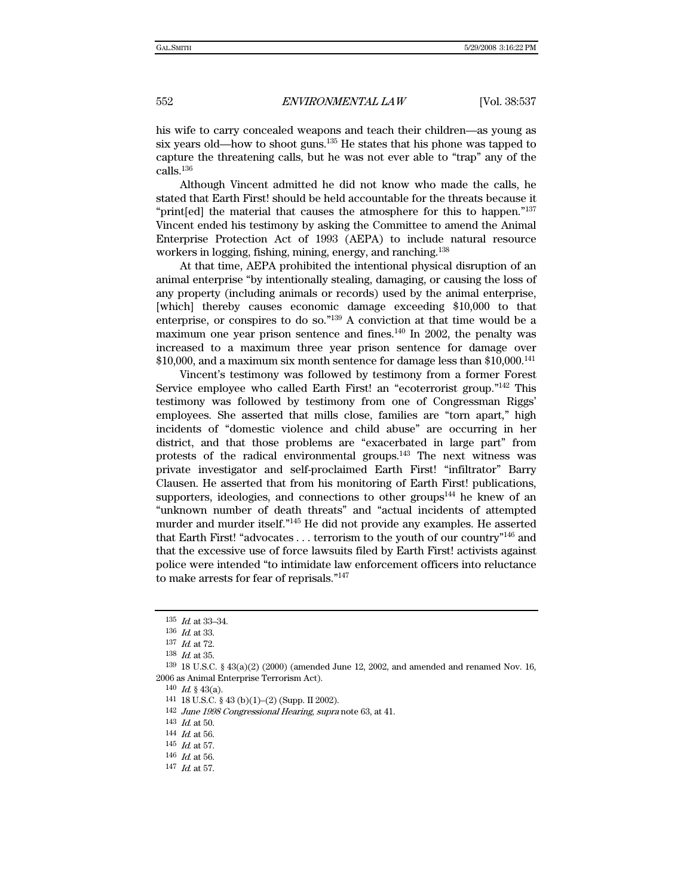his wife to carry concealed weapons and teach their children—as young as six years old—how to shoot guns.[135] He states that his phone was tapped to capture the threatening calls, but he was not ever able to "trap" any of the calls.[136]

Although Vincent admitted he did not know who made the calls, he stated that Earth First! should be held accountable for the threats because it "print[ed] the material that causes the atmosphere for this to happen."[137] Vincent ended his testimony by asking the Committee to amend the Animal Enterprise Protection Act of 1993 (AEPA) to include natural resource workers in logging, fishing, mining, energy, and ranching.[138]

At that time, AEPA prohibited the intentional physical disruption of an animal enterprise "by intentionally stealing, damaging, or causing the loss of any property (including animals or records) used by the animal enterprise, [which] thereby causes economic damage exceeding $10,000 to that enterprise, or conspires to do so."[139] A conviction at that time would be a maximum one year prison sentence and fines.[140] In 2002, the penalty was increased to a maximum three year prison sentence for damage over $10,000, and a maximum six month sentence for damage less than $10,000.[141]

Vincent's testimony was followed by testimony from a former Forest Service employee who called Earth First! an "ecoterrorist group."[142] This testimony was followed by testimony from one of Congressman Riggs' employees. She asserted that mills close, families are "torn apart," high incidents of "domestic violence and child abuse" are occurring in her district, and that those problems are "exacerbated in large part" from protests of the radical environmental groups.[143] The next witness was private investigator and self-proclaimed Earth First! "infiltrator" Barry Clausen. He asserted that from his monitoring of Earth First! publications, supporters, ideologies, and connections to other groups[144] he knew of an "unknown number of death threats" and "actual incidents of attempted murder and murder itself."[145] He did not provide any examples. He asserted that Earth First! "advocates . . . terrorism to the youth of our country"[146] and that the excessive use of force lawsuits filed by Earth First! activists against police were intended "to intimidate law enforcement officers into reluctance to make arrests for fear of reprisals."[147]

---

135 *Id.* at 33–34.

136 *Id.* at 33.

137 *Id.* at 72.

138 *Id.* at 35.

139 18 U.S.C. § 43(a)(2) (2000) (amended June 12, 2002, and amended and renamed Nov. 16, 2006 as Animal Enterprise Terrorism Act).

140 *Id.* § 43(a).

141 18 U.S.C. § 43 (b)(1)–(2) (Supp. II 2002).

142 *June 1998 Congressional Hearing*, *supra* note 63, at 41.

143 *Id.* at 50.

144 *Id.* at 56.

145 *Id.* at 57.

146 *Id.* at 56.

147 *Id.* at 57.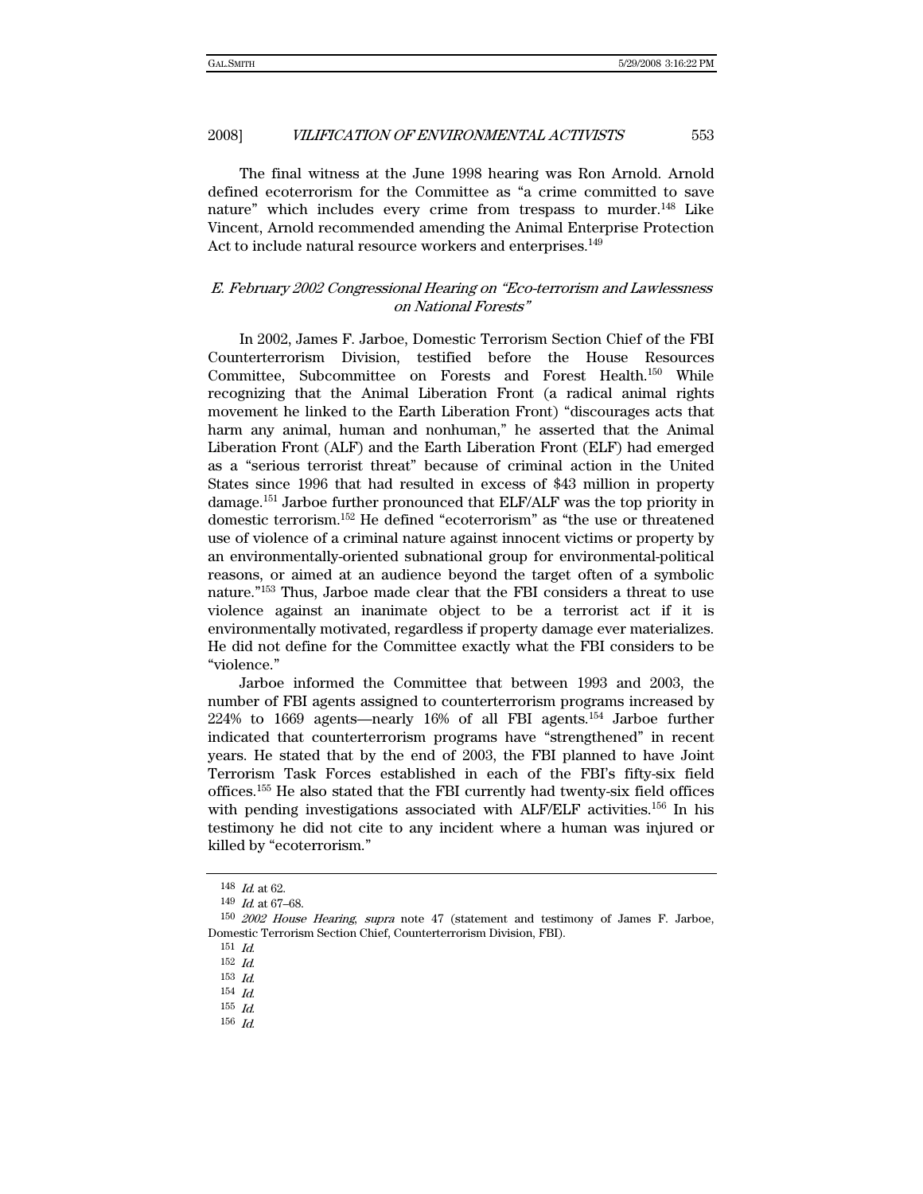The final witness at the June 1998 hearing was Ron Arnold. Arnold defined ecoterrorism for the Committee as "a crime committed to save nature" which includes every crime from trespass to murder.[148] Like Vincent, Arnold recommended amending the Animal Enterprise Protection Act to include natural resource workers and enterprises.[149]

### *E. February 2002 Congressional Hearing on "Eco-terrorism and Lawlessness on National Forests"*

In 2002, James F. Jarboe, Domestic Terrorism Section Chief of the FBI Counterterrorism Division, testified before the House Resources Committee, Subcommittee on Forests and Forest Health.[150] While recognizing that the Animal Liberation Front (a radical animal rights movement he linked to the Earth Liberation Front) "discourages acts that harm any animal, human and nonhuman," he asserted that the Animal Liberation Front (ALF) and the Earth Liberation Front (ELF) had emerged as a "serious terrorist threat" because of criminal action in the United States since 1996 that had resulted in excess of $43 million in property damage.[151] Jarboe further pronounced that ELF/ALF was the top priority in domestic terrorism.[152] He defined "ecoterrorism" as "the use or threatened use of violence of a criminal nature against innocent victims or property by an environmentally-oriented subnational group for environmental-political reasons, or aimed at an audience beyond the target often of a symbolic nature."[153] Thus, Jarboe made clear that the FBI considers a threat to use violence against an inanimate object to be a terrorist act if it is environmentally motivated, regardless if property damage ever materializes. He did not define for the Committee exactly what the FBI considers to be "violence."

Jarboe informed the Committee that between 1993 and 2003, the number of FBI agents assigned to counterterrorism programs increased by 224% to 1669 agents—nearly 16% of all FBI agents.[154] Jarboe further indicated that counterterrorism programs have "strengthened" in recent years. He stated that by the end of 2003, the FBI planned to have Joint Terrorism Task Forces established in each of the FBI's fifty-six field offices.[155] He also stated that the FBI currently had twenty-six field offices with pending investigations associated with ALF/ELF activities.[156] In his testimony he did not cite to any incident where a human was injured or killed by "ecoterrorism."

---

148 *Id.* at 62.

149 *Id.* at 67–68.

150 *2002 House Hearing*, *supra* note 47 (statement and testimony of James F. Jarboe, Domestic Terrorism Section Chief, Counterterrorism Division, FBI).

151 *Id.*

152 *Id.*

153 *Id.*

154 *Id.*

155 *Id.*

156 *Id.*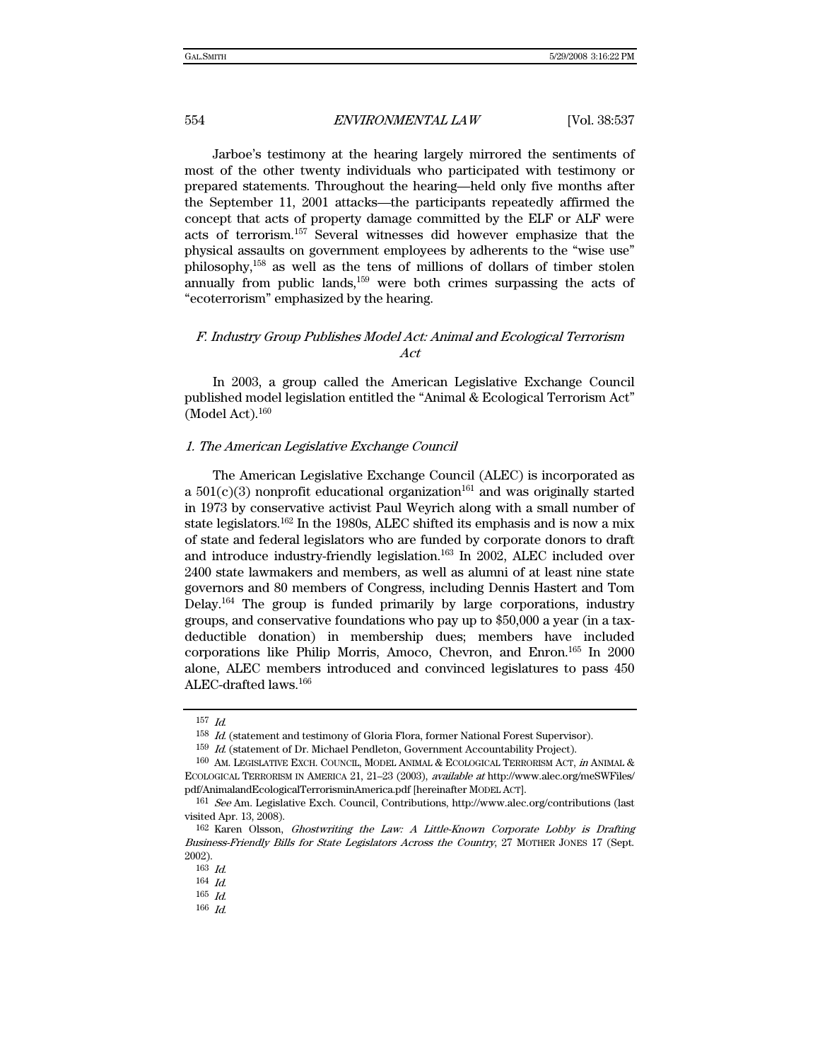Jarboe's testimony at the hearing largely mirrored the sentiments of most of the other twenty individuals who participated with testimony or prepared statements. Throughout the hearing—held only five months after the September 11, 2001 attacks—the participants repeatedly affirmed the concept that acts of property damage committed by the ELF or ALF were acts of terrorism.[157] Several witnesses did however emphasize that the physical assaults on government employees by adherents to the "wise use" philosophy,[158] as well as the tens of millions of dollars of timber stolen annually from public lands,[159] were both crimes surpassing the acts of "ecoterrorism" emphasized by the hearing.

### *F. Industry Group Publishes Model Act: Animal and Ecological Terrorism Act*

In 2003, a group called the American Legislative Exchange Council published model legislation entitled the "Animal & Ecological Terrorism Act" (Model Act).[160]

#### *1. The American Legislative Exchange Council*

The American Legislative Exchange Council (ALEC) is incorporated as a 501(c)(3) nonprofit educational organization[161] and was originally started in 1973 by conservative activist Paul Weyrich along with a small number of state legislators.[162] In the 1980s, ALEC shifted its emphasis and is now a mix of state and federal legislators who are funded by corporate donors to draft and introduce industry-friendly legislation.[163] In 2002, ALEC included over 2400 state lawmakers and members, as well as alumni of at least nine state governors and 80 members of Congress, including Dennis Hastert and Tom Delay.[164] The group is funded primarily by large corporations, industry groups, and conservative foundations who pay up to $50,000 a year (in a tax-deductible donation) in membership dues; members have included corporations like Philip Morris, Amoco, Chevron, and Enron.[165] In 2000 alone, ALEC members introduced and convinced legislatures to pass 450 ALEC-drafted laws.[166]

---

[157] *Id.*

[158] *Id.* (statement and testimony of Gloria Flora, former National Forest Supervisor).

[159] *Id.* (statement of Dr. Michael Pendleton, Government Accountability Project).

[160] AM. LEGISLATIVE EXCH. COUNCIL, MODEL ANIMAL & ECOLOGICAL TERRORISM ACT, *in* ANIMAL & ECOLOGICAL TERRORISM IN AMERICA 21, 21–23 (2003), *available at* http://www.alec.org/meSWFiles/pdf/AnimalandEcologicalTerrorisminAmerica.pdf [hereinafter MODEL ACT].

[161] *See* Am. Legislative Exch. Council, Contributions, http://www.alec.org/contributions (last visited Apr. 13, 2008).

[162] Karen Olsson, *Ghostwriting the Law: A Little-Known Corporate Lobby is Drafting Business-Friendly Bills for State Legislators Across the Country*, 27 MOTHER JONES 17 (Sept. 2002).

[163] *Id.*

[164] *Id.*

[165] *Id.*

[166] *Id.*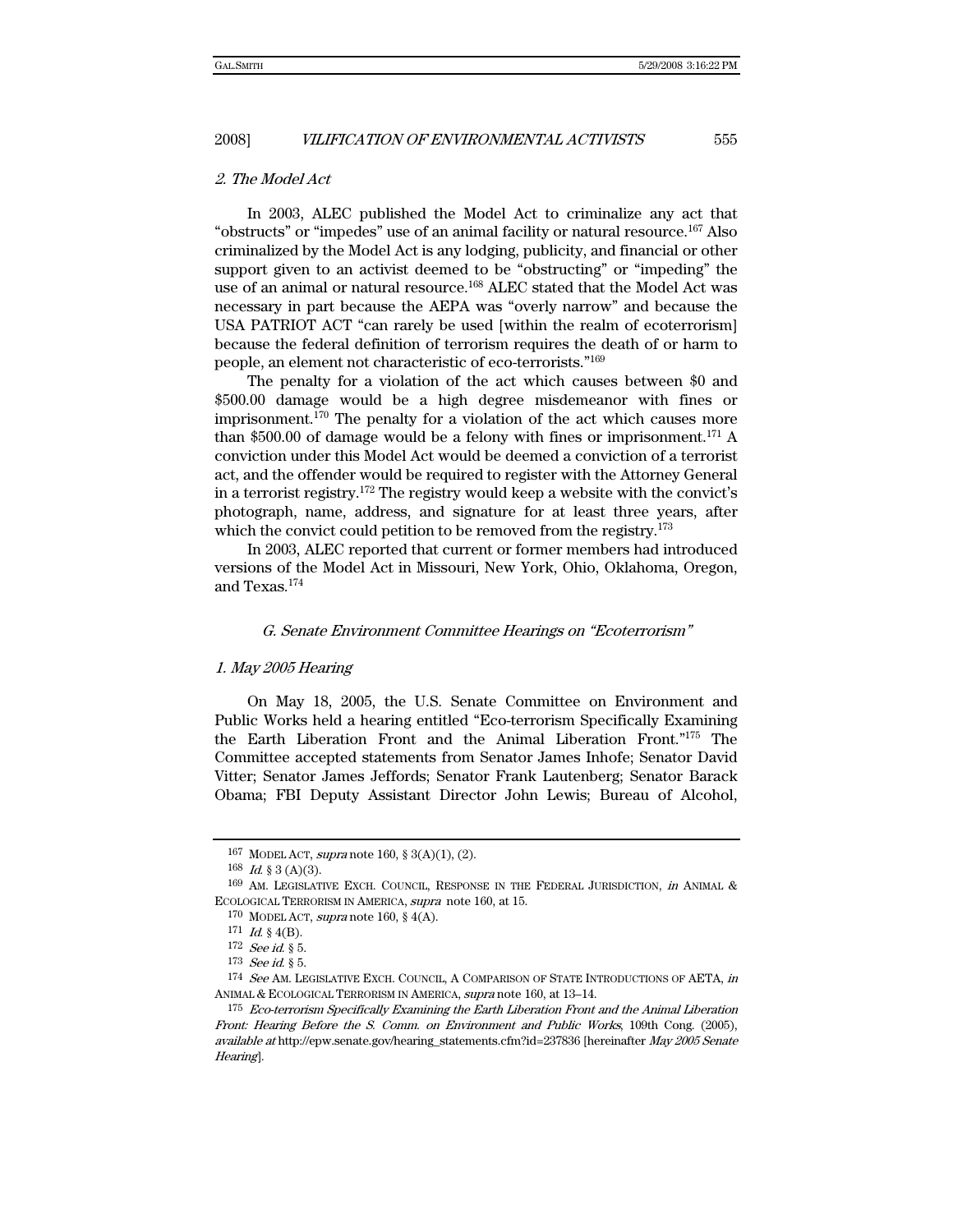### 2. The Model Act

In 2003, ALEC published the Model Act to criminalize any act that "obstructs" or "impedes" use of an animal facility or natural resource.[167] Also criminalized by the Model Act is any lodging, publicity, and financial or other support given to an activist deemed to be "obstructing" or "impeding" the use of an animal or natural resource.[168] ALEC stated that the Model Act was necessary in part because the AEPA was "overly narrow" and because the USA PATRIOT ACT "can rarely be used [within the realm of ecoterrorism] because the federal definition of terrorism requires the death of or harm to people, an element not characteristic of eco-terrorists."[169]

The penalty for a violation of the act which causes between $0 and $500.00 damage would be a high degree misdemeanor with fines or imprisonment.[170] The penalty for a violation of the act which causes more than $500.00 of damage would be a felony with fines or imprisonment.[171] A conviction under this Model Act would be deemed a conviction of a terrorist act, and the offender would be required to register with the Attorney General in a terrorist registry.[172] The registry would keep a website with the convict's photograph, name, address, and signature for at least three years, after which the convict could petition to be removed from the registry.[173]

In 2003, ALEC reported that current or former members had introduced versions of the Model Act in Missouri, New York, Ohio, Oklahoma, Oregon, and Texas.[174]

## G. Senate Environment Committee Hearings on "Ecoterrorism"

### 1. May 2005 Hearing

On May 18, 2005, the U.S. Senate Committee on Environment and Public Works held a hearing entitled "Eco-terrorism Specifically Examining the Earth Liberation Front and the Animal Liberation Front."[175] The Committee accepted statements from Senator James Inhofe; Senator David Vitter; Senator James Jeffords; Senator Frank Lautenberg; Senator Barack Obama; FBI Deputy Assistant Director John Lewis; Bureau of Alcohol,

---

167 MODEL ACT, *supra* note 160, § 3(A)(1), (2).

168 *Id.* § 3 (A)(3).

169 AM. LEGISLATIVE EXCH. COUNCIL, RESPONSE IN THE FEDERAL JURISDICTION, *in* ANIMAL & ECOLOGICAL TERRORISM IN AMERICA, *supra* note 160, at 15.

170 MODEL ACT, *supra* note 160, § 4(A).

171 *Id.* § 4(B).

172 *See id.* § 5.

173 *See id.* § 5.

174 *See* AM. LEGISLATIVE EXCH. COUNCIL, A COMPARISON OF STATE INTRODUCTIONS OF AETA, *in* ANIMAL & ECOLOGICAL TERRORISM IN AMERICA, *supra* note 160, at 13–14.

175 *Eco-terrorism Specifically Examining the Earth Liberation Front and the Animal Liberation Front: Hearing Before the S. Comm. on Environment and Public Works*, 109th Cong. (2005), *available at* http://epw.senate.gov/hearing_statements.cfm?id=237836 [hereinafter *May 2005 Senate Hearing*].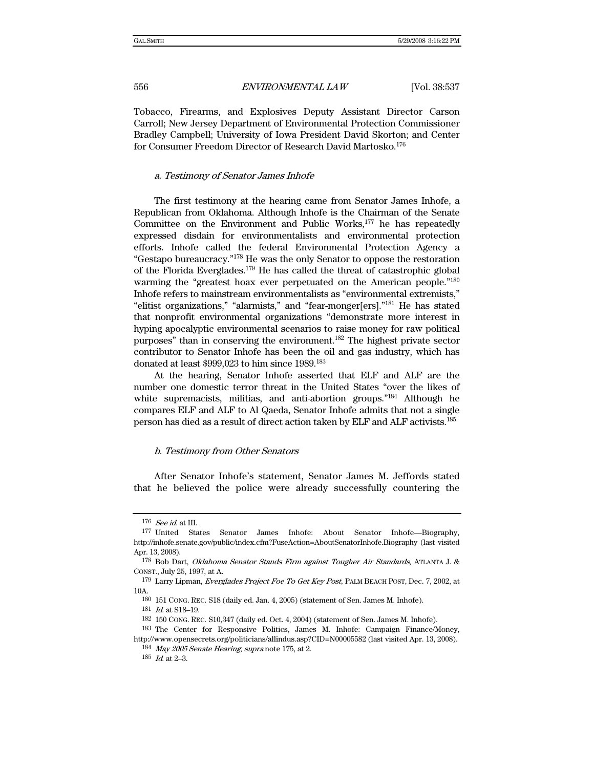Tobacco, Firearms, and Explosives Deputy Assistant Director Carson Carroll; New Jersey Department of Environmental Protection Commissioner Bradley Campbell; University of Iowa President David Skorton; and Center for Consumer Freedom Director of Research David Martosko.[176]

#### *a. Testimony of Senator James Inhofe*

The first testimony at the hearing came from Senator James Inhofe, a Republican from Oklahoma. Although Inhofe is the Chairman of the Senate Committee on the Environment and Public Works,[177] he has repeatedly expressed disdain for environmentalists and environmental protection efforts. Inhofe called the federal Environmental Protection Agency a "Gestapo bureaucracy."[178] He was the only Senator to oppose the restoration of the Florida Everglades.[179] He has called the threat of catastrophic global warming the "greatest hoax ever perpetuated on the American people."[180] Inhofe refers to mainstream environmentalists as "environmental extremists," "elitist organizations," "alarmists," and "fear-monger[ers]."[181] He has stated that nonprofit environmental organizations "demonstrate more interest in hyping apocalyptic environmental scenarios to raise money for raw political purposes" than in conserving the environment.[182] The highest private sector contributor to Senator Inhofe has been the oil and gas industry, which has donated at least $999,023 to him since 1989.[183]

At the hearing, Senator Inhofe asserted that ELF and ALF are the number one domestic terror threat in the United States "over the likes of white supremacists, militias, and anti-abortion groups."[184] Although he compares ELF and ALF to Al Qaeda, Senator Inhofe admits that not a single person has died as a result of direct action taken by ELF and ALF activists.[185]

#### *b. Testimony from Other Senators*

After Senator Inhofe's statement, Senator James M. Jeffords stated that he believed the police were already successfully countering the

---

[176] *See id.* at III.

[177] United States Senator James Inhofe: About Senator Inhofe—Biography, http://inhofe.senate.gov/public/index.cfm?FuseAction=AboutSenatorInhofe.Biography (last visited Apr. 13, 2008).

[178] Bob Dart, *Oklahoma Senator Stands Firm against Tougher Air Standards*, ATLANTA J. & CONST., July 25, 1997, at A.

[179] Larry Lipman, *Everglades Project Foe To Get Key Post*, PALM BEACH POST, Dec. 7, 2002, at 10A.

[180] 151 CONG. REC. S18 (daily ed. Jan. 4, 2005) (statement of Sen. James M. Inhofe).

[181] *Id.* at S18–19.

[182] 150 CONG. REC. S10,347 (daily ed. Oct. 4, 2004) (statement of Sen. James M. Inhofe).

[183] The Center for Responsive Politics, James M. Inhofe: Campaign Finance/Money, http://www.opensecrets.org/politicians/allindus.asp?CID=N00005582 (last visited Apr. 13, 2008).

[184] *May 2005 Senate Hearing*, *supra* note 175, at 2.

[185] *Id.* at 2–3.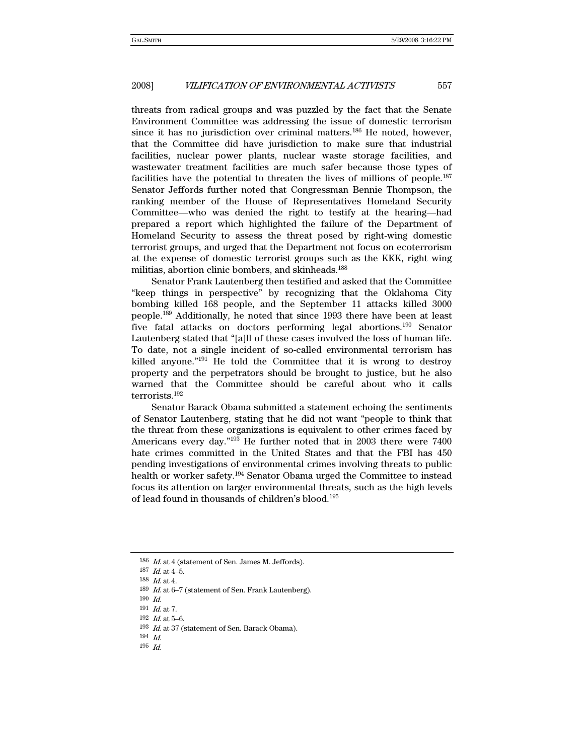threats from radical groups and was puzzled by the fact that the Senate Environment Committee was addressing the issue of domestic terrorism since it has no jurisdiction over criminal matters.[186] He noted, however, that the Committee did have jurisdiction to make sure that industrial facilities, nuclear power plants, nuclear waste storage facilities, and wastewater treatment facilities are much safer because those types of facilities have the potential to threaten the lives of millions of people.[187] Senator Jeffords further noted that Congressman Bennie Thompson, the ranking member of the House of Representatives Homeland Security Committee—who was denied the right to testify at the hearing—had prepared a report which highlighted the failure of the Department of Homeland Security to assess the threat posed by right-wing domestic terrorist groups, and urged that the Department not focus on ecoterrorism at the expense of domestic terrorist groups such as the KKK, right wing militias, abortion clinic bombers, and skinheads.[188]

Senator Frank Lautenberg then testified and asked that the Committee "keep things in perspective" by recognizing that the Oklahoma City bombing killed 168 people, and the September 11 attacks killed 3000 people.[189] Additionally, he noted that since 1993 there have been at least five fatal attacks on doctors performing legal abortions.[190] Senator Lautenberg stated that "[a]ll of these cases involved the loss of human life. To date, not a single incident of so-called environmental terrorism has killed anyone."[191] He told the Committee that it is wrong to destroy property and the perpetrators should be brought to justice, but he also warned that the Committee should be careful about who it calls terrorists.[192]

Senator Barack Obama submitted a statement echoing the sentiments of Senator Lautenberg, stating that he did not want "people to think that the threat from these organizations is equivalent to other crimes faced by Americans every day."[193] He further noted that in 2003 there were 7400 hate crimes committed in the United States and that the FBI has 450 pending investigations of environmental crimes involving threats to public health or worker safety.[194] Senator Obama urged the Committee to instead focus its attention on larger environmental threats, such as the high levels of lead found in thousands of children's blood.[195]

---

186 *Id.* at 4 (statement of Sen. James M. Jeffords).

187 *Id.* at 4–5.

188 *Id.* at 4.

189 *Id.* at 6–7 (statement of Sen. Frank Lautenberg).

190 *Id.*

191 *Id.* at 7.

192 *Id.* at 5–6.

193 *Id.* at 37 (statement of Sen. Barack Obama).

194 *Id.*

195 *Id.*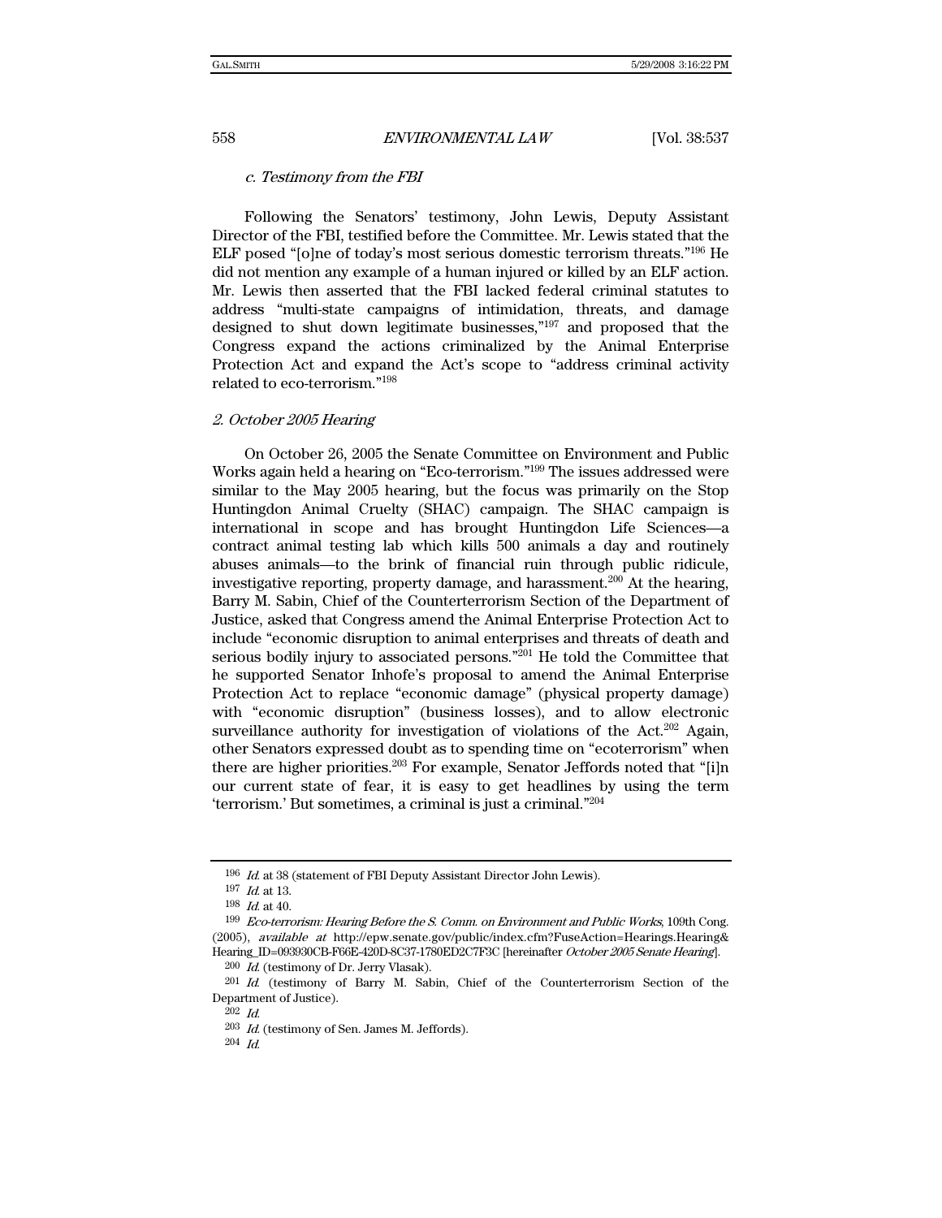*c. Testimony from the FBI*

Following the Senators' testimony, John Lewis, Deputy Assistant Director of the FBI, testified before the Committee. Mr. Lewis stated that the ELF posed "[o]ne of today's most serious domestic terrorism threats."[196] He did not mention any example of a human injured or killed by an ELF action. Mr. Lewis then asserted that the FBI lacked federal criminal statutes to address "multi-state campaigns of intimidation, threats, and damage designed to shut down legitimate businesses,"[197] and proposed that the Congress expand the actions criminalized by the Animal Enterprise Protection Act and expand the Act's scope to "address criminal activity related to eco-terrorism."[198]

*2. October 2005 Hearing*

On October 26, 2005 the Senate Committee on Environment and Public Works again held a hearing on "Eco-terrorism."[199] The issues addressed were similar to the May 2005 hearing, but the focus was primarily on the Stop Huntingdon Animal Cruelty (SHAC) campaign. The SHAC campaign is international in scope and has brought Huntingdon Life Sciences—a contract animal testing lab which kills 500 animals a day and routinely abuses animals—to the brink of financial ruin through public ridicule, investigative reporting, property damage, and harassment.[200] At the hearing, Barry M. Sabin, Chief of the Counterterrorism Section of the Department of Justice, asked that Congress amend the Animal Enterprise Protection Act to include "economic disruption to animal enterprises and threats of death and serious bodily injury to associated persons."[201] He told the Committee that he supported Senator Inhofe's proposal to amend the Animal Enterprise Protection Act to replace "economic damage" (physical property damage) with "economic disruption" (business losses), and to allow electronic surveillance authority for investigation of violations of the Act.[202] Again, other Senators expressed doubt as to spending time on "ecoterrorism" when there are higher priorities.[203] For example, Senator Jeffords noted that "[i]n our current state of fear, it is easy to get headlines by using the term 'terrorism.' But sometimes, a criminal is just a criminal."[204]

---

196 *Id.* at 38 (statement of FBI Deputy Assistant Director John Lewis).

197 *Id.* at 13.

198 *Id.* at 40.

199 *Eco-terrorism: Hearing Before the S. Comm. on Environment and Public Works*, 109th Cong. (2005), *available at* http://epw.senate.gov/public/index.cfm?FuseAction=Hearings.Hearing&Hearing_ID=093930CB-F66E-420D-8C37-1780ED2C7F3C [hereinafter *October 2005 Senate Hearing*].

200 *Id.* (testimony of Dr. Jerry Vlasak).

201 *Id.* (testimony of Barry M. Sabin, Chief of the Counterterrorism Section of the Department of Justice).

202 *Id.*

203 *Id.* (testimony of Sen. James M. Jeffords).

204 *Id.*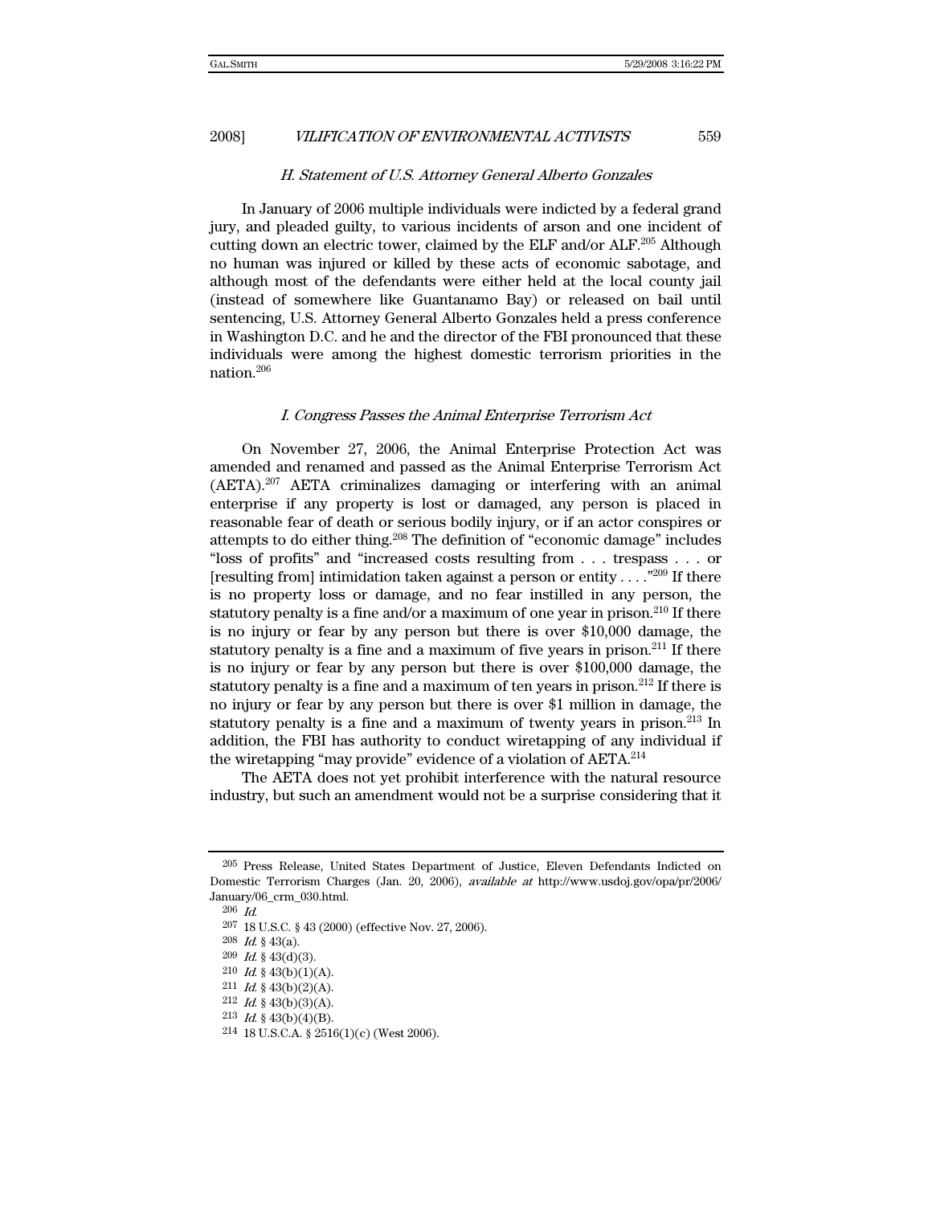### *H. Statement of U.S. Attorney General Alberto Gonzales*

In January of 2006 multiple individuals were indicted by a federal grand jury, and pleaded guilty, to various incidents of arson and one incident of cutting down an electric tower, claimed by the ELF and/or ALF.[205] Although no human was injured or killed by these acts of economic sabotage, and although most of the defendants were either held at the local county jail (instead of somewhere like Guantanamo Bay) or released on bail until sentencing, U.S. Attorney General Alberto Gonzales held a press conference in Washington D.C. and he and the director of the FBI pronounced that these individuals were among the highest domestic terrorism priorities in the nation.[206]

### *I. Congress Passes the Animal Enterprise Terrorism Act*

On November 27, 2006, the Animal Enterprise Protection Act was amended and renamed and passed as the Animal Enterprise Terrorism Act (AETA).[207] AETA criminalizes damaging or interfering with an animal enterprise if any property is lost or damaged, any person is placed in reasonable fear of death or serious bodily injury, or if an actor conspires or attempts to do either thing.[208] The definition of "economic damage" includes "loss of profits" and "increased costs resulting from . . . trespass . . . or [resulting from] intimidation taken against a person or entity . . . ."[209] If there is no property loss or damage, and no fear instilled in any person, the statutory penalty is a fine and/or a maximum of one year in prison.[210] If there is no injury or fear by any person but there is over $10,000 damage, the statutory penalty is a fine and a maximum of five years in prison.[211] If there is no injury or fear by any person but there is over $100,000 damage, the statutory penalty is a fine and a maximum of ten years in prison.[212] If there is no injury or fear by any person but there is over $1 million in damage, the statutory penalty is a fine and a maximum of twenty years in prison.[213] In addition, the FBI has authority to conduct wiretapping of any individual if the wiretapping "may provide" evidence of a violation of AETA.[214]

The AETA does not yet prohibit interference with the natural resource industry, but such an amendment would not be a surprise considering that it

---

[205] Press Release, United States Department of Justice, Eleven Defendants Indicted on Domestic Terrorism Charges (Jan. 20, 2006), *available at* http://www.usdoj.gov/opa/pr/2006/January/06_crm_030.html.

[206] *Id.*

[207] 18 U.S.C. § 43 (2000) (effective Nov. 27, 2006).

[208] *Id.* § 43(a).

[209] *Id.* § 43(d)(3).

[210] *Id.* § 43(b)(1)(A).

[211] *Id.* § 43(b)(2)(A).

[212] *Id.* § 43(b)(3)(A).

[213] *Id.* § 43(b)(4)(B).

[214] 18 U.S.C.A. § 2516(1)(c) (West 2006).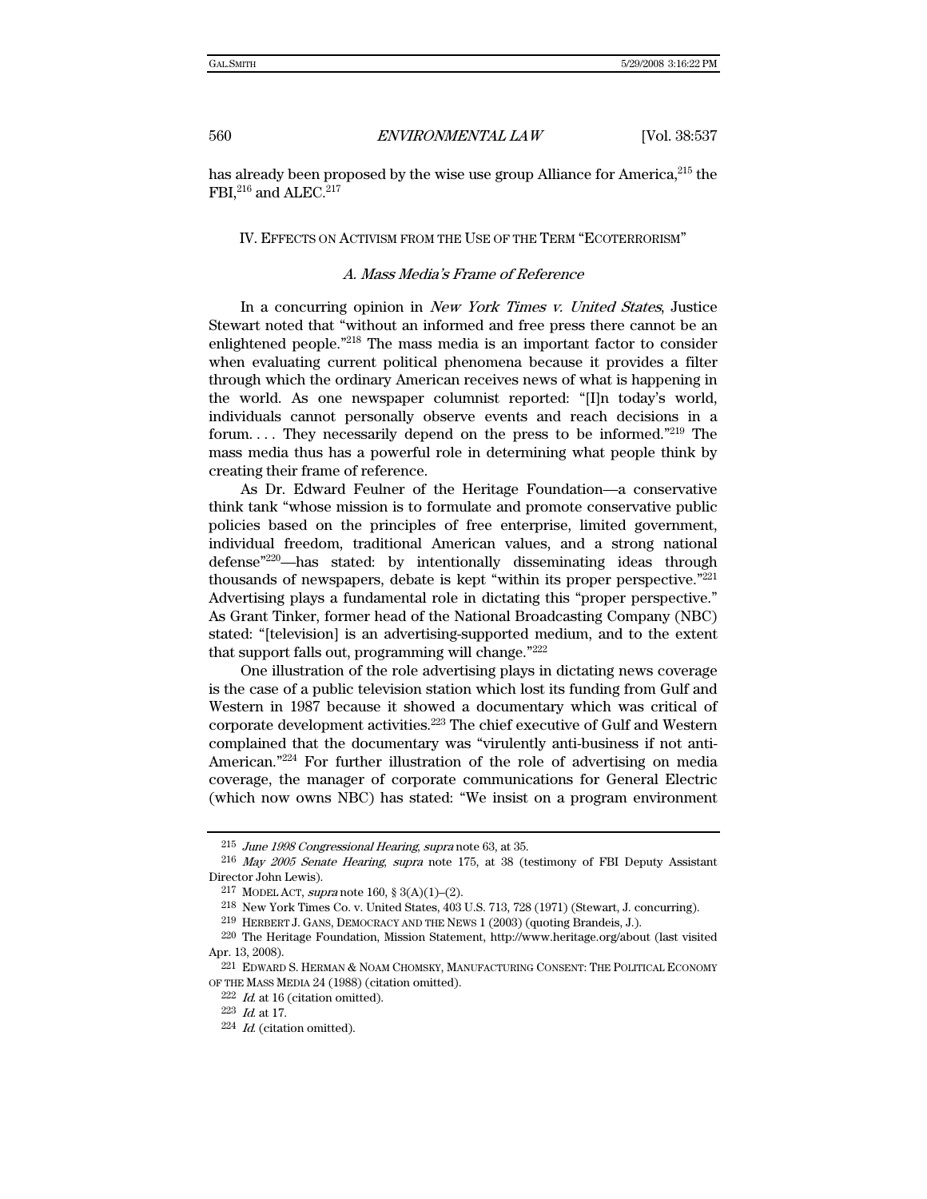has already been proposed by the wise use group Alliance for America,[215] the FBI,[216] and ALEC.[217]

## IV. EFFECTS ON ACTIVISM FROM THE USE OF THE TERM "ECOTERRORISM"

### *A. Mass Media's Frame of Reference*

In a concurring opinion in *New York Times v. United States*, Justice Stewart noted that "without an informed and free press there cannot be an enlightened people."[218] The mass media is an important factor to consider when evaluating current political phenomena because it provides a filter through which the ordinary American receives news of what is happening in the world. As one newspaper columnist reported: "[I]n today's world, individuals cannot personally observe events and reach decisions in a forum. . . . They necessarily depend on the press to be informed."[219] The mass media thus has a powerful role in determining what people think by creating their frame of reference.

As Dr. Edward Feulner of the Heritage Foundation—a conservative think tank "whose mission is to formulate and promote conservative public policies based on the principles of free enterprise, limited government, individual freedom, traditional American values, and a strong national defense"[220]—has stated: by intentionally disseminating ideas through thousands of newspapers, debate is kept "within its proper perspective."[221] Advertising plays a fundamental role in dictating this "proper perspective." As Grant Tinker, former head of the National Broadcasting Company (NBC) stated: "[television] is an advertising-supported medium, and to the extent that support falls out, programming will change."[222]

One illustration of the role advertising plays in dictating news coverage is the case of a public television station which lost its funding from Gulf and Western in 1987 because it showed a documentary which was critical of corporate development activities.[223] The chief executive of Gulf and Western complained that the documentary was "virulently anti-business if not anti-American."[224] For further illustration of the role of advertising on media coverage, the manager of corporate communications for General Electric (which now owns NBC) has stated: "We insist on a program environment

---

[215] *June 1998 Congressional Hearing*, *supra* note 63, at 35.

[216] *May 2005 Senate Hearing*, *supra* note 175, at 38 (testimony of FBI Deputy Assistant Director John Lewis).

[217] MODEL ACT, *supra* note 160, § 3(A)(1)–(2).

[218] New York Times Co. v. United States, 403 U.S. 713, 728 (1971) (Stewart, J. concurring).

[219] HERBERT J. GANS, DEMOCRACY AND THE NEWS 1 (2003) (quoting Brandeis, J.).

[220] The Heritage Foundation, Mission Statement, http://www.heritage.org/about (last visited Apr. 13, 2008).

[221] EDWARD S. HERMAN & NOAM CHOMSKY, MANUFACTURING CONSENT: THE POLITICAL ECONOMY OF THE MASS MEDIA 24 (1988) (citation omitted).

[222] *Id.* at 16 (citation omitted).

[223] *Id.* at 17.

[224] *Id.* (citation omitted).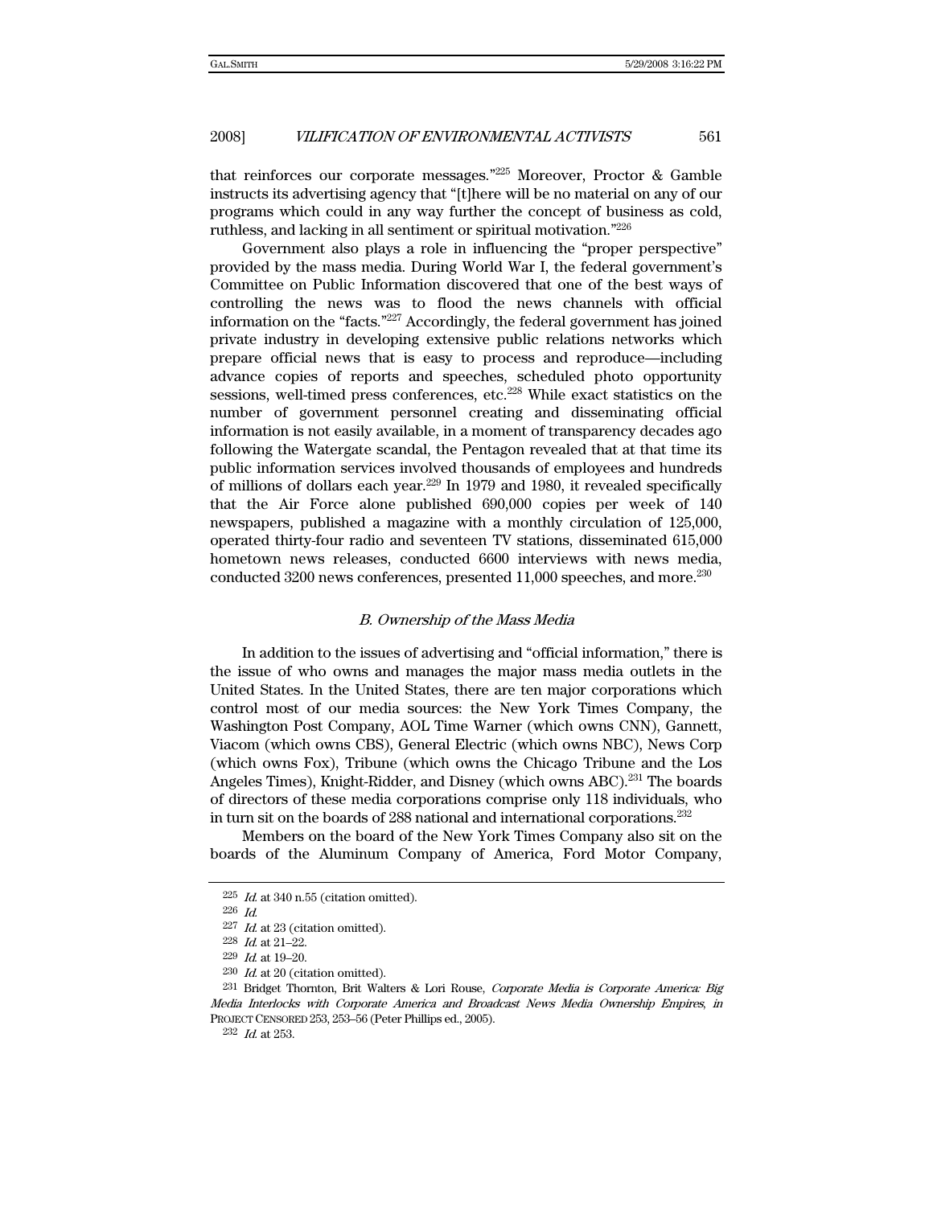that reinforces our corporate messages."[225] Moreover, Proctor & Gamble instructs its advertising agency that "[t]here will be no material on any of our programs which could in any way further the concept of business as cold, ruthless, and lacking in all sentiment or spiritual motivation."[226]

Government also plays a role in influencing the "proper perspective" provided by the mass media. During World War I, the federal government's Committee on Public Information discovered that one of the best ways of controlling the news was to flood the news channels with official information on the "facts."[227] Accordingly, the federal government has joined private industry in developing extensive public relations networks which prepare official news that is easy to process and reproduce—including advance copies of reports and speeches, scheduled photo opportunity sessions, well-timed press conferences, etc.[228] While exact statistics on the number of government personnel creating and disseminating official information is not easily available, in a moment of transparency decades ago following the Watergate scandal, the Pentagon revealed that at that time its public information services involved thousands of employees and hundreds of millions of dollars each year.[229] In 1979 and 1980, it revealed specifically that the Air Force alone published 690,000 copies per week of 140 newspapers, published a magazine with a monthly circulation of 125,000, operated thirty-four radio and seventeen TV stations, disseminated 615,000 hometown news releases, conducted 6600 interviews with news media, conducted 3200 news conferences, presented 11,000 speeches, and more.[230]

### *B. Ownership of the Mass Media*

In addition to the issues of advertising and "official information," there is the issue of who owns and manages the major mass media outlets in the United States. In the United States, there are ten major corporations which control most of our media sources: the New York Times Company, the Washington Post Company, AOL Time Warner (which owns CNN), Gannett, Viacom (which owns CBS), General Electric (which owns NBC), News Corp (which owns Fox), Tribune (which owns the Chicago Tribune and the Los Angeles Times), Knight-Ridder, and Disney (which owns ABC).[231] The boards of directors of these media corporations comprise only 118 individuals, who in turn sit on the boards of 288 national and international corporations.[232]

Members on the board of the New York Times Company also sit on the boards of the Aluminum Company of America, Ford Motor Company,

---

[225] *Id.* at 340 n.55 (citation omitted).

[226] *Id.*

[227] *Id.* at 23 (citation omitted).

[228] *Id.* at 21–22.

[229] *Id.* at 19–20.

[230] *Id.* at 20 (citation omitted).

[231] Bridget Thornton, Brit Walters & Lori Rouse, *Corporate Media is Corporate America: Big Media Interlocks with Corporate America and Broadcast News Media Ownership Empires*, *in* PROJECT CENSORED 253, 253–56 (Peter Phillips ed., 2005).

[232] *Id.* at 253.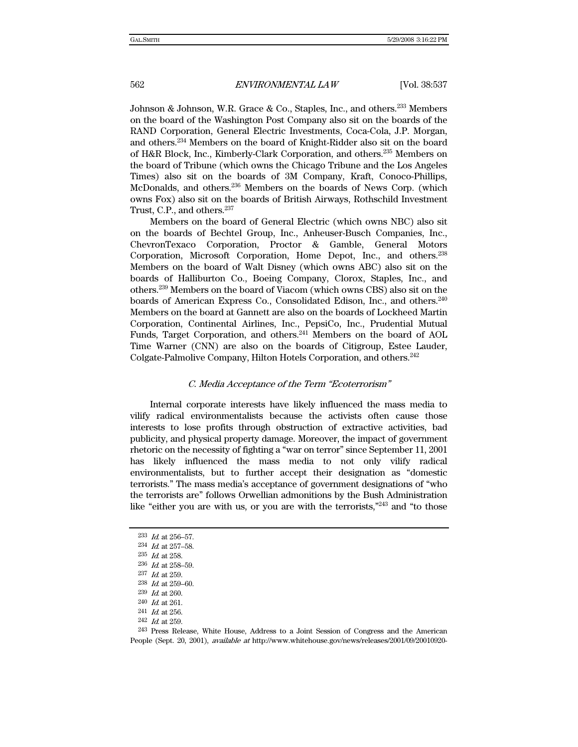Johnson & Johnson, W.R. Grace & Co., Staples, Inc., and others.[233] Members on the board of the Washington Post Company also sit on the boards of the RAND Corporation, General Electric Investments, Coca-Cola, J.P. Morgan, and others.[234] Members on the board of Knight-Ridder also sit on the board of H&R Block, Inc., Kimberly-Clark Corporation, and others.[235] Members on the board of Tribune (which owns the Chicago Tribune and the Los Angeles Times) also sit on the boards of 3M Company, Kraft, Conoco-Phillips, McDonalds, and others.[236] Members on the boards of News Corp. (which owns Fox) also sit on the boards of British Airways, Rothschild Investment Trust, C.P., and others.[237]

Members on the board of General Electric (which owns NBC) also sit on the boards of Bechtel Group, Inc., Anheuser-Busch Companies, Inc., ChevronTexaco Corporation, Proctor & Gamble, General Motors Corporation, Microsoft Corporation, Home Depot, Inc., and others.[238] Members on the board of Walt Disney (which owns ABC) also sit on the boards of Halliburton Co., Boeing Company, Clorox, Staples, Inc., and others.[239] Members on the board of Viacom (which owns CBS) also sit on the boards of American Express Co., Consolidated Edison, Inc., and others.[240] Members on the board at Gannett are also on the boards of Lockheed Martin Corporation, Continental Airlines, Inc., PepsiCo, Inc., Prudential Mutual Funds, Target Corporation, and others.[241] Members on the board of AOL Time Warner (CNN) are also on the boards of Citigroup, Estee Lauder, Colgate-Palmolive Company, Hilton Hotels Corporation, and others.[242]

### *C. Media Acceptance of the Term "Ecoterrorism"*

Internal corporate interests have likely influenced the mass media to vilify radical environmentalists because the activists often cause those interests to lose profits through obstruction of extractive activities, bad publicity, and physical property damage. Moreover, the impact of government rhetoric on the necessity of fighting a "war on terror" since September 11, 2001 has likely influenced the mass media to not only vilify radical environmentalists, but to further accept their designation as "domestic terrorists." The mass media's acceptance of government designations of "who the terrorists are" follows Orwellian admonitions by the Bush Administration like "either you are with us, or you are with the terrorists,"[243] and "to those

---

[233] *Id.* at 256–57.

[234] *Id.* at 257–58.

[235] *Id.* at 258.

[236] *Id.* at 258–59.

[237] *Id.* at 259.

[238] *Id.* at 259–60.

[239] *Id.* at 260.

[240] *Id.* at 261.

[241] *Id.* at 256.

[242] *Id.* at 259.

[243] Press Release, White House, Address to a Joint Session of Congress and the American People (Sept. 20, 2001), *available at* http://www.whitehouse.gov/news/releases/2001/09/20010920-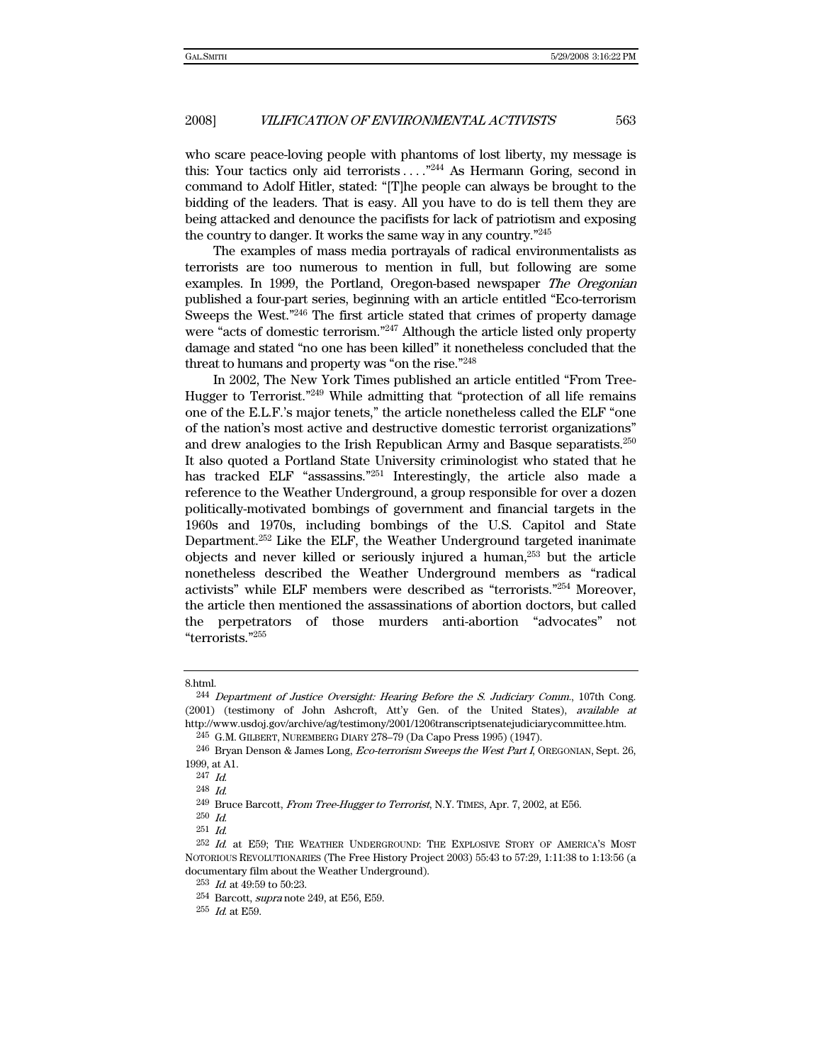who scare peace-loving people with phantoms of lost liberty, my message is this: Your tactics only aid terrorists . . . ."[244] As Hermann Goring, second in command to Adolf Hitler, stated: "[T]he people can always be brought to the bidding of the leaders. That is easy. All you have to do is tell them they are being attacked and denounce the pacifists for lack of patriotism and exposing the country to danger. It works the same way in any country."[245]

The examples of mass media portrayals of radical environmentalists as terrorists are too numerous to mention in full, but following are some examples. In 1999, the Portland, Oregon-based newspaper *The Oregonian* published a four-part series, beginning with an article entitled "Eco-terrorism Sweeps the West."[246] The first article stated that crimes of property damage were "acts of domestic terrorism."[247] Although the article listed only property damage and stated "no one has been killed" it nonetheless concluded that the threat to humans and property was "on the rise."[248]

In 2002, The New York Times published an article entitled "From Tree-Hugger to Terrorist."[249] While admitting that "protection of all life remains one of the E.L.F.'s major tenets," the article nonetheless called the ELF "one of the nation's most active and destructive domestic terrorist organizations" and drew analogies to the Irish Republican Army and Basque separatists.[250] It also quoted a Portland State University criminologist who stated that he has tracked ELF "assassins."[251] Interestingly, the article also made a reference to the Weather Underground, a group responsible for over a dozen politically-motivated bombings of government and financial targets in the 1960s and 1970s, including bombings of the U.S. Capitol and State Department.[252] Like the ELF, the Weather Underground targeted inanimate objects and never killed or seriously injured a human,[253] but the article nonetheless described the Weather Underground members as "radical activists" while ELF members were described as "terrorists."[254] Moreover, the article then mentioned the assassinations of abortion doctors, but called the perpetrators of those murders anti-abortion "advocates" not "terrorists."[255]

---

8.html.

[244] *Department of Justice Oversight: Hearing Before the S. Judiciary Comm.*, 107th Cong. (2001) (testimony of John Ashcroft, Att'y Gen. of the United States), *available at* http://www.usdoj.gov/archive/ag/testimony/2001/1206transcriptsenatejudiciarycommittee.htm.

[245] G.M. GILBERT, NUREMBERG DIARY 278–79 (Da Capo Press 1995) (1947).

[246] Bryan Denson & James Long, *Eco-terrorism Sweeps the West Part I*, OREGONIAN, Sept. 26, 1999, at A1.

[247] *Id.*

[248] *Id.*

[249] Bruce Barcott, *From Tree-Hugger to Terrorist*, N.Y. TIMES, Apr. 7, 2002, at E56.

[250] *Id.*

[251] *Id.*

[252] *Id.* at E59; THE WEATHER UNDERGROUND: THE EXPLOSIVE STORY OF AMERICA'S MOST NOTORIOUS REVOLUTIONARIES (The Free History Project 2003) 55:43 to 57:29, 1:11:38 to 1:13:56 (a documentary film about the Weather Underground).

[253] *Id.* at 49:59 to 50:23.

[254] Barcott, *supra* note 249, at E56, E59.

[255] *Id.* at E59.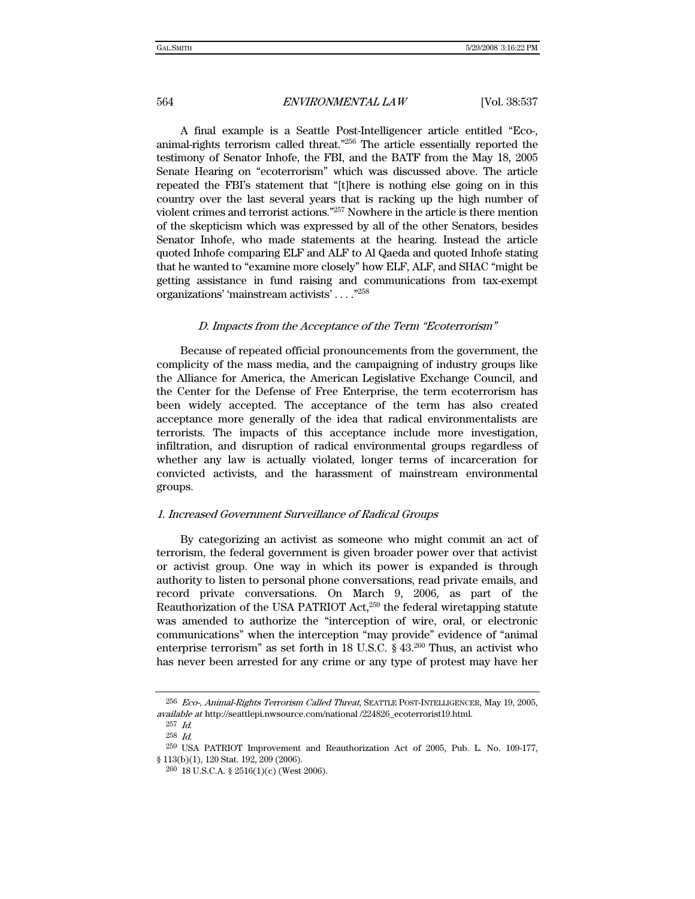A final example is a Seattle Post-Intelligencer article entitled "Eco-, animal-rights terrorism called threat."[256] The article essentially reported the testimony of Senator Inhofe, the FBI, and the BATF from the May 18, 2005 Senate Hearing on "ecoterrorism" which was discussed above. The article repeated the FBI's statement that "[t]here is nothing else going on in this country over the last several years that is racking up the high number of violent crimes and terrorist actions."[257] Nowhere in the article is there mention of the skepticism which was expressed by all of the other Senators, besides Senator Inhofe, who made statements at the hearing. Instead the article quoted Inhofe comparing ELF and ALF to Al Qaeda and quoted Inhofe stating that he wanted to "examine more closely" how ELF, ALF, and SHAC "might be getting assistance in fund raising and communications from tax-exempt organizations' 'mainstream activists' . . . ."[258]

### *D. Impacts from the Acceptance of the Term "Ecoterrorism"*

Because of repeated official pronouncements from the government, the complicity of the mass media, and the campaigning of industry groups like the Alliance for America, the American Legislative Exchange Council, and the Center for the Defense of Free Enterprise, the term ecoterrorism has been widely accepted. The acceptance of the term has also created acceptance more generally of the idea that radical environmentalists are terrorists. The impacts of this acceptance include more investigation, infiltration, and disruption of radical environmental groups regardless of whether any law is actually violated, longer terms of incarceration for convicted activists, and the harassment of mainstream environmental groups.

#### *1. Increased Government Surveillance of Radical Groups*

By categorizing an activist as someone who might commit an act of terrorism, the federal government is given broader power over that activist or activist group. One way in which its power is expanded is through authority to listen to personal phone conversations, read private emails, and record private conversations. On March 9, 2006, as part of the Reauthorization of the USA PATRIOT Act,[259] the federal wiretapping statute was amended to authorize the "interception of wire, oral, or electronic communications" when the interception "may provide" evidence of "animal enterprise terrorism" as set forth in 18 U.S.C. § 43.[260] Thus, an activist who has never been arrested for any crime or any type of protest may have her

---

[256] *Eco-, Animal-Rights Terrorism Called Threat*, SEATTLE POST-INTELLIGENCER, May 19, 2005, *available at* http://seattlepi.nwsource.com/national /224826_ecoterrorist19.html.

[257] *Id.*

[258] *Id.*

[259] USA PATRIOT Improvement and Reauthorization Act of 2005, Pub. L. No. 109-177, § 113(b)(1), 120 Stat. 192, 209 (2006).

[260] 18 U.S.C.A. § 2516(1)(c) (West 2006).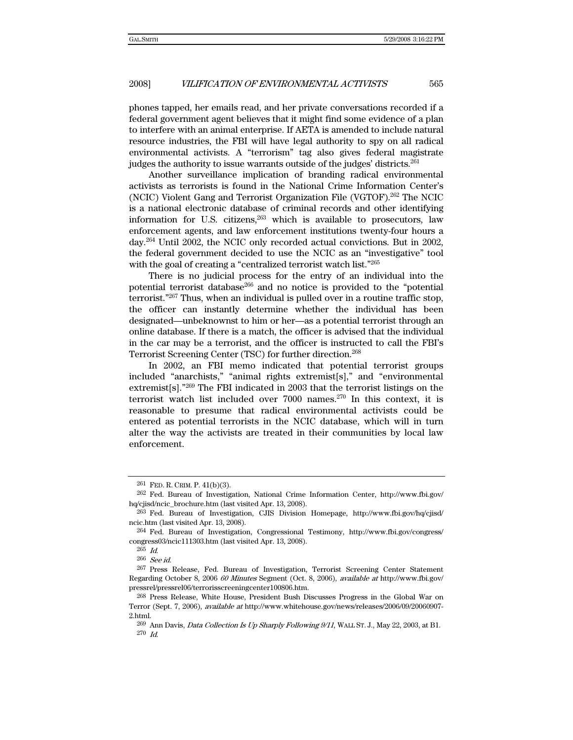phones tapped, her emails read, and her private conversations recorded if a federal government agent believes that it might find some evidence of a plan to interfere with an animal enterprise. If AETA is amended to include natural resource industries, the FBI will have legal authority to spy on all radical environmental activists. A "terrorism" tag also gives federal magistrate judges the authority to issue warrants outside of the judges' districts.[261]

Another surveillance implication of branding radical environmental activists as terrorists is found in the National Crime Information Center's (NCIC) Violent Gang and Terrorist Organization File (VGTOF).[262] The NCIC is a national electronic database of criminal records and other identifying information for U.S. citizens,[263] which is available to prosecutors, law enforcement agents, and law enforcement institutions twenty-four hours a day.[264] Until 2002, the NCIC only recorded actual convictions. But in 2002, the federal government decided to use the NCIC as an "investigative" tool with the goal of creating a "centralized terrorist watch list."[265]

There is no judicial process for the entry of an individual into the potential terrorist database[266] and no notice is provided to the "potential terrorist."[267] Thus, when an individual is pulled over in a routine traffic stop, the officer can instantly determine whether the individual has been designated—unbeknownst to him or her—as a potential terrorist through an online database. If there is a match, the officer is advised that the individual in the car may be a terrorist, and the officer is instructed to call the FBI's Terrorist Screening Center (TSC) for further direction.[268]

In 2002, an FBI memo indicated that potential terrorist groups included "anarchists," "animal rights extremist[s]," and "environmental extremist[s]."[269] The FBI indicated in 2003 that the terrorist listings on the terrorist watch list included over 7000 names.[270] In this context, it is reasonable to presume that radical environmental activists could be entered as potential terrorists in the NCIC database, which will in turn alter the way the activists are treated in their communities by local law enforcement.

---

[261] FED. R. CRIM. P. 41(b)(3).

[262] Fed. Bureau of Investigation, National Crime Information Center, http://www.fbi.gov/hq/cjisd/ncic_brochure.htm (last visited Apr. 13, 2008).

[263] Fed. Bureau of Investigation, CJIS Division Homepage, http://www.fbi.gov/hq/cjisd/ncic.htm (last visited Apr. 13, 2008).

[264] Fed. Bureau of Investigation, Congressional Testimony, http://www.fbi.gov/congress/congress03/ncic111303.htm (last visited Apr. 13, 2008).

[265] *Id.*

[266] *See id.*

[267] Press Release, Fed. Bureau of Investigation, Terrorist Screening Center Statement Regarding October 8, 2006 *60 Minutes* Segment (Oct. 8, 2006), *available at* http://www.fbi.gov/pressrel/pressrel06/terrorisscreeningcenter100806.htm.

[268] Press Release, White House, President Bush Discusses Progress in the Global War on Terror (Sept. 7, 2006), *available at* http://www.whitehouse.gov/news/releases/2006/09/20060907-2.html.

[269] Ann Davis, *Data Collection Is Up Sharply Following 9/11*, WALL ST. J., May 22, 2003, at B1.

[270] *Id.*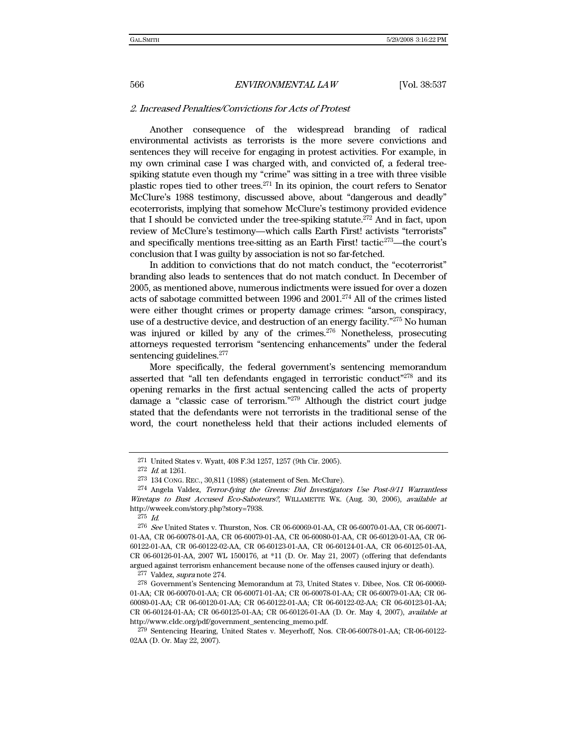### *2. Increased Penalties/Convictions for Acts of Protest*

Another consequence of the widespread branding of radical environmental activists as terrorists is the more severe convictions and sentences they will receive for engaging in protest activities. For example, in my own criminal case I was charged with, and convicted of, a federal tree-spiking statute even though my "crime" was sitting in a tree with three visible plastic ropes tied to other trees.[271] In its opinion, the court refers to Senator McClure's 1988 testimony, discussed above, about "dangerous and deadly" ecoterrorists, implying that somehow McClure's testimony provided evidence that I should be convicted under the tree-spiking statute.[272] And in fact, upon review of McClure's testimony—which calls Earth First! activists "terrorists" and specifically mentions tree-sitting as an Earth First! tactic[273]—the court's conclusion that I was guilty by association is not so far-fetched.

In addition to convictions that do not match conduct, the "ecoterrorist" branding also leads to sentences that do not match conduct. In December of 2005, as mentioned above, numerous indictments were issued for over a dozen acts of sabotage committed between 1996 and 2001.[274] All of the crimes listed were either thought crimes or property damage crimes: "arson, conspiracy, use of a destructive device, and destruction of an energy facility."[275] No human was injured or killed by any of the crimes.[276] Nonetheless, prosecuting attorneys requested terrorism "sentencing enhancements" under the federal sentencing guidelines.[277]

More specifically, the federal government's sentencing memorandum asserted that "all ten defendants engaged in terroristic conduct"[278] and its opening remarks in the first actual sentencing called the acts of property damage a "classic case of terrorism."[279] Although the district court judge stated that the defendants were not terrorists in the traditional sense of the word, the court nonetheless held that their actions included elements of

---

[271] United States v. Wyatt, 408 F.3d 1257, 1257 (9th Cir. 2005).

[272] *Id.* at 1261.

[273] 134 CONG. REC., 30,811 (1988) (statement of Sen. McClure).

[274] Angela Valdez, *Terror-fying the Greens: Did Investigators Use Post-9/11 Warrantless Wiretaps to Bust Accused Eco-Saboteurs?*, WILLAMETTE WK. (Aug. 30, 2006), *available at* http://wweek.com/story.php?story=7938.

[275] *Id.*

[276] *See* United States v. Thurston, Nos. CR 06-60069-01-AA, CR 06-60070-01-AA, CR 06-60071-01-AA, CR 06-60078-01-AA, CR 06-60079-01-AA, CR 06-60080-01-AA, CR 06-60120-01-AA, CR 06-60122-01-AA, CR 06-60122-02-AA, CR 06-60123-01-AA, CR 06-60124-01-AA, CR 06-60125-01-AA, CR 06-60126-01-AA, 2007 WL 1500176, at *11 (D. Or. May 21, 2007) (offering that defendants argued against terrorism enhancement because none of the offenses caused injury or death).

[277] Valdez, *supra* note 274.

[278] Government's Sentencing Memorandum at 73, United States v. Dibee, Nos. CR 06-60069-01-AA; CR 06-60070-01-AA; CR 06-60071-01-AA; CR 06-60078-01-AA; CR 06-60079-01-AA; CR 06-60080-01-AA; CR 06-60120-01-AA; CR 06-60122-01-AA; CR 06-60122-02-AA; CR 06-60123-01-AA; CR 06-60124-01-AA; CR 06-60125-01-AA; CR 06-60126-01-AA (D. Or. May 4, 2007), *available at* http://www.cldc.org/pdf/government_sentencing_memo.pdf.

[279] Sentencing Hearing, United States v. Meyerhoff, Nos. CR-06-60078-01-AA; CR-06-60122-02AA (D. Or. May 22, 2007).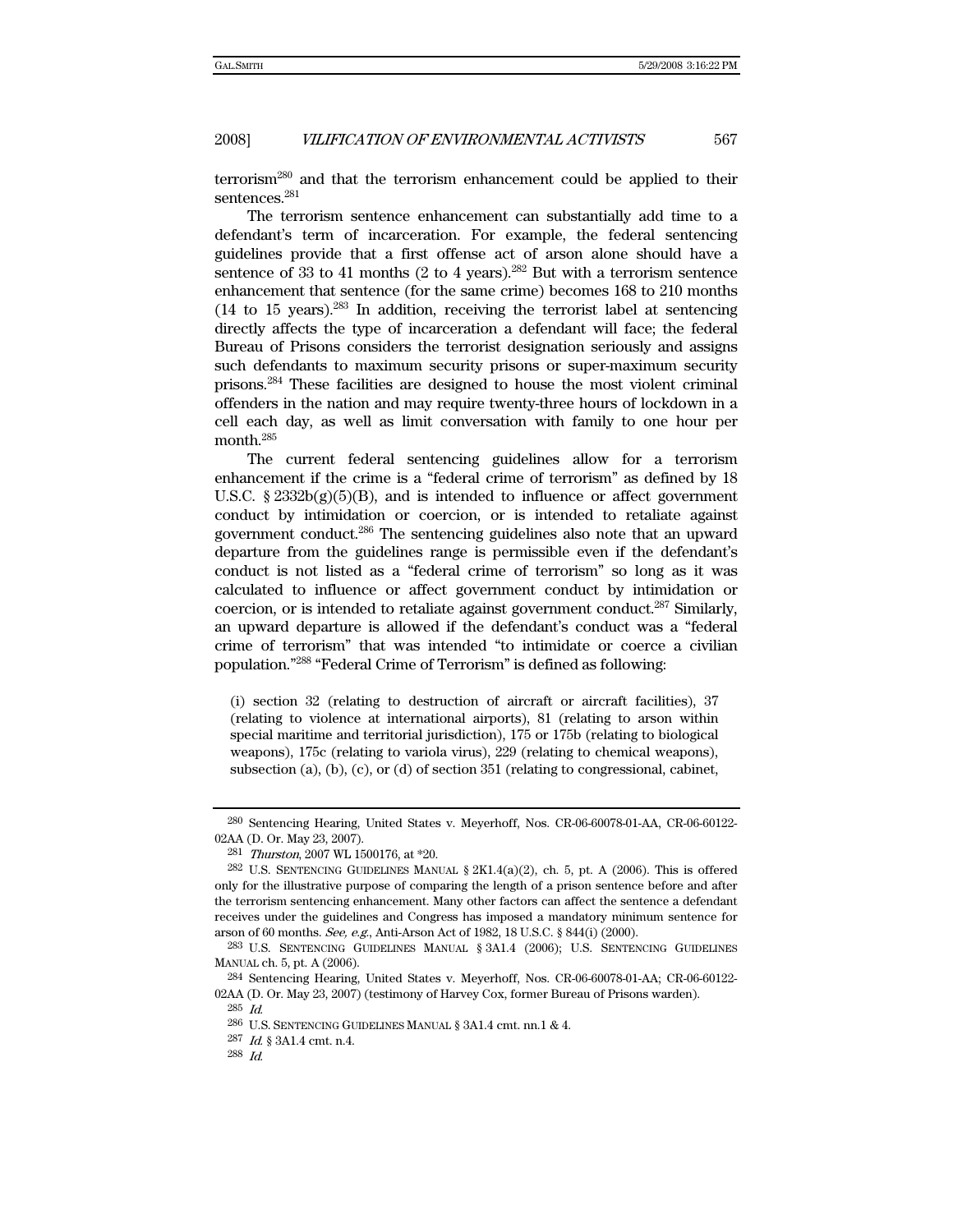terrorism[280] and that the terrorism enhancement could be applied to their sentences.[281]

The terrorism sentence enhancement can substantially add time to a defendant's term of incarceration. For example, the federal sentencing guidelines provide that a first offense act of arson alone should have a sentence of 33 to 41 months (2 to 4 years).[282] But with a terrorism sentence enhancement that sentence (for the same crime) becomes 168 to 210 months (14 to 15 years).[283] In addition, receiving the terrorist label at sentencing directly affects the type of incarceration a defendant will face; the federal Bureau of Prisons considers the terrorist designation seriously and assigns such defendants to maximum security prisons or super-maximum security prisons.[284] These facilities are designed to house the most violent criminal offenders in the nation and may require twenty-three hours of lockdown in a cell each day, as well as limit conversation with family to one hour per month.[285]

The current federal sentencing guidelines allow for a terrorism enhancement if the crime is a "federal crime of terrorism" as defined by 18 U.S.C. § 2332b(g)(5)(B), and is intended to influence or affect government conduct by intimidation or coercion, or is intended to retaliate against government conduct.[286] The sentencing guidelines also note that an upward departure from the guidelines range is permissible even if the defendant's conduct is not listed as a "federal crime of terrorism" so long as it was calculated to influence or affect government conduct by intimidation or coercion, or is intended to retaliate against government conduct.[287] Similarly, an upward departure is allowed if the defendant's conduct was a "federal crime of terrorism" that was intended "to intimidate or coerce a civilian population."[288] "Federal Crime of Terrorism" is defined as following:

> (i) section 32 (relating to destruction of aircraft or aircraft facilities), 37 (relating to violence at international airports), 81 (relating to arson within special maritime and territorial jurisdiction), 175 or 175b (relating to biological weapons), 175c (relating to variola virus), 229 (relating to chemical weapons), subsection (a), (b), (c), or (d) of section 351 (relating to congressional, cabinet,

---

[280] Sentencing Hearing, United States v. Meyerhoff, Nos. CR-06-60078-01-AA, CR-06-60122-02AA (D. Or. May 23, 2007).

[281] *Thurston*, 2007 WL 1500176, at *20.

[282] U.S. SENTENCING GUIDELINES MANUAL § 2K1.4(a)(2), ch. 5, pt. A (2006). This is offered only for the illustrative purpose of comparing the length of a prison sentence before and after the terrorism sentencing enhancement. Many other factors can affect the sentence a defendant receives under the guidelines and Congress has imposed a mandatory minimum sentence for arson of 60 months. *See, e.g.*, Anti-Arson Act of 1982, 18 U.S.C. § 844(i) (2000).

[283] U.S. SENTENCING GUIDELINES MANUAL § 3A1.4 (2006); U.S. SENTENCING GUIDELINES MANUAL ch. 5, pt. A (2006).

[284] Sentencing Hearing, United States v. Meyerhoff, Nos. CR-06-60078-01-AA; CR-06-60122-02AA (D. Or. May 23, 2007) (testimony of Harvey Cox, former Bureau of Prisons warden).

[285] *Id.*

[286] U.S. SENTENCING GUIDELINES MANUAL § 3A1.4 cmt. nn.1 & 4.

[287] *Id.* § 3A1.4 cmt. n.4.

[288] *Id.*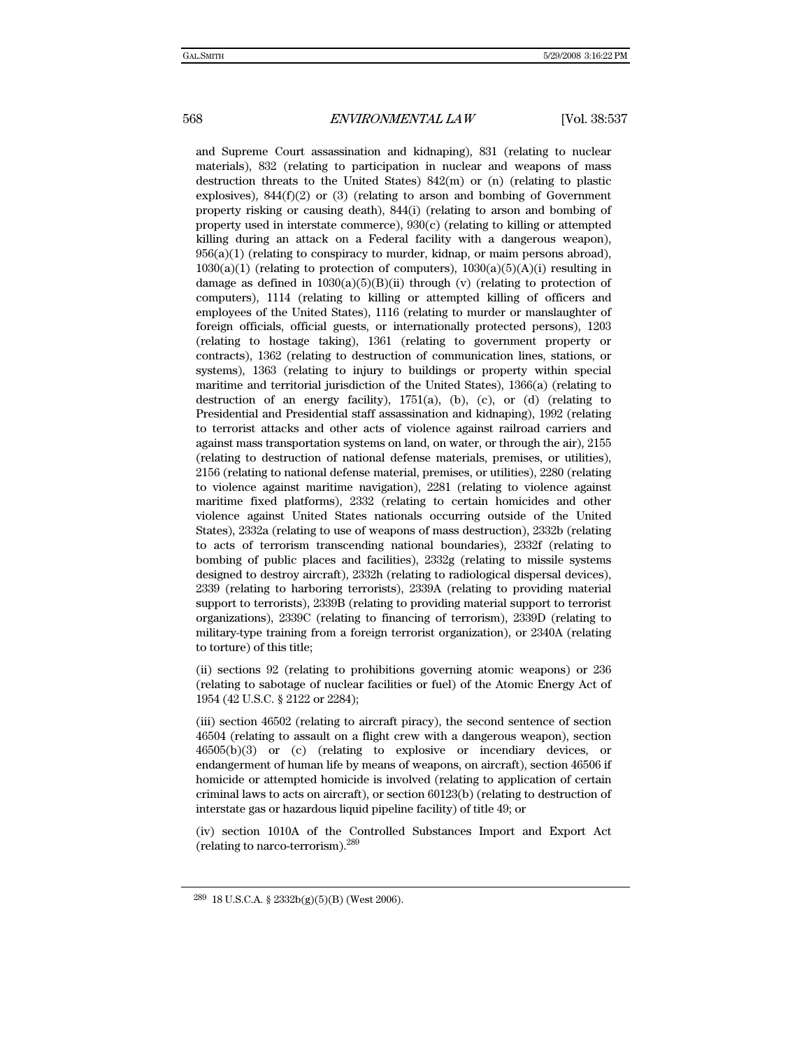and Supreme Court assassination and kidnaping), 831 (relating to nuclear materials), 832 (relating to participation in nuclear and weapons of mass destruction threats to the United States) 842(m) or (n) (relating to plastic explosives), 844(f)(2) or (3) (relating to arson and bombing of Government property risking or causing death), 844(i) (relating to arson and bombing of property used in interstate commerce), 930(c) (relating to killing or attempted killing during an attack on a Federal facility with a dangerous weapon), 956(a)(1) (relating to conspiracy to murder, kidnap, or maim persons abroad), 1030(a)(1) (relating to protection of computers), 1030(a)(5)(A)(i) resulting in damage as defined in 1030(a)(5)(B)(ii) through (v) (relating to protection of computers), 1114 (relating to killing or attempted killing of officers and employees of the United States), 1116 (relating to murder or manslaughter of foreign officials, official guests, or internationally protected persons), 1203 (relating to hostage taking), 1361 (relating to government property or contracts), 1362 (relating to destruction of communication lines, stations, or systems), 1363 (relating to injury to buildings or property within special maritime and territorial jurisdiction of the United States), 1366(a) (relating to destruction of an energy facility), 1751(a), (b), (c), or (d) (relating to Presidential and Presidential staff assassination and kidnaping), 1992 (relating to terrorist attacks and other acts of violence against railroad carriers and against mass transportation systems on land, on water, or through the air), 2155 (relating to destruction of national defense materials, premises, or utilities), 2156 (relating to national defense material, premises, or utilities), 2280 (relating to violence against maritime navigation), 2281 (relating to violence against maritime fixed platforms), 2332 (relating to certain homicides and other violence against United States nationals occurring outside of the United States), 2332a (relating to use of weapons of mass destruction), 2332b (relating to acts of terrorism transcending national boundaries), 2332f (relating to bombing of public places and facilities), 2332g (relating to missile systems designed to destroy aircraft), 2332h (relating to radiological dispersal devices), 2339 (relating to harboring terrorists), 2339A (relating to providing material support to terrorists), 2339B (relating to providing material support to terrorist organizations), 2339C (relating to financing of terrorism), 2339D (relating to military-type training from a foreign terrorist organization), or 2340A (relating to torture) of this title;

(ii) sections 92 (relating to prohibitions governing atomic weapons) or 236 (relating to sabotage of nuclear facilities or fuel) of the Atomic Energy Act of 1954 (42 U.S.C. § 2122 or 2284);

(iii) section 46502 (relating to aircraft piracy), the second sentence of section 46504 (relating to assault on a flight crew with a dangerous weapon), section 46505(b)(3) or (c) (relating to explosive or incendiary devices, or endangerment of human life by means of weapons, on aircraft), section 46506 if homicide or attempted homicide is involved (relating to application of certain criminal laws to acts on aircraft), or section 60123(b) (relating to destruction of interstate gas or hazardous liquid pipeline facility) of title 49; or

(iv) section 1010A of the Controlled Substances Import and Export Act (relating to narco-terrorism).[289]

[289] 18 U.S.C.A. § 2332b(g)(5)(B) (West 2006).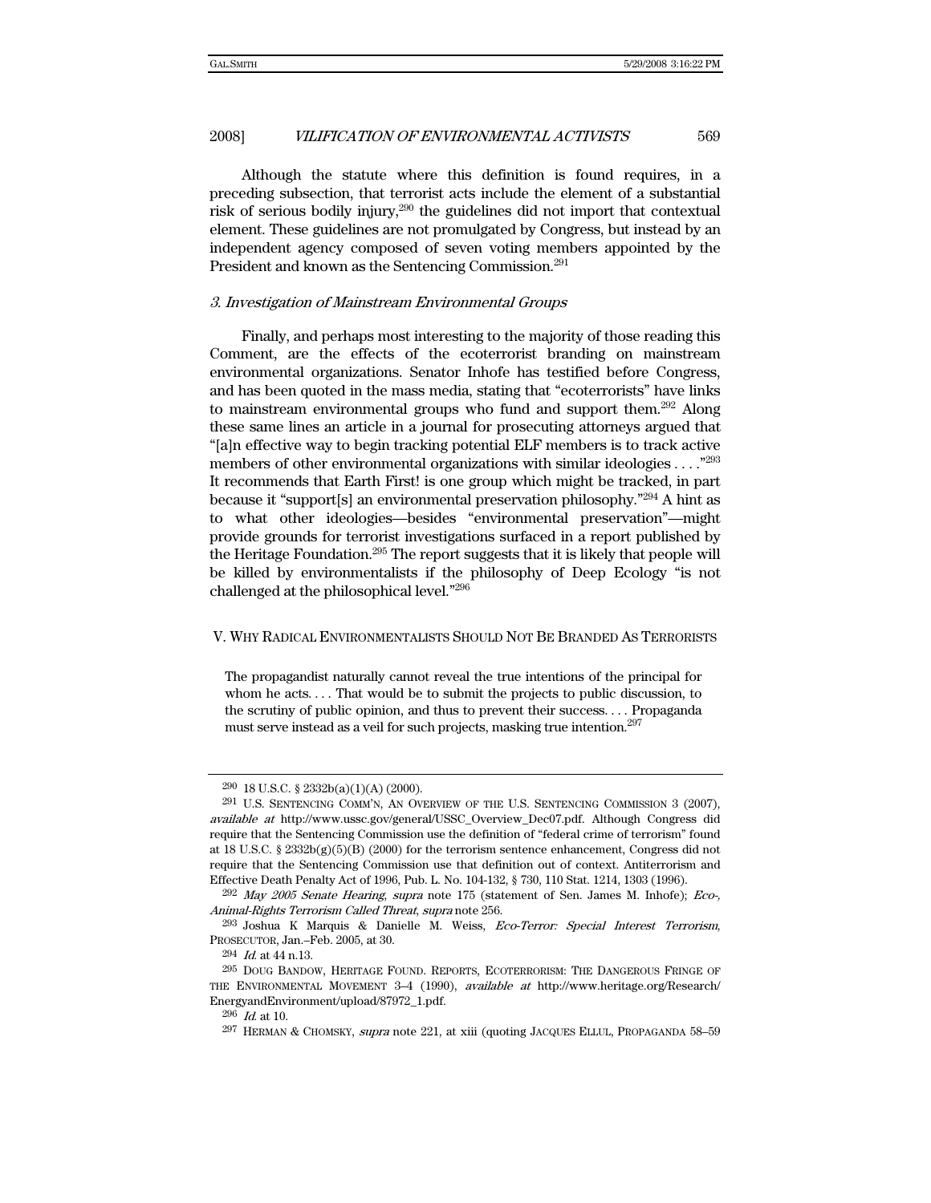Although the statute where this definition is found requires, in a preceding subsection, that terrorist acts include the element of a substantial risk of serious bodily injury,[290] the guidelines did not import that contextual element. These guidelines are not promulgated by Congress, but instead by an independent agency composed of seven voting members appointed by the President and known as the Sentencing Commission.[291]

### *3. Investigation of Mainstream Environmental Groups*

Finally, and perhaps most interesting to the majority of those reading this Comment, are the effects of the ecoterrorist branding on mainstream environmental organizations. Senator Inhofe has testified before Congress, and has been quoted in the mass media, stating that "ecoterrorists" have links to mainstream environmental groups who fund and support them.[292] Along these same lines an article in a journal for prosecuting attorneys argued that "[a]n effective way to begin tracking potential ELF members is to track active members of other environmental organizations with similar ideologies . . . ."[293] It recommends that Earth First! is one group which might be tracked, in part because it "support[s] an environmental preservation philosophy."[294] A hint as to what other ideologies—besides "environmental preservation"—might provide grounds for terrorist investigations surfaced in a report published by the Heritage Foundation.[295] The report suggests that it is likely that people will be killed by environmentalists if the philosophy of Deep Ecology "is not challenged at the philosophical level."[296]

## V. WHY RADICAL ENVIRONMENTALISTS SHOULD NOT BE BRANDED AS TERRORISTS

> The propagandist naturally cannot reveal the true intentions of the principal for whom he acts. . . . That would be to submit the projects to public discussion, to the scrutiny of public opinion, and thus to prevent their success. . . . Propaganda must serve instead as a veil for such projects, masking true intention.[297]

---

[290] 18 U.S.C. § 2332b(a)(1)(A) (2000).

[291] U.S. SENTENCING COMM'N, AN OVERVIEW OF THE U.S. SENTENCING COMMISSION 3 (2007), *available at* http://www.ussc.gov/general/USSC_Overview_Dec07.pdf. Although Congress did require that the Sentencing Commission use the definition of "federal crime of terrorism" found at 18 U.S.C. § 2332b(g)(5)(B) (2000) for the terrorism sentence enhancement, Congress did not require that the Sentencing Commission use that definition out of context. Antiterrorism and Effective Death Penalty Act of 1996, Pub. L. No. 104-132, § 730, 110 Stat. 1214, 1303 (1996).

[292] *May 2005 Senate Hearing*, *supra* note 175 (statement of Sen. James M. Inhofe); *Eco-, Animal-Rights Terrorism Called Threat*, *supra* note 256.

[293] Joshua K Marquis & Danielle M. Weiss, *Eco-Terror: Special Interest Terrorism*, PROSECUTOR, Jan.–Feb. 2005, at 30.

[294] *Id.* at 44 n.13.

[295] DOUG BANDOW, HERITAGE FOUND. REPORTS, ECOTERRORISM: THE DANGEROUS FRINGE OF THE ENVIRONMENTAL MOVEMENT 3–4 (1990), *available at* http://www.heritage.org/Research/EnergyandEnvironment/upload/87972_1.pdf.

[296] *Id.* at 10.

[297] HERMAN & CHOMSKY, *supra* note 221, at xiii (quoting JACQUES ELLUL, PROPAGANDA 58–59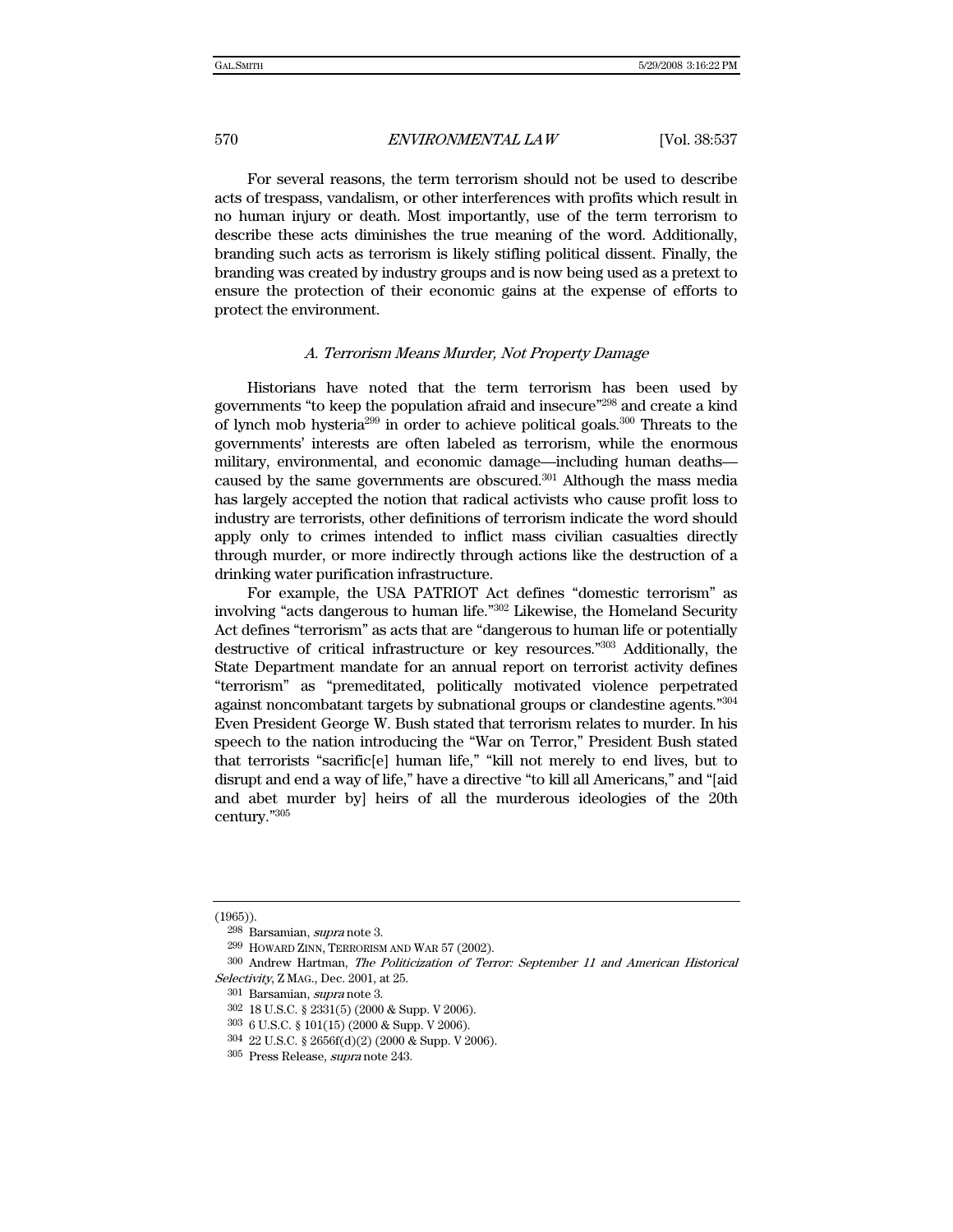For several reasons, the term terrorism should not be used to describe acts of trespass, vandalism, or other interferences with profits which result in no human injury or death. Most importantly, use of the term terrorism to describe these acts diminishes the true meaning of the word. Additionally, branding such acts as terrorism is likely stifling political dissent. Finally, the branding was created by industry groups and is now being used as a pretext to ensure the protection of their economic gains at the expense of efforts to protect the environment.

### *A. Terrorism Means Murder, Not Property Damage*

Historians have noted that the term terrorism has been used by governments "to keep the population afraid and insecure"[298] and create a kind of lynch mob hysteria[299] in order to achieve political goals.[300] Threats to the governments' interests are often labeled as terrorism, while the enormous military, environmental, and economic damage—including human deaths—caused by the same governments are obscured.[301] Although the mass media has largely accepted the notion that radical activists who cause profit loss to industry are terrorists, other definitions of terrorism indicate the word should apply only to crimes intended to inflict mass civilian casualties directly through murder, or more indirectly through actions like the destruction of a drinking water purification infrastructure.

For example, the USA PATRIOT Act defines "domestic terrorism" as involving "acts dangerous to human life."[302] Likewise, the Homeland Security Act defines "terrorism" as acts that are "dangerous to human life or potentially destructive of critical infrastructure or key resources."[303] Additionally, the State Department mandate for an annual report on terrorist activity defines "terrorism" as "premeditated, politically motivated violence perpetrated against noncombatant targets by subnational groups or clandestine agents."[304] Even President George W. Bush stated that terrorism relates to murder. In his speech to the nation introducing the "War on Terror," President Bush stated that terrorists "sacrific[e] human life," "kill not merely to end lives, but to disrupt and end a way of life," have a directive "to kill all Americans," and "[aid and abet murder by] heirs of all the murderous ideologies of the 20th century."[305]

---

(1965)).

[298] Barsamian, *supra* note 3.

[299] HOWARD ZINN, TERRORISM AND WAR 57 (2002).

[300] Andrew Hartman, *The Politicization of Terror: September 11 and American Historical Selectivity*, Z MAG., Dec. 2001, at 25.

[301] Barsamian, *supra* note 3.

[302] 18 U.S.C. § 2331(5) (2000 & Supp. V 2006).

[303] 6 U.S.C. § 101(15) (2000 & Supp. V 2006).

[304] 22 U.S.C. § 2656f(d)(2) (2000 & Supp. V 2006).

[305] Press Release, *supra* note 243.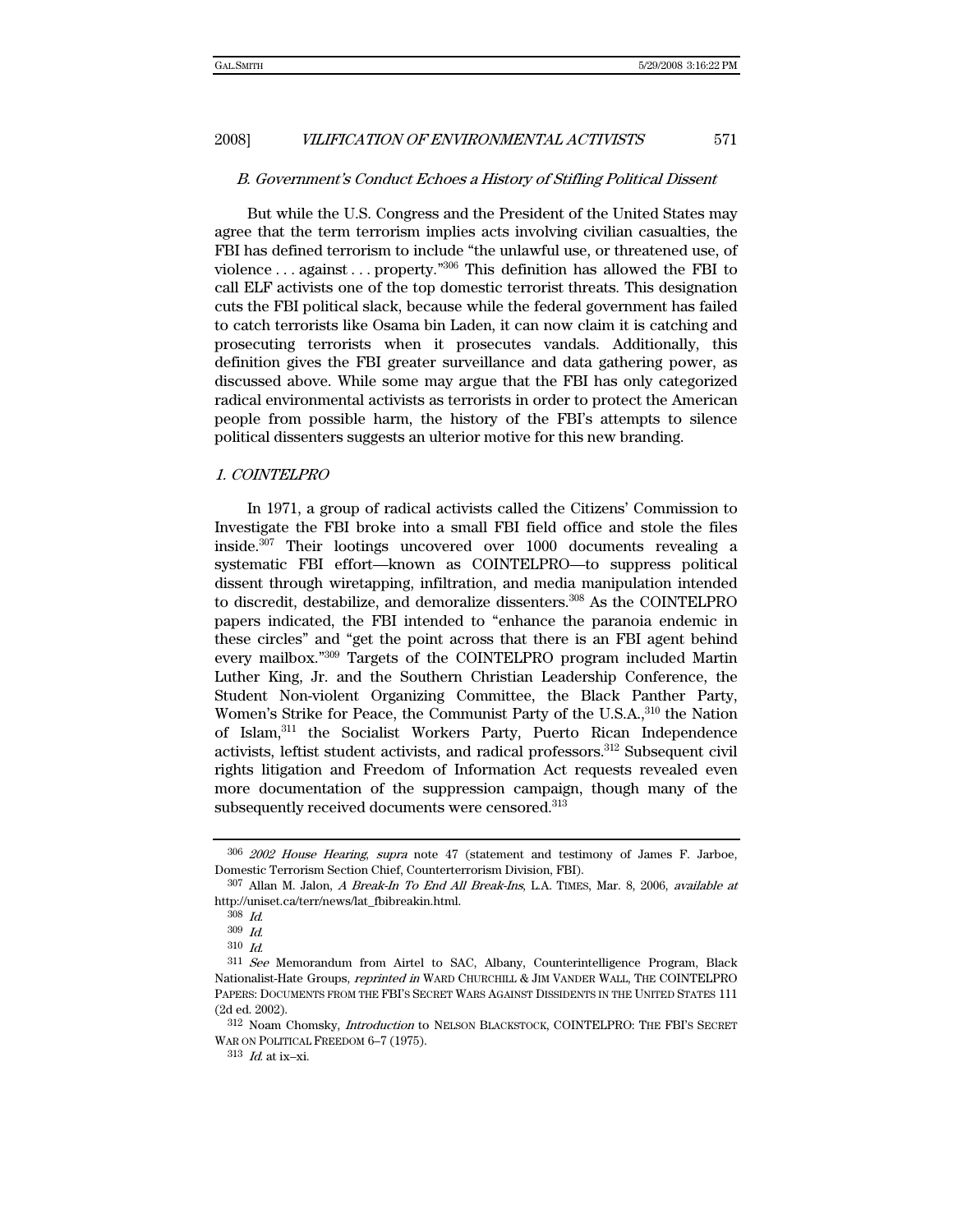### *B. Government's Conduct Echoes a History of Stifling Political Dissent*

But while the U.S. Congress and the President of the United States may agree that the term terrorism implies acts involving civilian casualties, the FBI has defined terrorism to include "the unlawful use, or threatened use, of violence . . . against . . . property."[306] This definition has allowed the FBI to call ELF activists one of the top domestic terrorist threats. This designation cuts the FBI political slack, because while the federal government has failed to catch terrorists like Osama bin Laden, it can now claim it is catching and prosecuting terrorists when it prosecutes vandals. Additionally, this definition gives the FBI greater surveillance and data gathering power, as discussed above. While some may argue that the FBI has only categorized radical environmental activists as terrorists in order to protect the American people from possible harm, the history of the FBI's attempts to silence political dissenters suggests an ulterior motive for this new branding.

#### *1. COINTELPRO*

In 1971, a group of radical activists called the Citizens' Commission to Investigate the FBI broke into a small FBI field office and stole the files inside.[307] Their lootings uncovered over 1000 documents revealing a systematic FBI effort—known as COINTELPRO—to suppress political dissent through wiretapping, infiltration, and media manipulation intended to discredit, destabilize, and demoralize dissenters.[308] As the COINTELPRO papers indicated, the FBI intended to "enhance the paranoia endemic in these circles" and "get the point across that there is an FBI agent behind every mailbox."[309] Targets of the COINTELPRO program included Martin Luther King, Jr. and the Southern Christian Leadership Conference, the Student Non-violent Organizing Committee, the Black Panther Party, Women's Strike for Peace, the Communist Party of the U.S.A.,[310] the Nation of Islam,[311] the Socialist Workers Party, Puerto Rican Independence activists, leftist student activists, and radical professors.[312] Subsequent civil rights litigation and Freedom of Information Act requests revealed even more documentation of the suppression campaign, though many of the subsequently received documents were censored.[313]

---

[306] *2002 House Hearing*, *supra* note 47 (statement and testimony of James F. Jarboe, Domestic Terrorism Section Chief, Counterterrorism Division, FBI).

[307] Allan M. Jalon, *A Break-In To End All Break-Ins*, L.A. TIMES, Mar. 8, 2006, *available at* http://uniset.ca/terr/news/lat_fbibreakin.html.

[308] *Id.*

[309] *Id.*

[310] *Id.*

[311] *See* Memorandum from Airtel to SAC, Albany, Counterintelligence Program, Black Nationalist-Hate Groups, *reprinted in* WARD CHURCHILL & JIM VANDER WALL, THE COINTELPRO PAPERS: DOCUMENTS FROM THE FBI'S SECRET WARS AGAINST DISSIDENTS IN THE UNITED STATES 111 (2d ed. 2002).

[312] Noam Chomsky, *Introduction* to NELSON BLACKSTOCK, COINTELPRO: THE FBI'S SECRET WAR ON POLITICAL FREEDOM 6–7 (1975).

[313] *Id.* at ix–xi.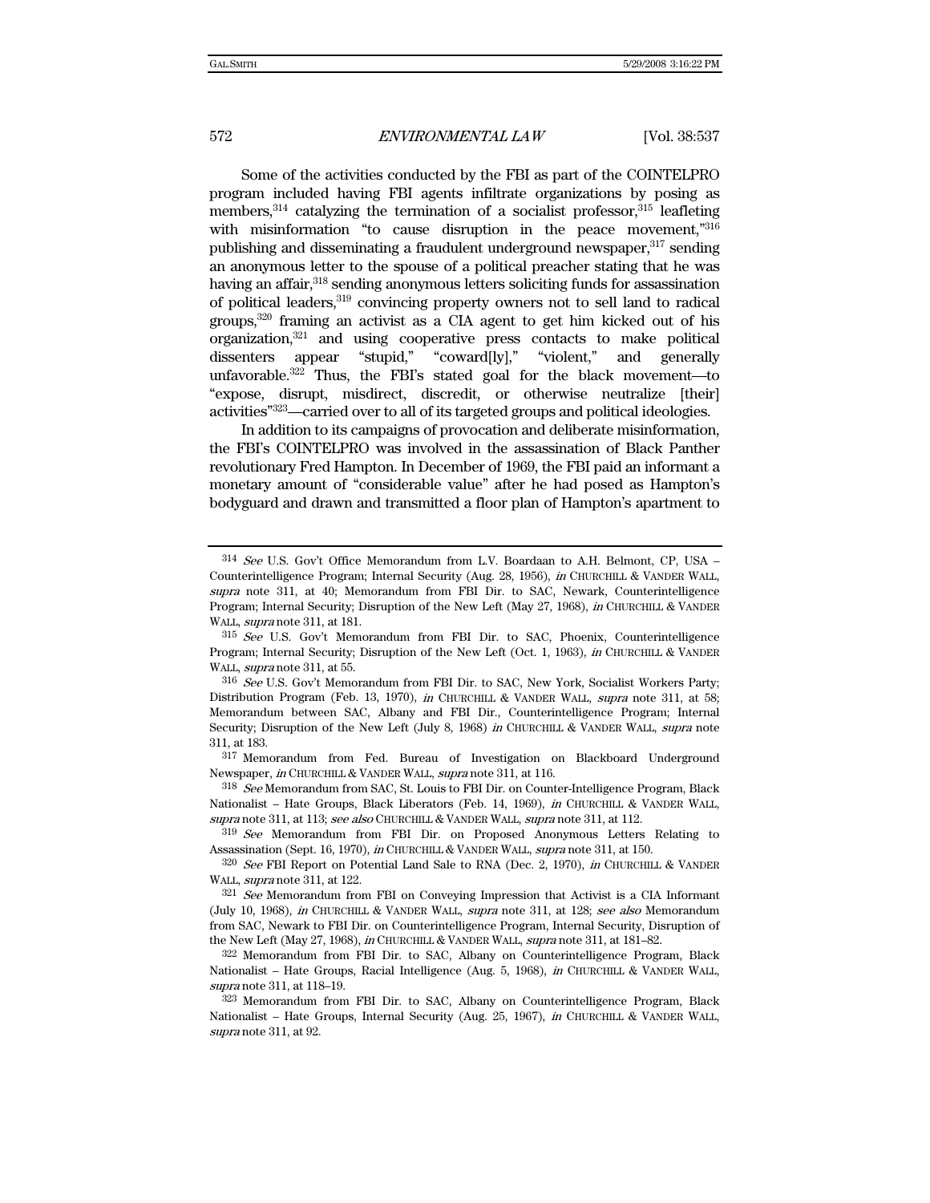Some of the activities conducted by the FBI as part of the COINTELPRO program included having FBI agents infiltrate organizations by posing as members,[314] catalyzing the termination of a socialist professor,[315] leafleting with misinformation "to cause disruption in the peace movement,"[316] publishing and disseminating a fraudulent underground newspaper,[317] sending an anonymous letter to the spouse of a political preacher stating that he was having an affair,[318] sending anonymous letters soliciting funds for assassination of political leaders,[319] convincing property owners not to sell land to radical groups,[320] framing an activist as a CIA agent to get him kicked out of his organization,[321] and using cooperative press contacts to make political dissenters appear "stupid," "coward[ly]," "violent," and generally unfavorable.[322] Thus, the FBI's stated goal for the black movement—to "expose, disrupt, misdirect, discredit, or otherwise neutralize [their] activities"[323]—carried over to all of its targeted groups and political ideologies.

In addition to its campaigns of provocation and deliberate misinformation, the FBI's COINTELPRO was involved in the assassination of Black Panther revolutionary Fred Hampton. In December of 1969, the FBI paid an informant a monetary amount of "considerable value" after he had posed as Hampton's bodyguard and drawn and transmitted a floor plan of Hampton's apartment to

---

[314] *See* U.S. Gov't Office Memorandum from L.V. Boardaan to A.H. Belmont, CP, USA – Counterintelligence Program; Internal Security (Aug. 28, 1956), *in* CHURCHILL & VANDER WALL, *supra* note 311, at 40; Memorandum from FBI Dir. to SAC, Newark, Counterintelligence Program; Internal Security; Disruption of the New Left (May 27, 1968), *in* CHURCHILL & VANDER WALL, *supra* note 311, at 181.

[315] *See* U.S. Gov't Memorandum from FBI Dir. to SAC, Phoenix, Counterintelligence Program; Internal Security; Disruption of the New Left (Oct. 1, 1963), *in* CHURCHILL & VANDER WALL, *supra* note 311, at 55.

[316] *See* U.S. Gov't Memorandum from FBI Dir. to SAC, New York, Socialist Workers Party; Distribution Program (Feb. 13, 1970), *in* CHURCHILL & VANDER WALL, *supra* note 311, at 58; Memorandum between SAC, Albany and FBI Dir., Counterintelligence Program; Internal Security; Disruption of the New Left (July 8, 1968) *in* CHURCHILL & VANDER WALL, *supra* note 311, at 183.

[317] Memorandum from Fed. Bureau of Investigation on Blackboard Underground Newspaper, *in* CHURCHILL & VANDER WALL, *supra* note 311, at 116.

[318] *See* Memorandum from SAC, St. Louis to FBI Dir. on Counter-Intelligence Program, Black Nationalist – Hate Groups, Black Liberators (Feb. 14, 1969), *in* CHURCHILL & VANDER WALL, *supra* note 311, at 113; *see also* CHURCHILL & VANDER WALL, *supra* note 311, at 112.

[319] *See* Memorandum from FBI Dir. on Proposed Anonymous Letters Relating to Assassination (Sept. 16, 1970), *in* CHURCHILL & VANDER WALL, *supra* note 311, at 150.

[320] *See* FBI Report on Potential Land Sale to RNA (Dec. 2, 1970), *in* CHURCHILL & VANDER WALL, *supra* note 311, at 122.

[321] *See* Memorandum from FBI on Conveying Impression that Activist is a CIA Informant (July 10, 1968), *in* CHURCHILL & VANDER WALL, *supra* note 311, at 128; *see also* Memorandum from SAC, Newark to FBI Dir. on Counterintelligence Program, Internal Security, Disruption of the New Left (May 27, 1968), *in* CHURCHILL & VANDER WALL, *supra* note 311, at 181–82.

[322] Memorandum from FBI Dir. to SAC, Albany on Counterintelligence Program, Black Nationalist – Hate Groups, Racial Intelligence (Aug. 5, 1968), *in* CHURCHILL & VANDER WALL, *supra* note 311, at 118–19.

[323] Memorandum from FBI Dir. to SAC, Albany on Counterintelligence Program, Black Nationalist – Hate Groups, Internal Security (Aug. 25, 1967), *in* CHURCHILL & VANDER WALL, *supra* note 311, at 92.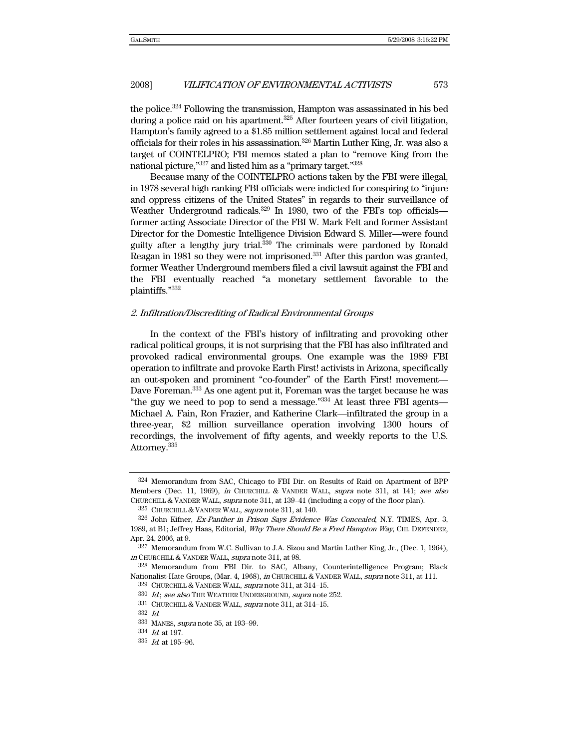the police.[324] Following the transmission, Hampton was assassinated in his bed during a police raid on his apartment.[325] After fourteen years of civil litigation, Hampton's family agreed to a $1.85 million settlement against local and federal officials for their roles in his assassination.[326] Martin Luther King, Jr. was also a target of COINTELPRO; FBI memos stated a plan to "remove King from the national picture,"[327] and listed him as a "primary target."[328]

Because many of the COINTELPRO actions taken by the FBI were illegal, in 1978 several high ranking FBI officials were indicted for conspiring to "injure and oppress citizens of the United States" in regards to their surveillance of Weather Underground radicals.[329] In 1980, two of the FBI's top officials—former acting Associate Director of the FBI W. Mark Felt and former Assistant Director for the Domestic Intelligence Division Edward S. Miller—were found guilty after a lengthy jury trial.[330] The criminals were pardoned by Ronald Reagan in 1981 so they were not imprisoned.[331] After this pardon was granted, former Weather Underground members filed a civil lawsuit against the FBI and the FBI eventually reached "a monetary settlement favorable to the plaintiffs."[332]

### *2. Infiltration/Discrediting of Radical Environmental Groups*

In the context of the FBI's history of infiltrating and provoking other radical political groups, it is not surprising that the FBI has also infiltrated and provoked radical environmental groups. One example was the 1989 FBI operation to infiltrate and provoke Earth First! activists in Arizona, specifically an out-spoken and prominent "co-founder" of the Earth First! movement—Dave Foreman.[333] As one agent put it, Foreman was the target because he was "the guy we need to pop to send a message."[334] At least three FBI agents—Michael A. Fain, Ron Frazier, and Katherine Clark—infiltrated the group in a three-year, $2 million surveillance operation involving 1300 hours of recordings, the involvement of fifty agents, and weekly reports to the U.S. Attorney.[335]

---

[324] Memorandum from SAC, Chicago to FBI Dir. on Results of Raid on Apartment of BPP Members (Dec. 11, 1969), *in* CHURCHILL & VANDER WALL, *supra* note 311, at 141; *see also* CHURCHILL & VANDER WALL, *supra* note 311, at 139–41 (including a copy of the floor plan).

[325] CHURCHILL & VANDER WALL, *supra* note 311, at 140.

[326] John Kifner, *Ex-Panther in Prison Says Evidence Was Concealed*, N.Y. TIMES, Apr. 3, 1989, at B1; Jeffrey Haas, Editorial, *Why There Should Be a Fred Hampton Way*, CHI. DEFENDER, Apr. 24, 2006, at 9.

[327] Memorandum from W.C. Sullivan to J.A. Sizou and Martin Luther King, Jr., (Dec. 1, 1964), *in* CHURCHILL & VANDER WALL, *supra* note 311, at 98.

[328] Memorandum from FBI Dir. to SAC, Albany, Counterintelligence Program; Black Nationalist-Hate Groups, (Mar. 4, 1968), *in* CHURCHILL & VANDER WALL, *supra* note 311, at 111.

[329] CHURCHILL & VANDER WALL, *supra* note 311, at 314–15.

[330] *Id.*; *see also* THE WEATHER UNDERGROUND, *supra* note 252.

[331] CHURCHILL & VANDER WALL, *supra* note 311, at 314–15.

[332] *Id.*

[333] MANES, *supra* note 35, at 193–99.

[334] *Id.* at 197.

[335] *Id.* at 195–96.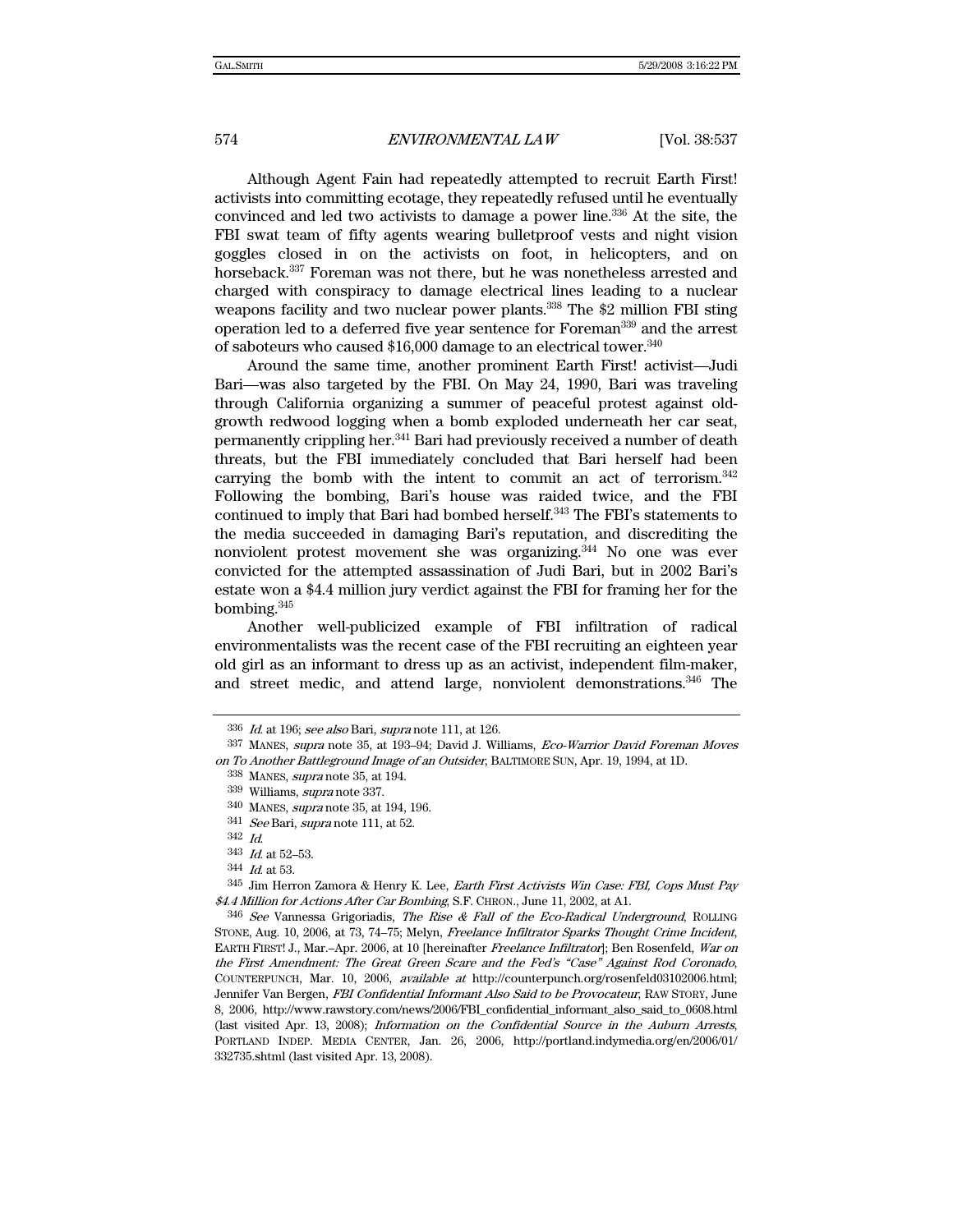Although Agent Fain had repeatedly attempted to recruit Earth First! activists into committing ecotage, they repeatedly refused until he eventually convinced and led two activists to damage a power line.[336] At the site, the FBI swat team of fifty agents wearing bulletproof vests and night vision goggles closed in on the activists on foot, in helicopters, and on horseback.[337] Foreman was not there, but he was nonetheless arrested and charged with conspiracy to damage electrical lines leading to a nuclear weapons facility and two nuclear power plants.[338] The $2 million FBI sting operation led to a deferred five year sentence for Foreman[339] and the arrest of saboteurs who caused $16,000 damage to an electrical tower.[340]

Around the same time, another prominent Earth First! activist—Judi Bari—was also targeted by the FBI. On May 24, 1990, Bari was traveling through California organizing a summer of peaceful protest against old-growth redwood logging when a bomb exploded underneath her car seat, permanently crippling her.[341] Bari had previously received a number of death threats, but the FBI immediately concluded that Bari herself had been carrying the bomb with the intent to commit an act of terrorism.[342] Following the bombing, Bari's house was raided twice, and the FBI continued to imply that Bari had bombed herself.[343] The FBI's statements to the media succeeded in damaging Bari's reputation, and discrediting the nonviolent protest movement she was organizing.[344] No one was ever convicted for the attempted assassination of Judi Bari, but in 2002 Bari's estate won a $4.4 million jury verdict against the FBI for framing her for the bombing.[345]

Another well-publicized example of FBI infiltration of radical environmentalists was the recent case of the FBI recruiting an eighteen year old girl as an informant to dress up as an activist, independent film-maker, and street medic, and attend large, nonviolent demonstrations.[346] The

---

[336] *Id.* at 196; *see also* Bari, *supra* note 111, at 126.

[337] MANES, *supra* note 35, at 193–94; David J. Williams, *Eco-Warrior David Foreman Moves on To Another Battleground Image of an Outsider*, BALTIMORE SUN, Apr. 19, 1994, at 1D.

[338] MANES, *supra* note 35, at 194.

[339] Williams, *supra* note 337.

[340] MANES, *supra* note 35, at 194, 196.

[341] *See* Bari, *supra* note 111, at 52.

[342] *Id.*

[343] *Id.* at 52–53.

[344] *Id.* at 53.

[345] Jim Herron Zamora & Henry K. Lee, *Earth First Activists Win Case: FBI, Cops Must Pay $4.4 Million for Actions After Car Bombing*, S.F. CHRON., June 11, 2002, at A1.

[346] *See* Vannessa Grigoriadis, *The Rise & Fall of the Eco-Radical Underground*, ROLLING STONE, Aug. 10, 2006, at 73, 74–75; Melyn, *Freelance Infiltrator Sparks Thought Crime Incident*, EARTH FIRST! J., Mar.–Apr. 2006, at 10 [hereinafter *Freelance Infiltrator*]; Ben Rosenfeld, *War on the First Amendment: The Great Green Scare and the Fed's "Case" Against Rod Coronado*, COUNTERPUNCH, Mar. 10, 2006, *available at* http://counterpunch.org/rosenfeld03102006.html; Jennifer Van Bergen, *FBI Confidential Informant Also Said to be Provocateur*, RAW STORY, June 8, 2006, http://www.rawstory.com/news/2006/FBI_confidential_informant_also_said_to_0608.html (last visited Apr. 13, 2008); *Information on the Confidential Source in the Auburn Arrests*, PORTLAND INDEP. MEDIA CENTER, Jan. 26, 2006, http://portland.indymedia.org/en/2006/01/332735.shtml (last visited Apr. 13, 2008).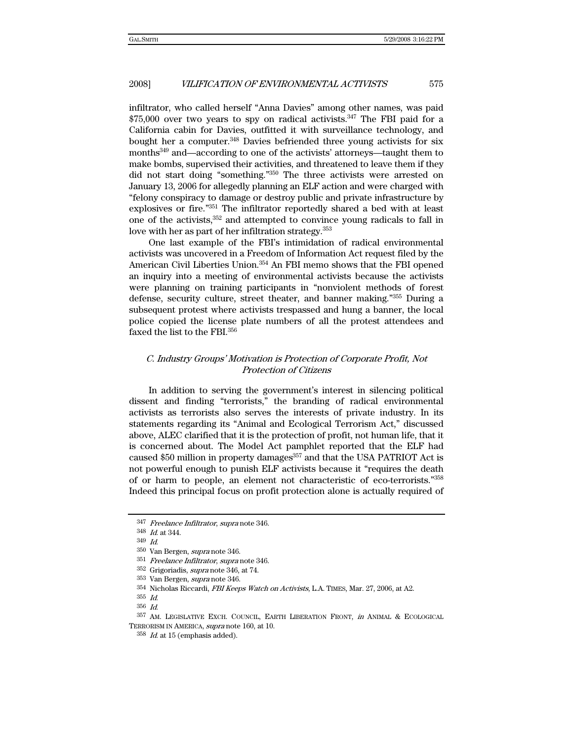infiltrator, who called herself "Anna Davies" among other names, was paid $75,000 over two years to spy on radical activists.[347] The FBI paid for a California cabin for Davies, outfitted it with surveillance technology, and bought her a computer.[348] Davies befriended three young activists for six months[349] and—according to one of the activists' attorneys—taught them to make bombs, supervised their activities, and threatened to leave them if they did not start doing "something."[350] The three activists were arrested on January 13, 2006 for allegedly planning an ELF action and were charged with "felony conspiracy to damage or destroy public and private infrastructure by explosives or fire."[351] The infiltrator reportedly shared a bed with at least one of the activists,[352] and attempted to convince young radicals to fall in love with her as part of her infiltration strategy.[353]

One last example of the FBI's intimidation of radical environmental activists was uncovered in a Freedom of Information Act request filed by the American Civil Liberties Union.[354] An FBI memo shows that the FBI opened an inquiry into a meeting of environmental activists because the activists were planning on training participants in "nonviolent methods of forest defense, security culture, street theater, and banner making."[355] During a subsequent protest where activists trespassed and hung a banner, the local police copied the license plate numbers of all the protest attendees and faxed the list to the FBI.[356]

### *C. Industry Groups' Motivation is Protection of Corporate Profit, Not Protection of Citizens*

In addition to serving the government's interest in silencing political dissent and finding "terrorists," the branding of radical environmental activists as terrorists also serves the interests of private industry. In its statements regarding its "Animal and Ecological Terrorism Act," discussed above, ALEC clarified that it is the protection of profit, not human life, that it is concerned about. The Model Act pamphlet reported that the ELF had caused $50 million in property damages[357] and that the USA PATRIOT Act is not powerful enough to punish ELF activists because it "requires the death of or harm to people, an element not characteristic of eco-terrorists."[358] Indeed this principal focus on profit protection alone is actually required of

---

[347] *Freelance Infiltrator*, *supra* note 346.

[348] *Id.* at 344.

[349] *Id.*

[350] Van Bergen, *supra* note 346.

[351] *Freelance Infiltrator*, *supra* note 346.

[352] Grigoriadis, *supra* note 346, at 74.

[353] Van Bergen, *supra* note 346.

[354] Nicholas Riccardi, *FBI Keeps Watch on Activists*, L.A. TIMES, Mar. 27, 2006, at A2.

[355] *Id.*

[356] *Id.*

[357] AM. LEGISLATIVE EXCH. COUNCIL, EARTH LIBERATION FRONT, *in* ANIMAL & ECOLOGICAL TERRORISM IN AMERICA, *supra* note 160, at 10.

[358] *Id.* at 15 (emphasis added).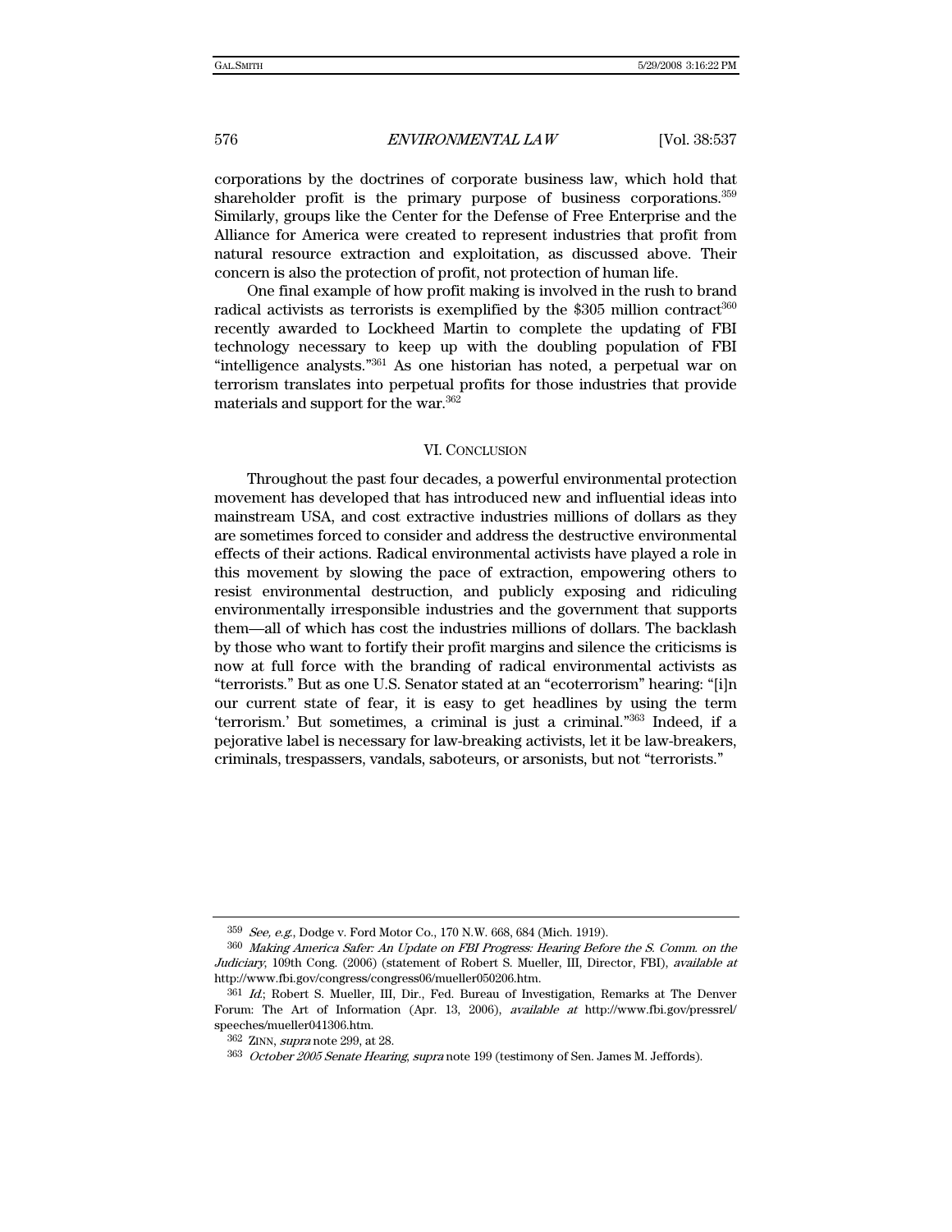corporations by the doctrines of corporate business law, which hold that shareholder profit is the primary purpose of business corporations.[359] Similarly, groups like the Center for the Defense of Free Enterprise and the Alliance for America were created to represent industries that profit from natural resource extraction and exploitation, as discussed above. Their concern is also the protection of profit, not protection of human life.

One final example of how profit making is involved in the rush to brand radical activists as terrorists is exemplified by the $305 million contract[360] recently awarded to Lockheed Martin to complete the updating of FBI technology necessary to keep up with the doubling population of FBI "intelligence analysts."[361] As one historian has noted, a perpetual war on terrorism translates into perpetual profits for those industries that provide materials and support for the war.[362]

## VI. CONCLUSION

Throughout the past four decades, a powerful environmental protection movement has developed that has introduced new and influential ideas into mainstream USA, and cost extractive industries millions of dollars as they are sometimes forced to consider and address the destructive environmental effects of their actions. Radical environmental activists have played a role in this movement by slowing the pace of extraction, empowering others to resist environmental destruction, and publicly exposing and ridiculing environmentally irresponsible industries and the government that supports them—all of which has cost the industries millions of dollars. The backlash by those who want to fortify their profit margins and silence the criticisms is now at full force with the branding of radical environmental activists as "terrorists." But as one U.S. Senator stated at an "ecoterrorism" hearing: "[i]n our current state of fear, it is easy to get headlines by using the term 'terrorism.' But sometimes, a criminal is just a criminal."[363] Indeed, if a pejorative label is necessary for law-breaking activists, let it be law-breakers, criminals, trespassers, vandals, saboteurs, or arsonists, but not "terrorists."

---

[359] *See, e.g.*, Dodge v. Ford Motor Co., 170 N.W. 668, 684 (Mich. 1919).

[360] *Making America Safer: An Update on FBI Progress: Hearing Before the S. Comm. on the Judiciary*, 109th Cong. (2006) (statement of Robert S. Mueller, III, Director, FBI), *available at* http://www.fbi.gov/congress/congress06/mueller050206.htm.

[361] *Id.*; Robert S. Mueller, III, Dir., Fed. Bureau of Investigation, Remarks at The Denver Forum: The Art of Information (Apr. 13, 2006), *available at* http://www.fbi.gov/pressrel/speeches/mueller041306.htm.

[362] ZINN, *supra* note 299, at 28.

[363] *October 2005 Senate Hearing*, *supra* note 199 (testimony of Sen. James M. Jeffords).